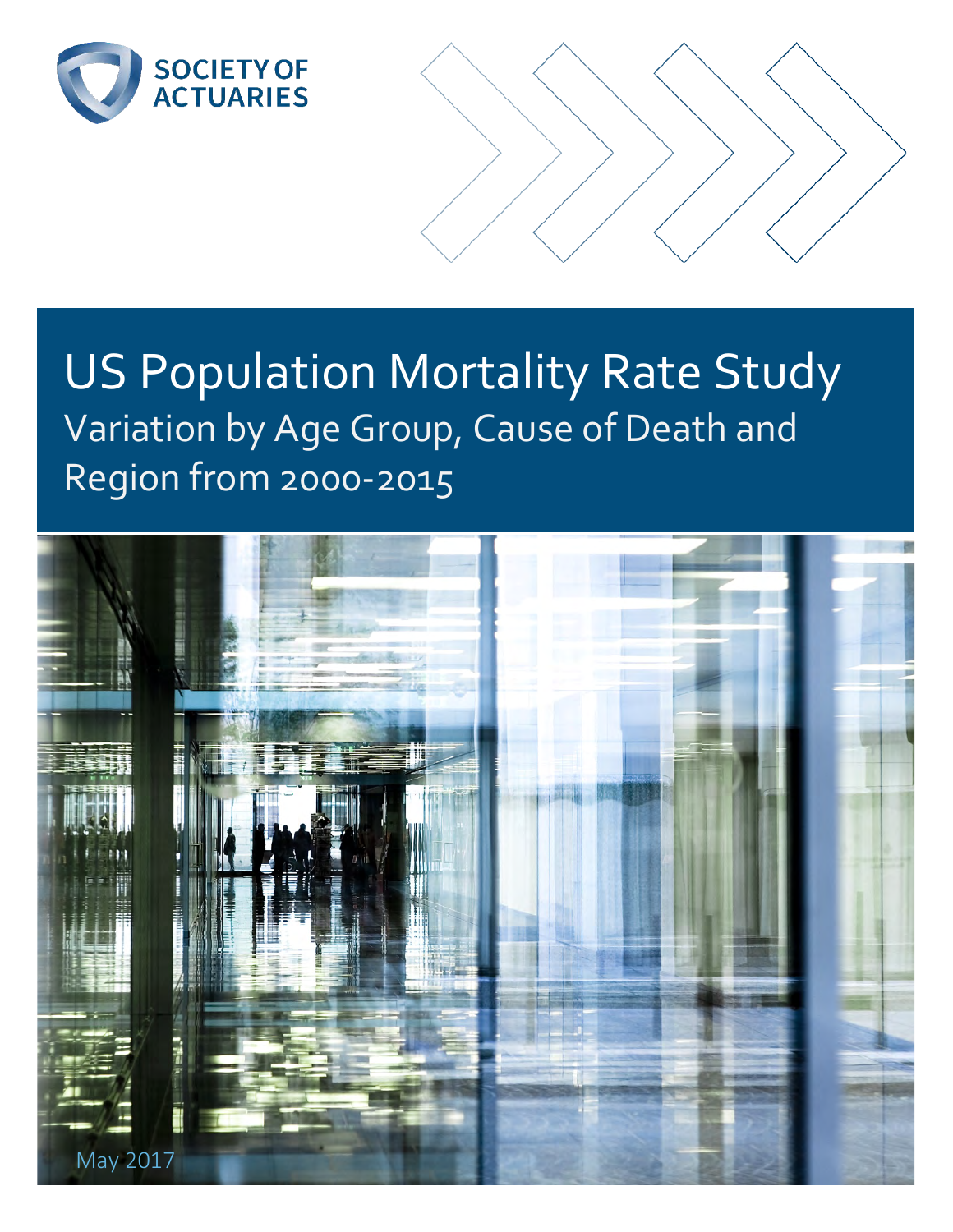SOCIETY OF ACTUARIES

# US Population Mortality Rate Study

## Variation by Age Group, Cause of Death and Region from 2000-2015

May 2017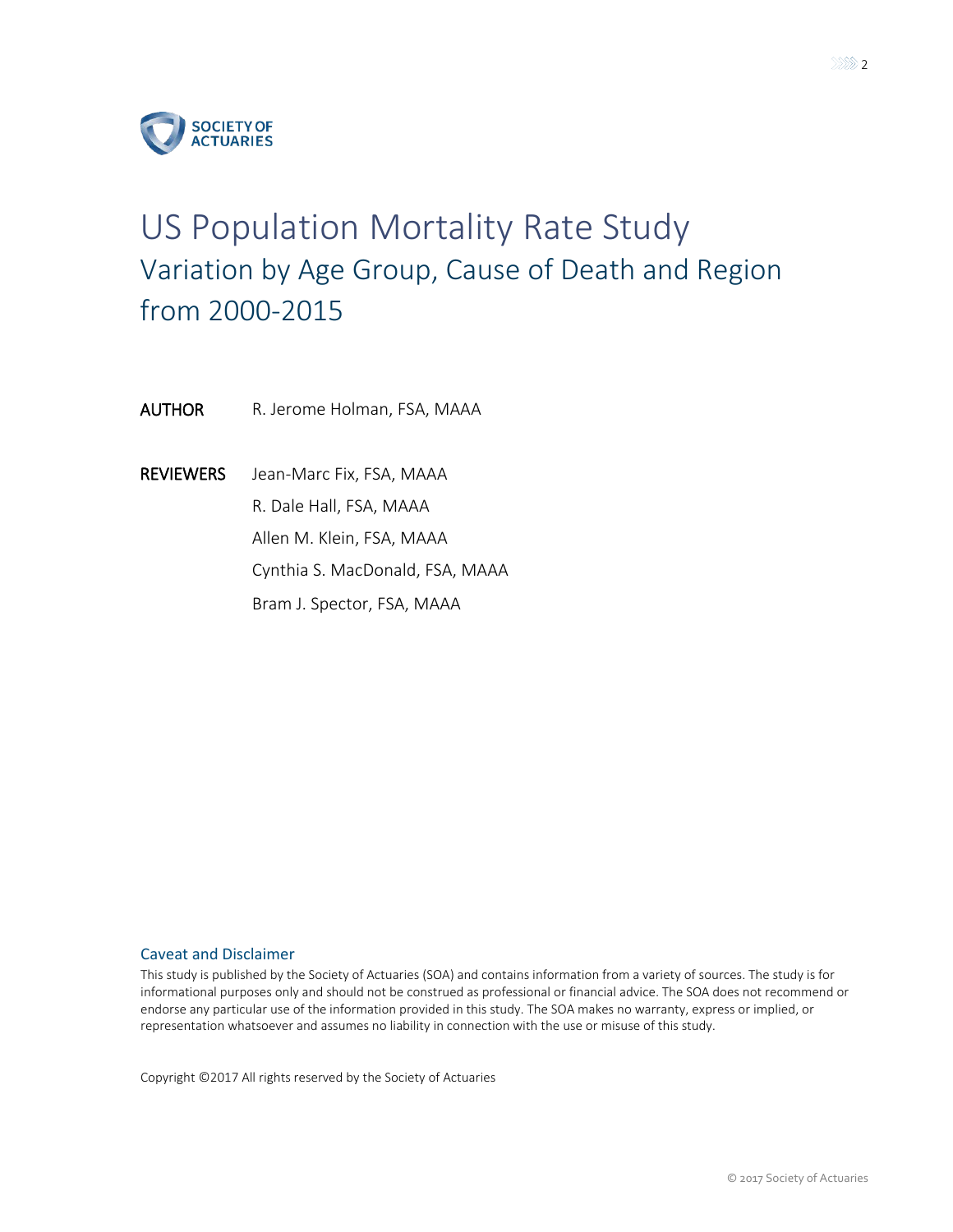SOCIETY OF ACTUARIES

# US Population Mortality Rate Study

## Variation by Age Group, Cause of Death and Region from 2000-2015

**AUTHOR** R. Jerome Holman, FSA, MAAA

**REVIEWERS** Jean-Marc Fix, FSA, MAAA

R. Dale Hall, FSA, MAAA

Allen M. Klein, FSA, MAAA

Cynthia S. MacDonald, FSA, MAAA

Bram J. Spector, FSA, MAAA

### Caveat and Disclaimer

This study is published by the Society of Actuaries (SOA) and contains information from a variety of sources. The study is for informational purposes only and should not be construed as professional or financial advice. The SOA does not recommend or endorse any particular use of the information provided in this study. The SOA makes no warranty, express or implied, or representation whatsoever and assumes no liability in connection with the use or misuse of this study.

Copyright ©2017 All rights reserved by the Society of Actuaries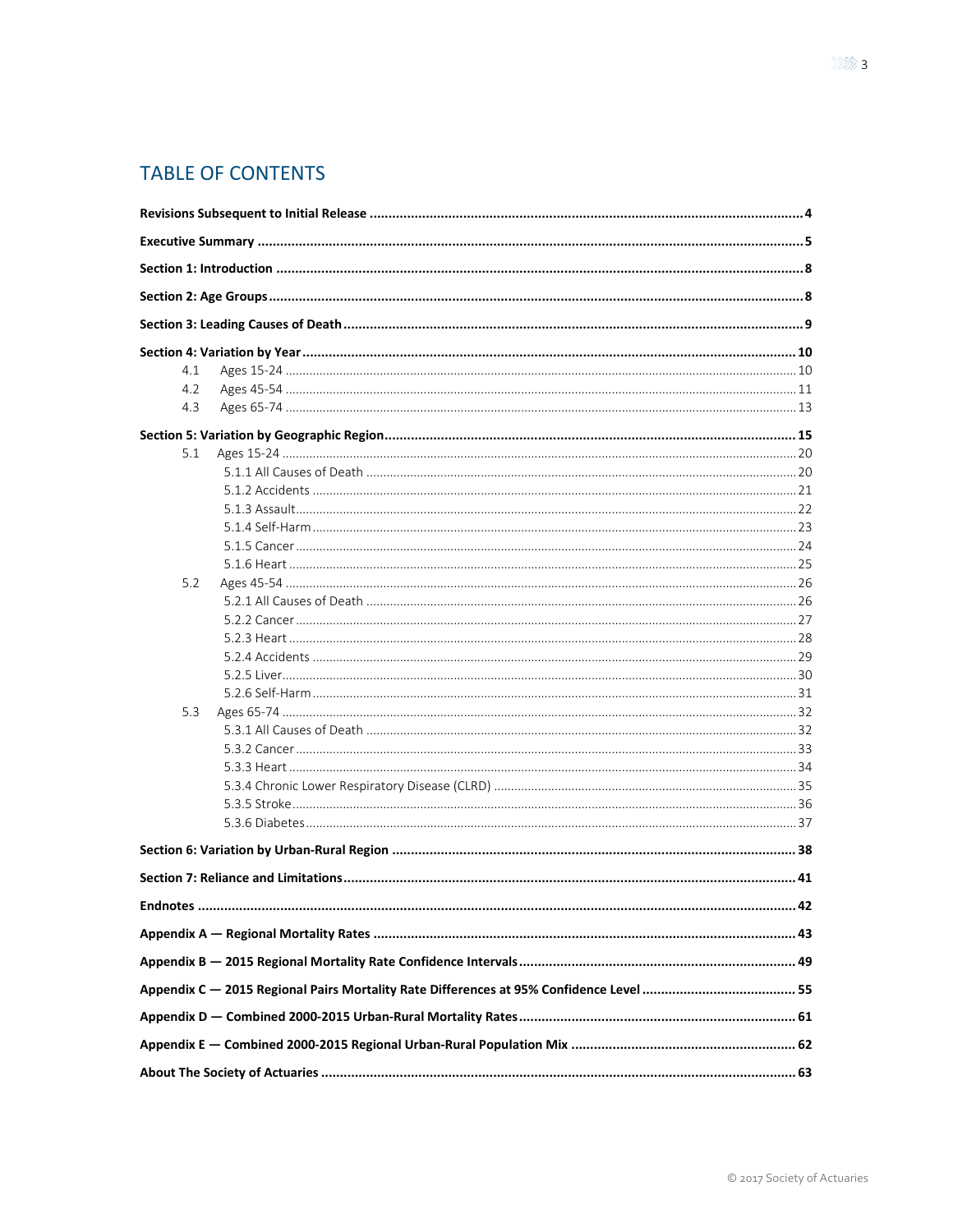## TABLE OF CONTENTS

**Revisions Subsequent to Initial Release** .......... 4

**Executive Summary** .......... 5

**Section 1: Introduction** .......... 8

**Section 2: Age Groups** .......... 8

**Section 3: Leading Causes of Death** .......... 9

**Section 4: Variation by Year** .......... 10
- 4.1 Ages 15-24 .......... 10
- 4.2 Ages 45-54 .......... 11
- 4.3 Ages 65-74 .......... 13

**Section 5: Variation by Geographic Region** .......... 15
- 5.1 Ages 15-24 .......... 20
  - 5.1.1 All Causes of Death .......... 20
  - 5.1.2 Accidents .......... 21
  - 5.1.3 Assault .......... 22
  - 5.1.4 Self-Harm .......... 23
  - 5.1.5 Cancer .......... 24
  - 5.1.6 Heart .......... 25
- 5.2 Ages 45-54 .......... 26
  - 5.2.1 All Causes of Death .......... 26
  - 5.2.2 Cancer .......... 27
  - 5.2.3 Heart .......... 28
  - 5.2.4 Accidents .......... 29
  - 5.2.5 Liver .......... 30
  - 5.2.6 Self-Harm .......... 31
- 5.3 Ages 65-74 .......... 32
  - 5.3.1 All Causes of Death .......... 32
  - 5.3.2 Cancer .......... 33
  - 5.3.3 Heart .......... 34
  - 5.3.4 Chronic Lower Respiratory Disease (CLRD) .......... 35
  - 5.3.5 Stroke .......... 36
  - 5.3.6 Diabetes .......... 37

**Section 6: Variation by Urban-Rural Region** .......... 38

**Section 7: Reliance and Limitations** .......... 41

**Endnotes** .......... 42

**Appendix A — Regional Mortality Rates** .......... 43

**Appendix B — 2015 Regional Mortality Rate Confidence Intervals** .......... 49

**Appendix C — 2015 Regional Pairs Mortality Rate Differences at 95% Confidence Level** .......... 55

**Appendix D — Combined 2000-2015 Urban-Rural Mortality Rates** .......... 61

**Appendix E — Combined 2000-2015 Regional Urban-Rural Population Mix** .......... 62

**About The Society of Actuaries** .......... 63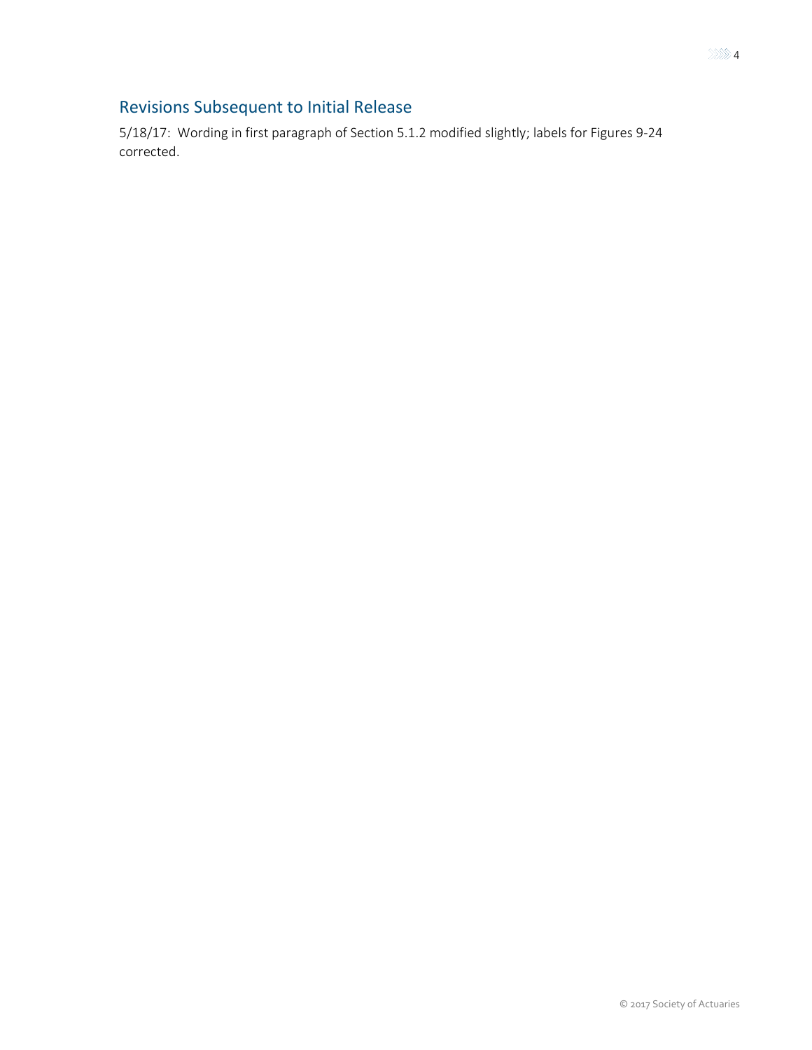## Revisions Subsequent to Initial Release

5/18/17: Wording in first paragraph of Section 5.1.2 modified slightly; labels for Figures 9-24 corrected.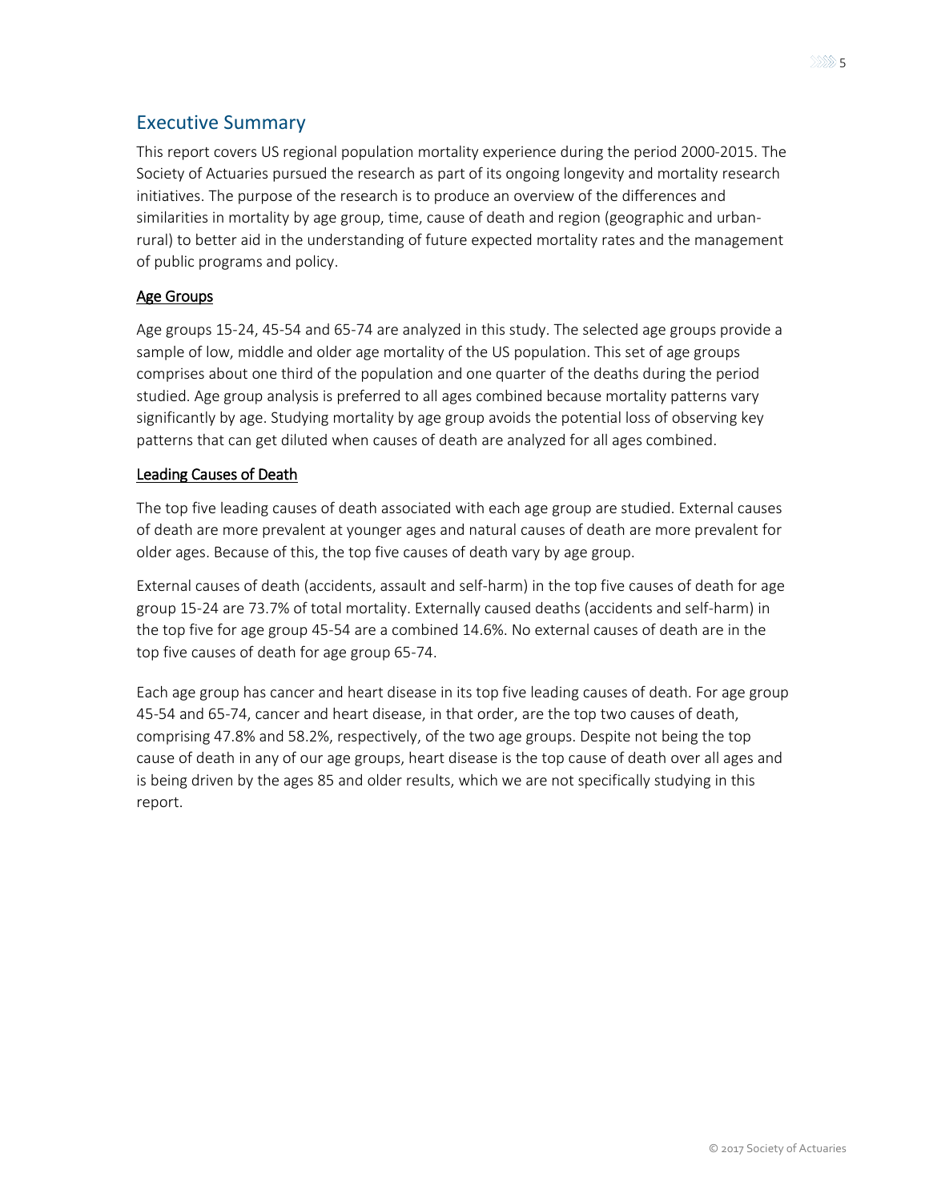## Executive Summary

This report covers US regional population mortality experience during the period 2000-2015. The Society of Actuaries pursued the research as part of its ongoing longevity and mortality research initiatives. The purpose of the research is to produce an overview of the differences and similarities in mortality by age group, time, cause of death and region (geographic and urban-rural) to better aid in the understanding of future expected mortality rates and the management of public programs and policy.

### Age Groups

Age groups 15-24, 45-54 and 65-74 are analyzed in this study. The selected age groups provide a sample of low, middle and older age mortality of the US population. This set of age groups comprises about one third of the population and one quarter of the deaths during the period studied. Age group analysis is preferred to all ages combined because mortality patterns vary significantly by age. Studying mortality by age group avoids the potential loss of observing key patterns that can get diluted when causes of death are analyzed for all ages combined.

### Leading Causes of Death

The top five leading causes of death associated with each age group are studied. External causes of death are more prevalent at younger ages and natural causes of death are more prevalent for older ages. Because of this, the top five causes of death vary by age group.

External causes of death (accidents, assault and self-harm) in the top five causes of death for age group 15-24 are 73.7% of total mortality. Externally caused deaths (accidents and self-harm) in the top five for age group 45-54 are a combined 14.6%. No external causes of death are in the top five causes of death for age group 65-74.

Each age group has cancer and heart disease in its top five leading causes of death. For age group 45-54 and 65-74, cancer and heart disease, in that order, are the top two causes of death, comprising 47.8% and 58.2%, respectively, of the two age groups. Despite not being the top cause of death in any of our age groups, heart disease is the top cause of death over all ages and is being driven by the ages 85 and older results, which we are not specifically studying in this report.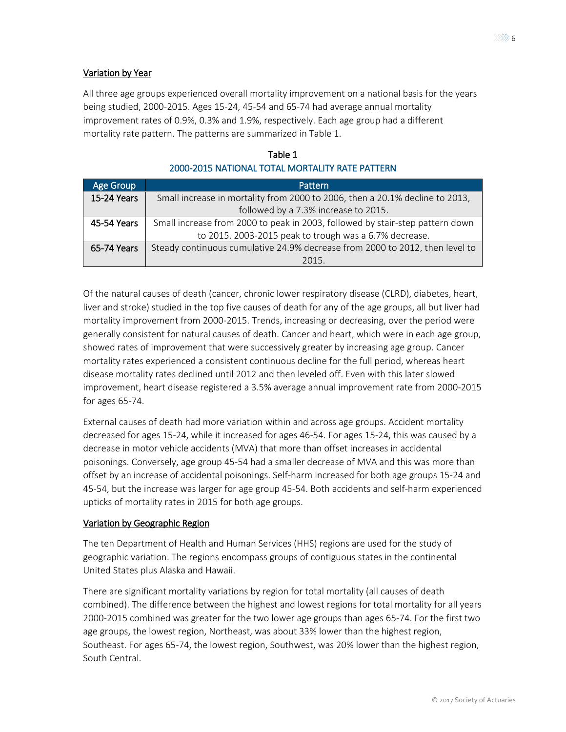### Variation by Year

All three age groups experienced overall mortality improvement on a national basis for the years being studied, 2000-2015. Ages 15-24, 45-54 and 65-74 had average annual mortality improvement rates of 0.9%, 0.3% and 1.9%, respectively. Each age group had a different mortality rate pattern. The patterns are summarized in Table 1.

Table 1
2000-2015 NATIONAL TOTAL MORTALITY RATE PATTERN

| Age Group | Pattern |
|---|---|
| 15-24 Years | Small increase in mortality from 2000 to 2006, then a 20.1% decline to 2013, followed by a 7.3% increase to 2015. |
| 45-54 Years | Small increase from 2000 to peak in 2003, followed by stair-step pattern down to 2015. 2003-2015 peak to trough was a 6.7% decrease. |
| 65-74 Years | Steady continuous cumulative 24.9% decrease from 2000 to 2012, then level to 2015. |

Of the natural causes of death (cancer, chronic lower respiratory disease (CLRD), diabetes, heart, liver and stroke) studied in the top five causes of death for any of the age groups, all but liver had mortality improvement from 2000-2015. Trends, increasing or decreasing, over the period were generally consistent for natural causes of death. Cancer and heart, which were in each age group, showed rates of improvement that were successively greater by increasing age group. Cancer mortality rates experienced a consistent continuous decline for the full period, whereas heart disease mortality rates declined until 2012 and then leveled off. Even with this later slowed improvement, heart disease registered a 3.5% average annual improvement rate from 2000-2015 for ages 65-74.

External causes of death had more variation within and across age groups. Accident mortality decreased for ages 15-24, while it increased for ages 46-54. For ages 15-24, this was caused by a decrease in motor vehicle accidents (MVA) that more than offset increases in accidental poisonings. Conversely, age group 45-54 had a smaller decrease of MVA and this was more than offset by an increase of accidental poisonings. Self-harm increased for both age groups 15-24 and 45-54, but the increase was larger for age group 45-54. Both accidents and self-harm experienced upticks of mortality rates in 2015 for both age groups.

### Variation by Geographic Region

The ten Department of Health and Human Services (HHS) regions are used for the study of geographic variation. The regions encompass groups of contiguous states in the continental United States plus Alaska and Hawaii.

There are significant mortality variations by region for total mortality (all causes of death combined). The difference between the highest and lowest regions for total mortality for all years 2000-2015 combined was greater for the two lower age groups than ages 65-74. For the first two age groups, the lowest region, Northeast, was about 33% lower than the highest region, Southeast. For ages 65-74, the lowest region, Southwest, was 20% lower than the highest region, South Central.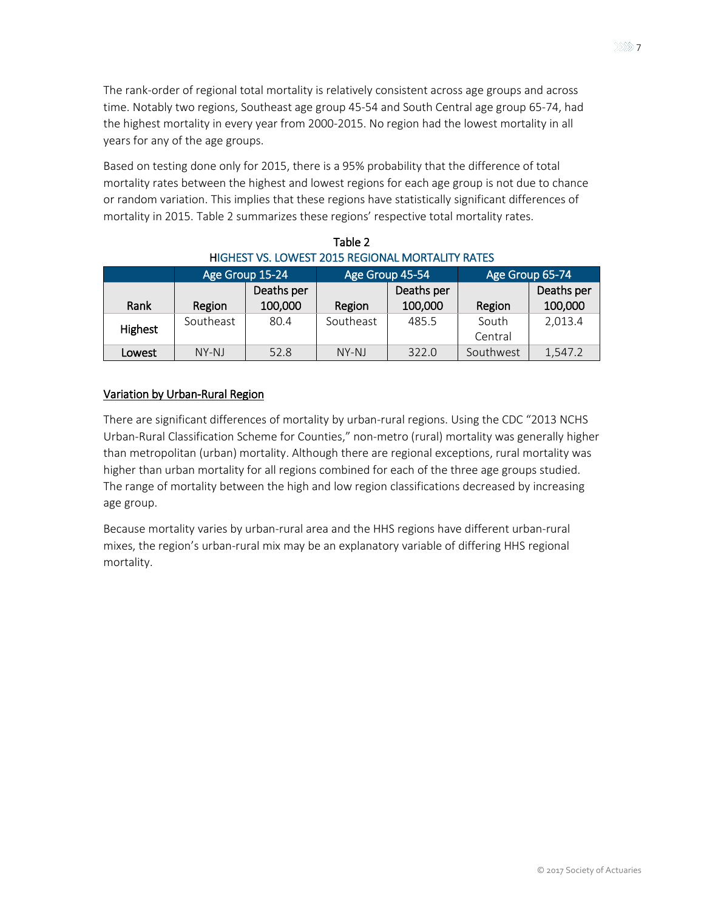The rank-order of regional total mortality is relatively consistent across age groups and across time. Notably two regions, Southeast age group 45-54 and South Central age group 65-74, had the highest mortality in every year from 2000-2015. No region had the lowest mortality in all years for any of the age groups.

Based on testing done only for 2015, there is a 95% probability that the difference of total mortality rates between the highest and lowest regions for each age group is not due to chance or random variation. This implies that these regions have statistically significant differences of mortality in 2015. Table 2 summarizes these regions' respective total mortality rates.

Table 2
HIGHEST VS. LOWEST 2015 REGIONAL MORTALITY RATES

| | Age Group 15-24 | | Age Group 45-54 | | Age Group 65-74 | |
|---|---|---|---|---|---|---|
| Rank | Region | Deaths per 100,000 | Region | Deaths per 100,000 | Region | Deaths per 100,000 |
| Highest | Southeast | 80.4 | Southeast | 485.5 | South Central | 2,013.4 |
| Lowest | NY-NJ | 52.8 | NY-NJ | 322.0 | Southwest | 1,547.2 |

## Variation by Urban-Rural Region

There are significant differences of mortality by urban-rural regions. Using the CDC "2013 NCHS Urban-Rural Classification Scheme for Counties," non-metro (rural) mortality was generally higher than metropolitan (urban) mortality. Although there are regional exceptions, rural mortality was higher than urban mortality for all regions combined for each of the three age groups studied. The range of mortality between the high and low region classifications decreased by increasing age group.

Because mortality varies by urban-rural area and the HHS regions have different urban-rural mixes, the region's urban-rural mix may be an explanatory variable of differing HHS regional mortality.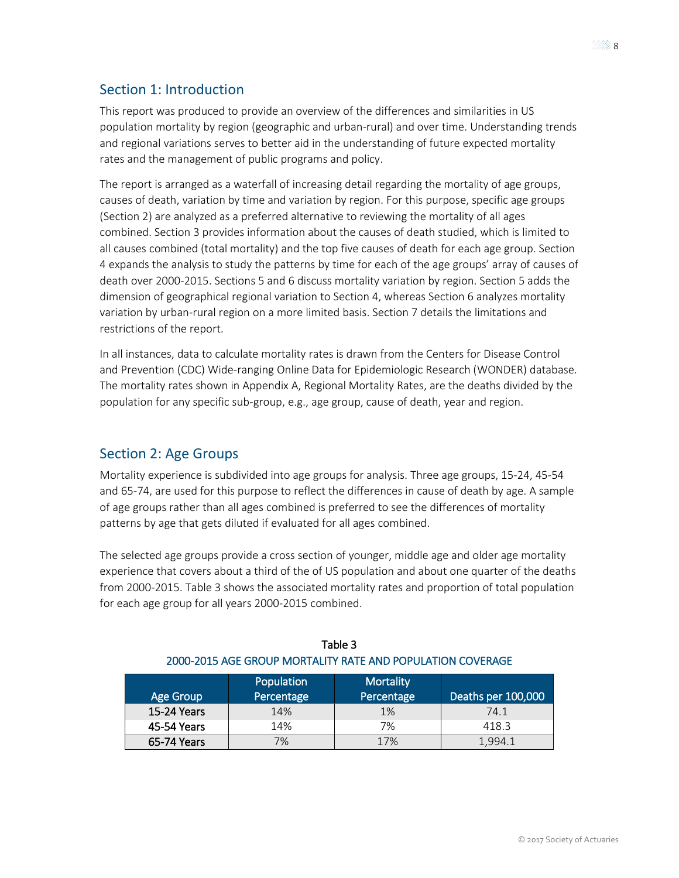## Section 1: Introduction

This report was produced to provide an overview of the differences and similarities in US population mortality by region (geographic and urban-rural) and over time. Understanding trends and regional variations serves to better aid in the understanding of future expected mortality rates and the management of public programs and policy.

The report is arranged as a waterfall of increasing detail regarding the mortality of age groups, causes of death, variation by time and variation by region. For this purpose, specific age groups (Section 2) are analyzed as a preferred alternative to reviewing the mortality of all ages combined. Section 3 provides information about the causes of death studied, which is limited to all causes combined (total mortality) and the top five causes of death for each age group. Section 4 expands the analysis to study the patterns by time for each of the age groups' array of causes of death over 2000-2015. Sections 5 and 6 discuss mortality variation by region. Section 5 adds the dimension of geographical regional variation to Section 4, whereas Section 6 analyzes mortality variation by urban-rural region on a more limited basis. Section 7 details the limitations and restrictions of the report.

In all instances, data to calculate mortality rates is drawn from the Centers for Disease Control and Prevention (CDC) Wide-ranging Online Data for Epidemiologic Research (WONDER) database. The mortality rates shown in Appendix A, Regional Mortality Rates, are the deaths divided by the population for any specific sub-group, e.g., age group, cause of death, year and region.

## Section 2: Age Groups

Mortality experience is subdivided into age groups for analysis. Three age groups, 15-24, 45-54 and 65-74, are used for this purpose to reflect the differences in cause of death by age. A sample of age groups rather than all ages combined is preferred to see the differences of mortality patterns by age that gets diluted if evaluated for all ages combined.

The selected age groups provide a cross section of younger, middle age and older age mortality experience that covers about a third of the of US population and about one quarter of the deaths from 2000-2015. Table 3 shows the associated mortality rates and proportion of total population for each age group for all years 2000-2015 combined.

**Table 3**
**2000-2015 AGE GROUP MORTALITY RATE AND POPULATION COVERAGE**

| Age Group | Population Percentage | Mortality Percentage | Deaths per 100,000 |
|---|---|---|---|
| **15-24 Years** | 14% | 1% | 74.1 |
| **45-54 Years** | 14% | 7% | 418.3 |
| **65-74 Years** | 7% | 17% | 1,994.1 |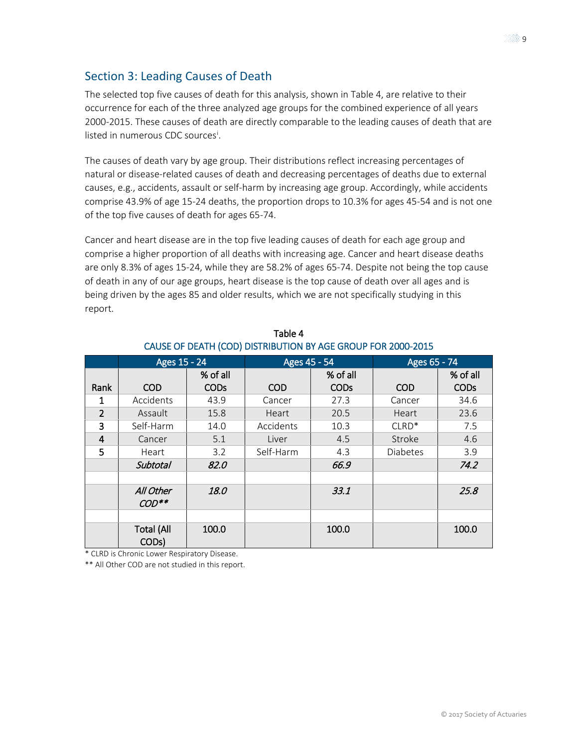## Section 3: Leading Causes of Death

The selected top five causes of death for this analysis, shown in Table 4, are relative to their occurrence for each of the three analyzed age groups for the combined experience of all years 2000-2015. These causes of death are directly comparable to the leading causes of death that are listed in numerous CDC sources[i].

The causes of death vary by age group. Their distributions reflect increasing percentages of natural or disease-related causes of death and decreasing percentages of deaths due to external causes, e.g., accidents, assault or self-harm by increasing age group. Accordingly, while accidents comprise 43.9% of age 15-24 deaths, the proportion drops to 10.3% for ages 45-54 and is not one of the top five causes of death for ages 65-74.

Cancer and heart disease are in the top five leading causes of death for each age group and comprise a higher proportion of all deaths with increasing age. Cancer and heart disease deaths are only 8.3% of ages 15-24, while they are 58.2% of ages 65-74. Despite not being the top cause of death in any of our age groups, heart disease is the top cause of death over all ages and is being driven by the ages 85 and older results, which we are not specifically studying in this report.

Table 4
CAUSE OF DEATH (COD) DISTRIBUTION BY AGE GROUP FOR 2000-2015

| | Ages 15 - 24 | | Ages 45 - 54 | | Ages 65 - 74 | |
|---|---|---|---|---|---|---|
| Rank | COD | % of all CODs | COD | % of all CODs | COD | % of all CODs |
| 1 | Accidents | 43.9 | Cancer | 27.3 | Cancer | 34.6 |
| 2 | Assault | 15.8 | Heart | 20.5 | Heart | 23.6 |
| 3 | Self-Harm | 14.0 | Accidents | 10.3 | CLRD* | 7.5 |
| 4 | Cancer | 5.1 | Liver | 4.5 | Stroke | 4.6 |
| 5 | Heart | 3.2 | Self-Harm | 4.3 | Diabetes | 3.9 |
| | *Subtotal* | *82.0* | | *66.9* | | *74.2* |
| | | | | | | |
| | *All Other COD*** | *18.0* | | *33.1* | | *25.8* |
| | | | | | | |
| | Total (All CODs) | 100.0 | | 100.0 | | 100.0 |

* CLRD is Chronic Lower Respiratory Disease.

** All Other COD are not studied in this report.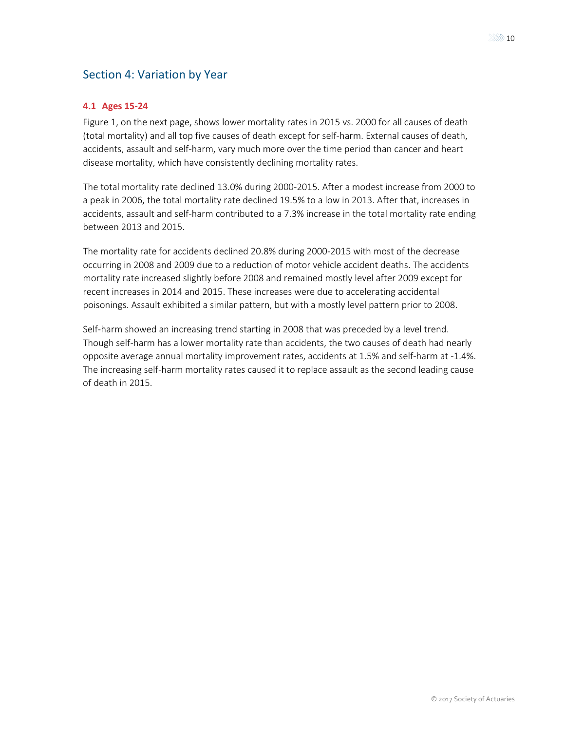## Section 4: Variation by Year

### 4.1 Ages 15-24

Figure 1, on the next page, shows lower mortality rates in 2015 vs. 2000 for all causes of death (total mortality) and all top five causes of death except for self-harm. External causes of death, accidents, assault and self-harm, vary much more over the time period than cancer and heart disease mortality, which have consistently declining mortality rates.

The total mortality rate declined 13.0% during 2000-2015. After a modest increase from 2000 to a peak in 2006, the total mortality rate declined 19.5% to a low in 2013. After that, increases in accidents, assault and self-harm contributed to a 7.3% increase in the total mortality rate ending between 2013 and 2015.

The mortality rate for accidents declined 20.8% during 2000-2015 with most of the decrease occurring in 2008 and 2009 due to a reduction of motor vehicle accident deaths. The accidents mortality rate increased slightly before 2008 and remained mostly level after 2009 except for recent increases in 2014 and 2015. These increases were due to accelerating accidental poisonings. Assault exhibited a similar pattern, but with a mostly level pattern prior to 2008.

Self-harm showed an increasing trend starting in 2008 that was preceded by a level trend. Though self-harm has a lower mortality rate than accidents, the two causes of death had nearly opposite average annual mortality improvement rates, accidents at 1.5% and self-harm at -1.4%. The increasing self-harm mortality rates caused it to replace assault as the second leading cause of death in 2015.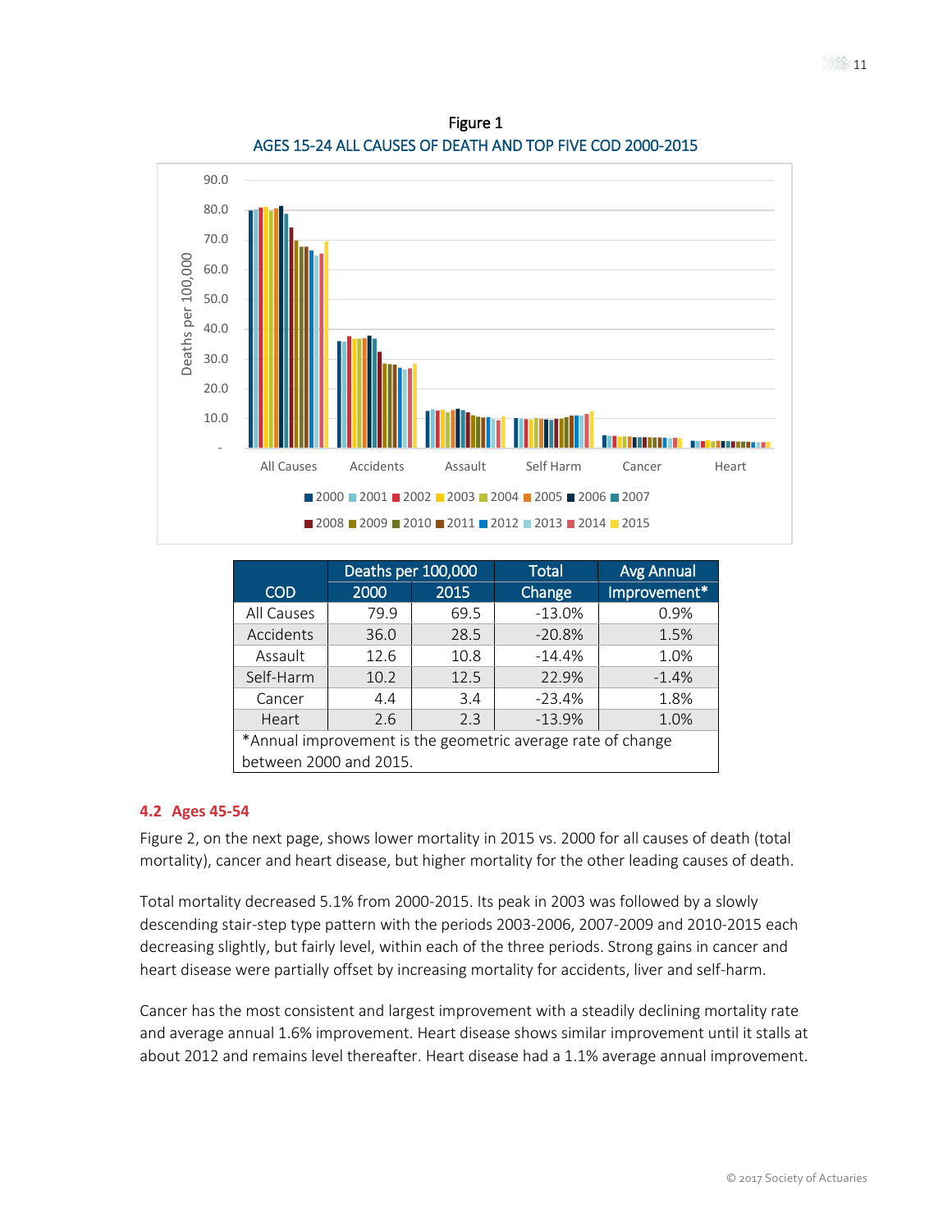Figure 1

AGES 15-24 ALL CAUSES OF DEATH AND TOP FIVE COD 2000-2015

| COD | Deaths per 100,000 | | Total | Avg Annual |
|---|---|---|---|---|
| | 2000 | 2015 | Change | Improvement* |
| All Causes | 79.9 | 69.5 | -13.0% | 0.9% |
| Accidents | 36.0 | 28.5 | -20.8% | 1.5% |
| Assault | 12.6 | 10.8 | -14.4% | 1.0% |
| Self-Harm | 10.2 | 12.5 | 22.9% | -1.4% |
| Cancer | 4.4 | 3.4 | -23.4% | 1.8% |
| Heart | 2.6 | 2.3 | -13.9% | 1.0% |

*Annual improvement is the geometric average rate of change between 2000 and 2015.

### 4.2 Ages 45-54

Figure 2, on the next page, shows lower mortality in 2015 vs. 2000 for all causes of death (total mortality), cancer and heart disease, but higher mortality for the other leading causes of death.

Total mortality decreased 5.1% from 2000-2015. Its peak in 2003 was followed by a slowly descending stair-step type pattern with the periods 2003-2006, 2007-2009 and 2010-2015 each decreasing slightly, but fairly level, within each of the three periods. Strong gains in cancer and heart disease were partially offset by increasing mortality for accidents, liver and self-harm.

Cancer has the most consistent and largest improvement with a steadily declining mortality rate and average annual 1.6% improvement. Heart disease shows similar improvement until it stalls at about 2012 and remains level thereafter. Heart disease had a 1.1% average annual improvement.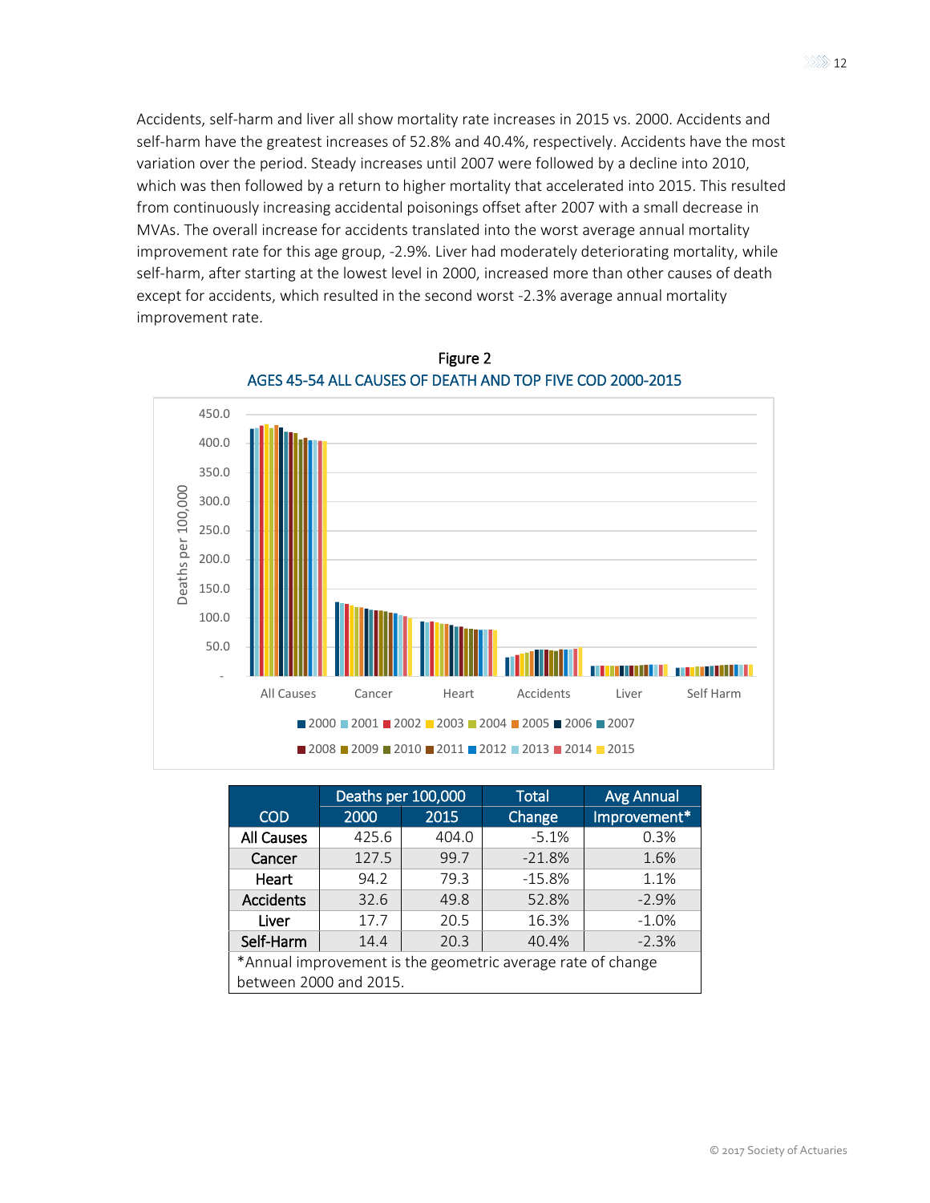Accidents, self-harm and liver all show mortality rate increases in 2015 vs. 2000. Accidents and self-harm have the greatest increases of 52.8% and 40.4%, respectively. Accidents have the most variation over the period. Steady increases until 2007 were followed by a decline into 2010, which was then followed by a return to higher mortality that accelerated into 2015. This resulted from continuously increasing accidental poisonings offset after 2007 with a small decrease in MVAs. The overall increase for accidents translated into the worst average annual mortality improvement rate for this age group, -2.9%. Liver had moderately deteriorating mortality, while self-harm, after starting at the lowest level in 2000, increased more than other causes of death except for accidents, which resulted in the second worst -2.3% average annual mortality improvement rate.

Figure 2

AGES 45-54 ALL CAUSES OF DEATH AND TOP FIVE COD 2000-2015

| COD | Deaths per 100,000 | | Total | Avg Annual |
|---|---|---|---|---|
| | 2000 | 2015 | Change | Improvement* |
| All Causes | 425.6 | 404.0 | -5.1% | 0.3% |
| Cancer | 127.5 | 99.7 | -21.8% | 1.6% |
| Heart | 94.2 | 79.3 | -15.8% | 1.1% |
| Accidents | 32.6 | 49.8 | 52.8% | -2.9% |
| Liver | 17.7 | 20.5 | 16.3% | -1.0% |
| Self-Harm | 14.4 | 20.3 | 40.4% | -2.3% |

*Annual improvement is the geometric average rate of change between 2000 and 2015.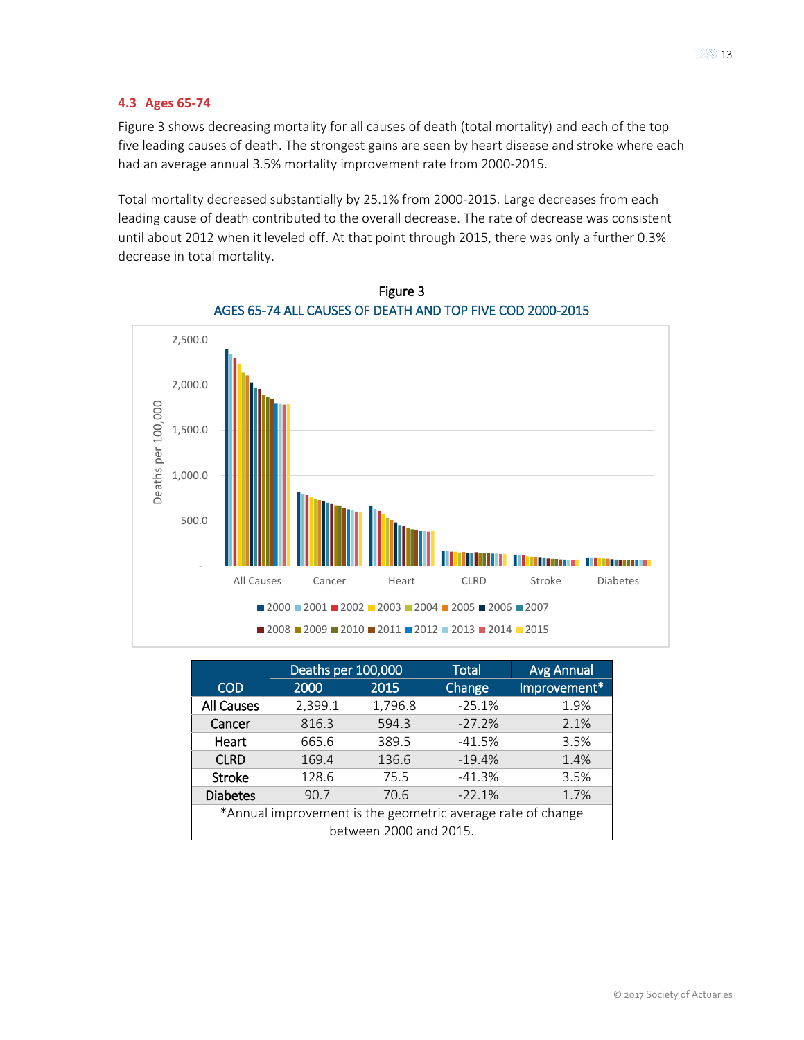### 4.3 Ages 65-74

Figure 3 shows decreasing mortality for all causes of death (total mortality) and each of the top five leading causes of death. The strongest gains are seen by heart disease and stroke where each had an average annual 3.5% mortality improvement rate from 2000-2015.

Total mortality decreased substantially by 25.1% from 2000-2015. Large decreases from each leading cause of death contributed to the overall decrease. The rate of decrease was consistent until about 2012 when it leveled off. At that point through 2015, there was only a further 0.3% decrease in total mortality.

Figure 3

AGES 65-74 ALL CAUSES OF DEATH AND TOP FIVE COD 2000-2015

| COD | Deaths per 100,000 | | Total | Avg Annual |
|---|---|---|---|---|
| | 2000 | 2015 | Change | Improvement* |
| All Causes | 2,399.1 | 1,796.8 | -25.1% | 1.9% |
| Cancer | 816.3 | 594.3 | -27.2% | 2.1% |
| Heart | 665.6 | 389.5 | -41.5% | 3.5% |
| CLRD | 169.4 | 136.6 | -19.4% | 1.4% |
| Stroke | 128.6 | 75.5 | -41.3% | 3.5% |
| Diabetes | 90.7 | 70.6 | -22.1% | 1.7% |

*Annual improvement is the geometric average rate of change between 2000 and 2015.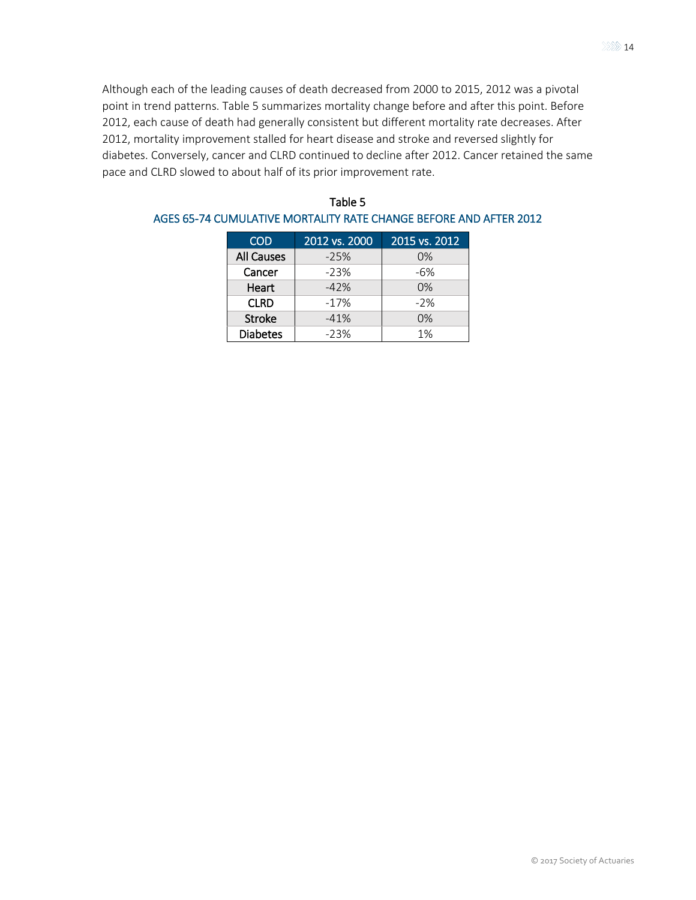Although each of the leading causes of death decreased from 2000 to 2015, 2012 was a pivotal point in trend patterns. Table 5 summarizes mortality change before and after this point. Before 2012, each cause of death had generally consistent but different mortality rate decreases. After 2012, mortality improvement stalled for heart disease and stroke and reversed slightly for diabetes. Conversely, cancer and CLRD continued to decline after 2012. Cancer retained the same pace and CLRD slowed to about half of its prior improvement rate.

Table 5

AGES 65-74 CUMULATIVE MORTALITY RATE CHANGE BEFORE AND AFTER 2012

| COD | 2012 vs. 2000 | 2015 vs. 2012 |
| --- | --- | --- |
| All Causes | -25% | 0% |
| Cancer | -23% | -6% |
| Heart | -42% | 0% |
| CLRD | -17% | -2% |
| Stroke | -41% | 0% |
| Diabetes | -23% | 1% |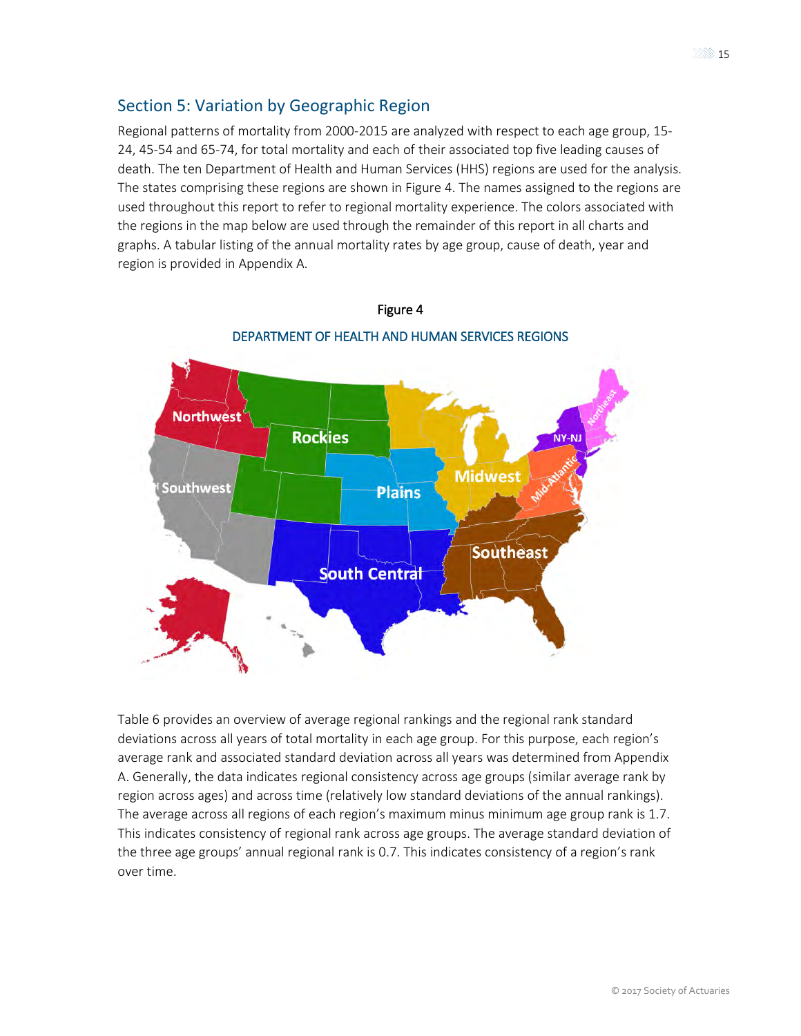## Section 5: Variation by Geographic Region

Regional patterns of mortality from 2000-2015 are analyzed with respect to each age group, 15-24, 45-54 and 65-74, for total mortality and each of their associated top five leading causes of death. The ten Department of Health and Human Services (HHS) regions are used for the analysis. The states comprising these regions are shown in Figure 4. The names assigned to the regions are used throughout this report to refer to regional mortality experience. The colors associated with the regions in the map below are used through the remainder of this report in all charts and graphs. A tabular listing of the annual mortality rates by age group, cause of death, year and region is provided in Appendix A.

Figure 4

DEPARTMENT OF HEALTH AND HUMAN SERVICES REGIONS

Table 6 provides an overview of average regional rankings and the regional rank standard deviations across all years of total mortality in each age group. For this purpose, each region's average rank and associated standard deviation across all years was determined from Appendix A. Generally, the data indicates regional consistency across age groups (similar average rank by region across ages) and across time (relatively low standard deviations of the annual rankings). The average across all regions of each region's maximum minus minimum age group rank is 1.7. This indicates consistency of regional rank across age groups. The average standard deviation of the three age groups' annual regional rank is 0.7. This indicates consistency of a region's rank over time.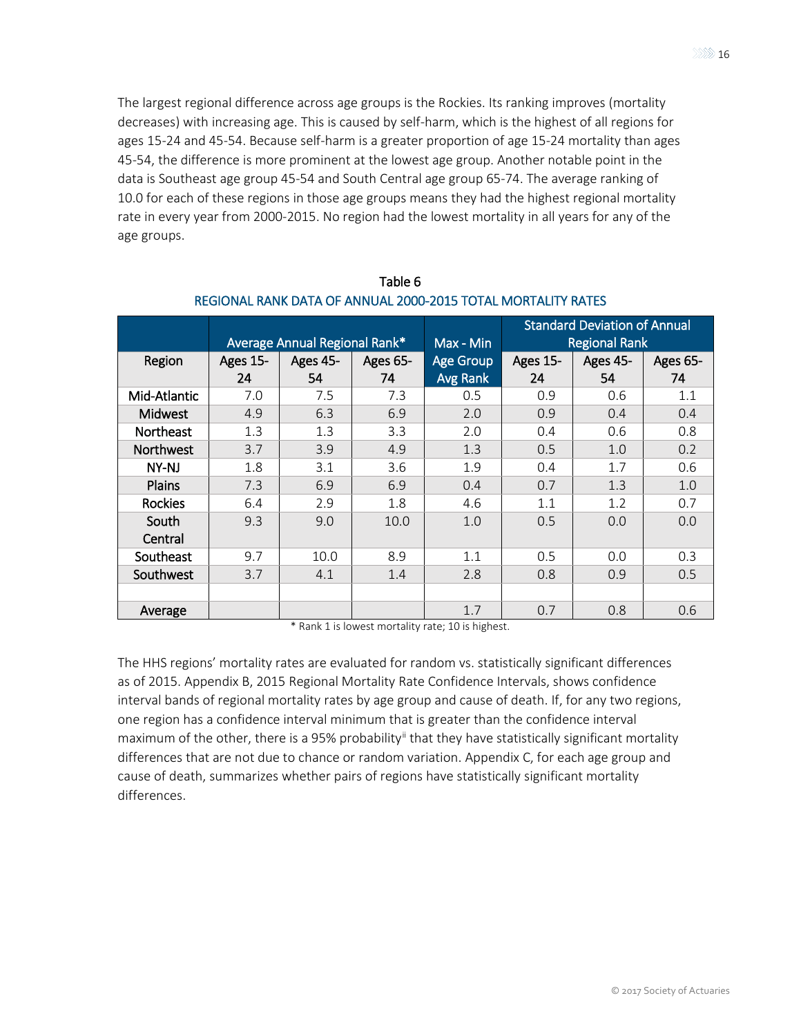The largest regional difference across age groups is the Rockies. Its ranking improves (mortality decreases) with increasing age. This is caused by self-harm, which is the highest of all regions for ages 15-24 and 45-54. Because self-harm is a greater proportion of age 15-24 mortality than ages 45-54, the difference is more prominent at the lowest age group. Another notable point in the data is Southeast age group 45-54 and South Central age group 65-74. The average ranking of 10.0 for each of these regions in those age groups means they had the highest regional mortality rate in every year from 2000-2015. No region had the lowest mortality in all years for any of the age groups.

Table 6

REGIONAL RANK DATA OF ANNUAL 2000-2015 TOTAL MORTALITY RATES

| | Average Annual Regional Rank* | | | Max - Min | Standard Deviation of Annual Regional Rank | | |
|---|---|---|---|---|---|---|---|
| Region | Ages 15-24 | Ages 45-54 | Ages 65-74 | Age Group Avg Rank | Ages 15-24 | Ages 45-54 | Ages 65-74 |
| Mid-Atlantic | 7.0 | 7.5 | 7.3 | 0.5 | 0.9 | 0.6 | 1.1 |
| Midwest | 4.9 | 6.3 | 6.9 | 2.0 | 0.9 | 0.4 | 0.4 |
| Northeast | 1.3 | 1.3 | 3.3 | 2.0 | 0.4 | 0.6 | 0.8 |
| Northwest | 3.7 | 3.9 | 4.9 | 1.3 | 0.5 | 1.0 | 0.2 |
| NY-NJ | 1.8 | 3.1 | 3.6 | 1.9 | 0.4 | 1.7 | 0.6 |
| Plains | 7.3 | 6.9 | 6.9 | 0.4 | 0.7 | 1.3 | 1.0 |
| Rockies | 6.4 | 2.9 | 1.8 | 4.6 | 1.1 | 1.2 | 0.7 |
| South Central | 9.3 | 9.0 | 10.0 | 1.0 | 0.5 | 0.0 | 0.0 |
| Southeast | 9.7 | 10.0 | 8.9 | 1.1 | 0.5 | 0.0 | 0.3 |
| Southwest | 3.7 | 4.1 | 1.4 | 2.8 | 0.8 | 0.9 | 0.5 |
| | | | | | | | |
| Average | | | | 1.7 | 0.7 | 0.8 | 0.6 |

\* Rank 1 is lowest mortality rate; 10 is highest.

The HHS regions' mortality rates are evaluated for random vs. statistically significant differences as of 2015. Appendix B, 2015 Regional Mortality Rate Confidence Intervals, shows confidence interval bands of regional mortality rates by age group and cause of death. If, for any two regions, one region has a confidence interval minimum that is greater than the confidence interval maximum of the other, there is a 95% probability[ii] that they have statistically significant mortality differences that are not due to chance or random variation. Appendix C, for each age group and cause of death, summarizes whether pairs of regions have statistically significant mortality differences.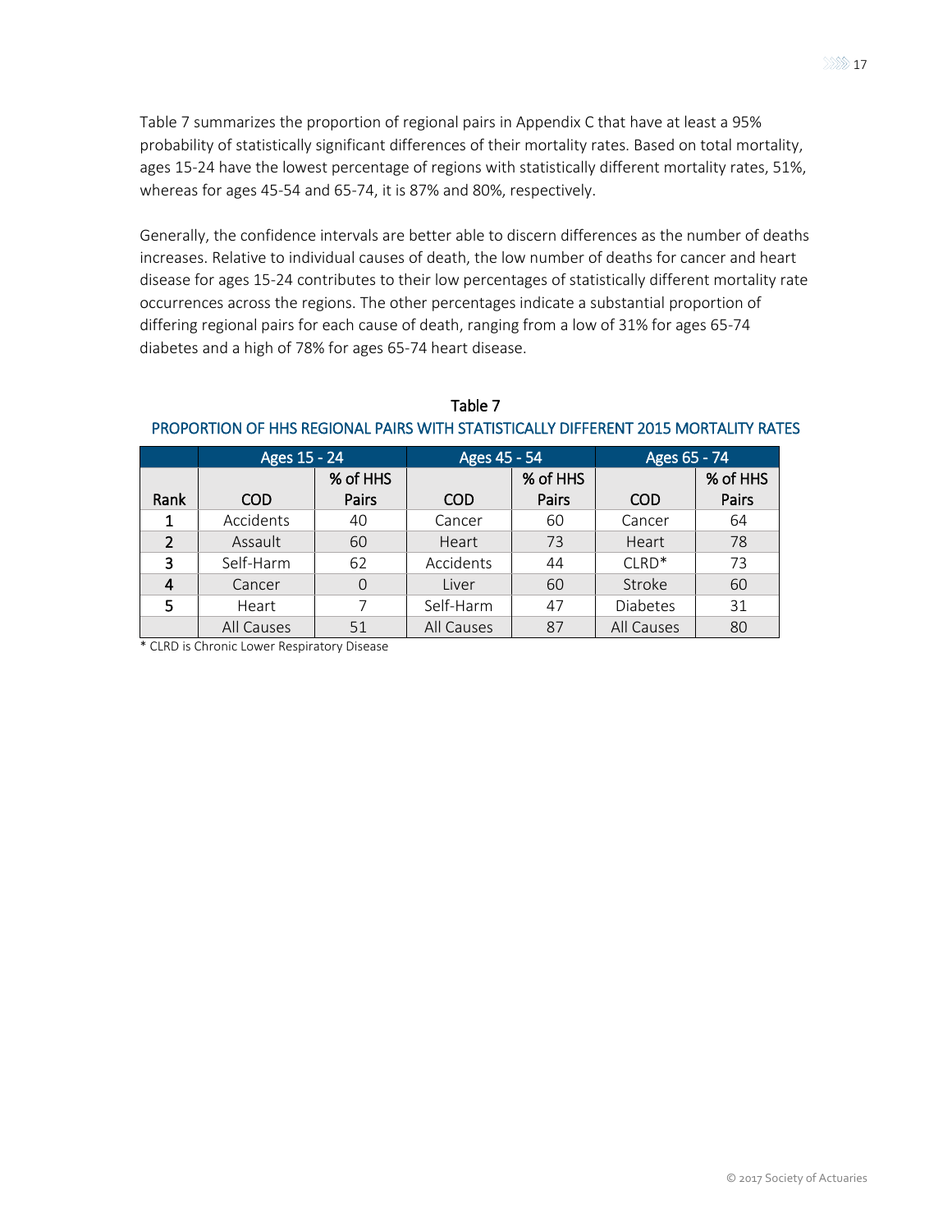Table 7 summarizes the proportion of regional pairs in Appendix C that have at least a 95% probability of statistically significant differences of their mortality rates. Based on total mortality, ages 15-24 have the lowest percentage of regions with statistically different mortality rates, 51%, whereas for ages 45-54 and 65-74, it is 87% and 80%, respectively.

Generally, the confidence intervals are better able to discern differences as the number of deaths increases. Relative to individual causes of death, the low number of deaths for cancer and heart disease for ages 15-24 contributes to their low percentages of statistically different mortality rate occurrences across the regions. The other percentages indicate a substantial proportion of differing regional pairs for each cause of death, ranging from a low of 31% for ages 65-74 diabetes and a high of 78% for ages 65-74 heart disease.

Table 7

PROPORTION OF HHS REGIONAL PAIRS WITH STATISTICALLY DIFFERENT 2015 MORTALITY RATES

| | Ages 15 - 24 | | Ages 45 - 54 | | Ages 65 - 74 | |
|---|---|---|---|---|---|---|
| Rank | COD | % of HHS Pairs | COD | % of HHS Pairs | COD | % of HHS Pairs |
| 1 | Accidents | 40 | Cancer | 60 | Cancer | 64 |
| 2 | Assault | 60 | Heart | 73 | Heart | 78 |
| 3 | Self-Harm | 62 | Accidents | 44 | CLRD* | 73 |
| 4 | Cancer | 0 | Liver | 60 | Stroke | 60 |
| 5 | Heart | 7 | Self-Harm | 47 | Diabetes | 31 |
| | All Causes | 51 | All Causes | 87 | All Causes | 80 |

* CLRD is Chronic Lower Respiratory Disease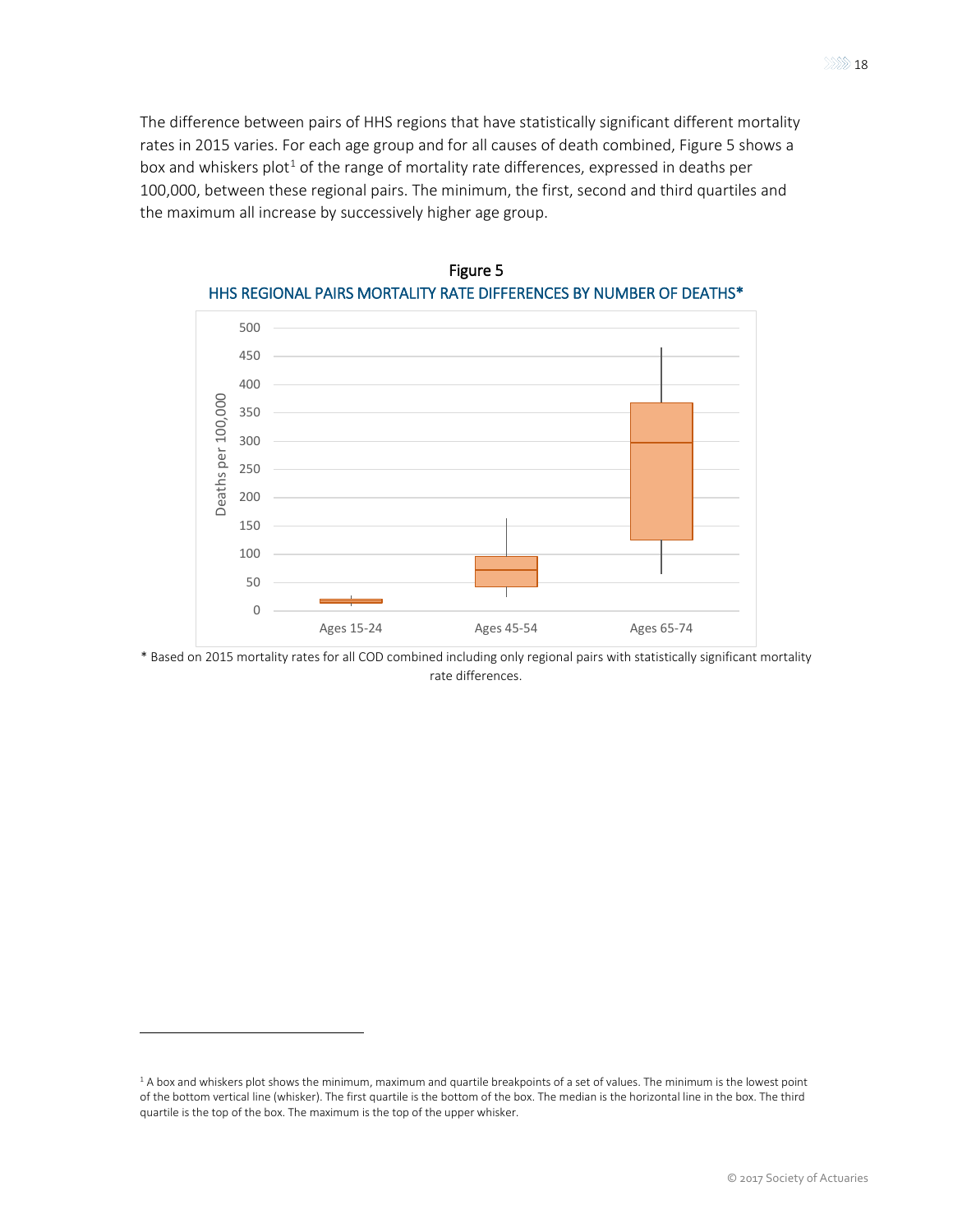The difference between pairs of HHS regions that have statistically significant different mortality rates in 2015 varies. For each age group and for all causes of death combined, Figure 5 shows a box and whiskers plot[1] of the range of mortality rate differences, expressed in deaths per 100,000, between these regional pairs. The minimum, the first, second and third quartiles and the maximum all increase by successively higher age group.

Figure 5

HHS REGIONAL PAIRS MORTALITY RATE DIFFERENCES BY NUMBER OF DEATHS*

* Based on 2015 mortality rates for all COD combined including only regional pairs with statistically significant mortality rate differences.

[1] A box and whiskers plot shows the minimum, maximum and quartile breakpoints of a set of values. The minimum is the lowest point of the bottom vertical line (whisker). The first quartile is the bottom of the box. The median is the horizontal line in the box. The third quartile is the top of the box. The maximum is the top of the upper whisker.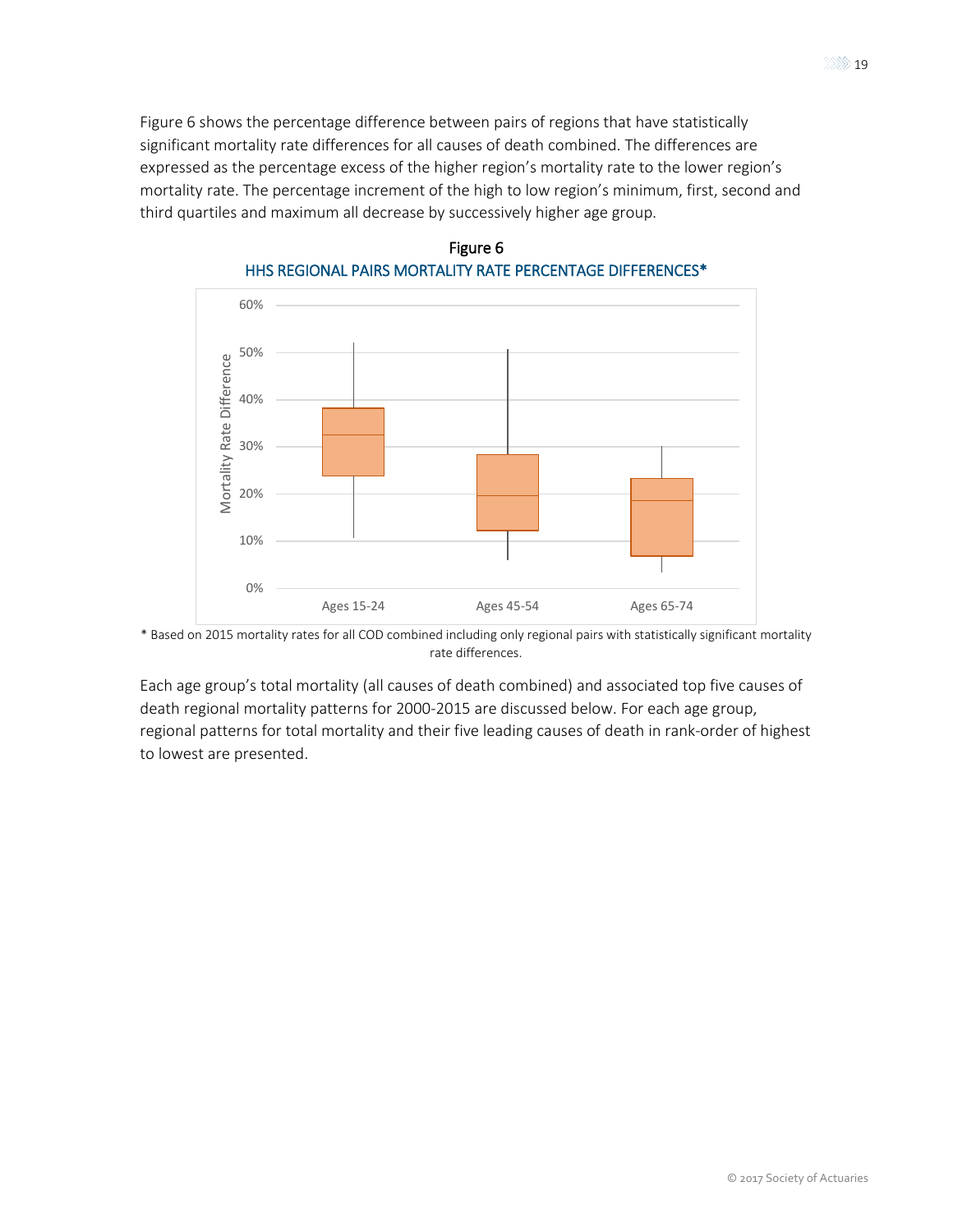Figure 6 shows the percentage difference between pairs of regions that have statistically significant mortality rate differences for all causes of death combined. The differences are expressed as the percentage excess of the higher region's mortality rate to the lower region's mortality rate. The percentage increment of the high to low region's minimum, first, second and third quartiles and maximum all decrease by successively higher age group.

Figure 6
HHS REGIONAL PAIRS MORTALITY RATE PERCENTAGE DIFFERENCES*

* Based on 2015 mortality rates for all COD combined including only regional pairs with statistically significant mortality rate differences.

Each age group's total mortality (all causes of death combined) and associated top five causes of death regional mortality patterns for 2000-2015 are discussed below. For each age group, regional patterns for total mortality and their five leading causes of death in rank-order of highest to lowest are presented.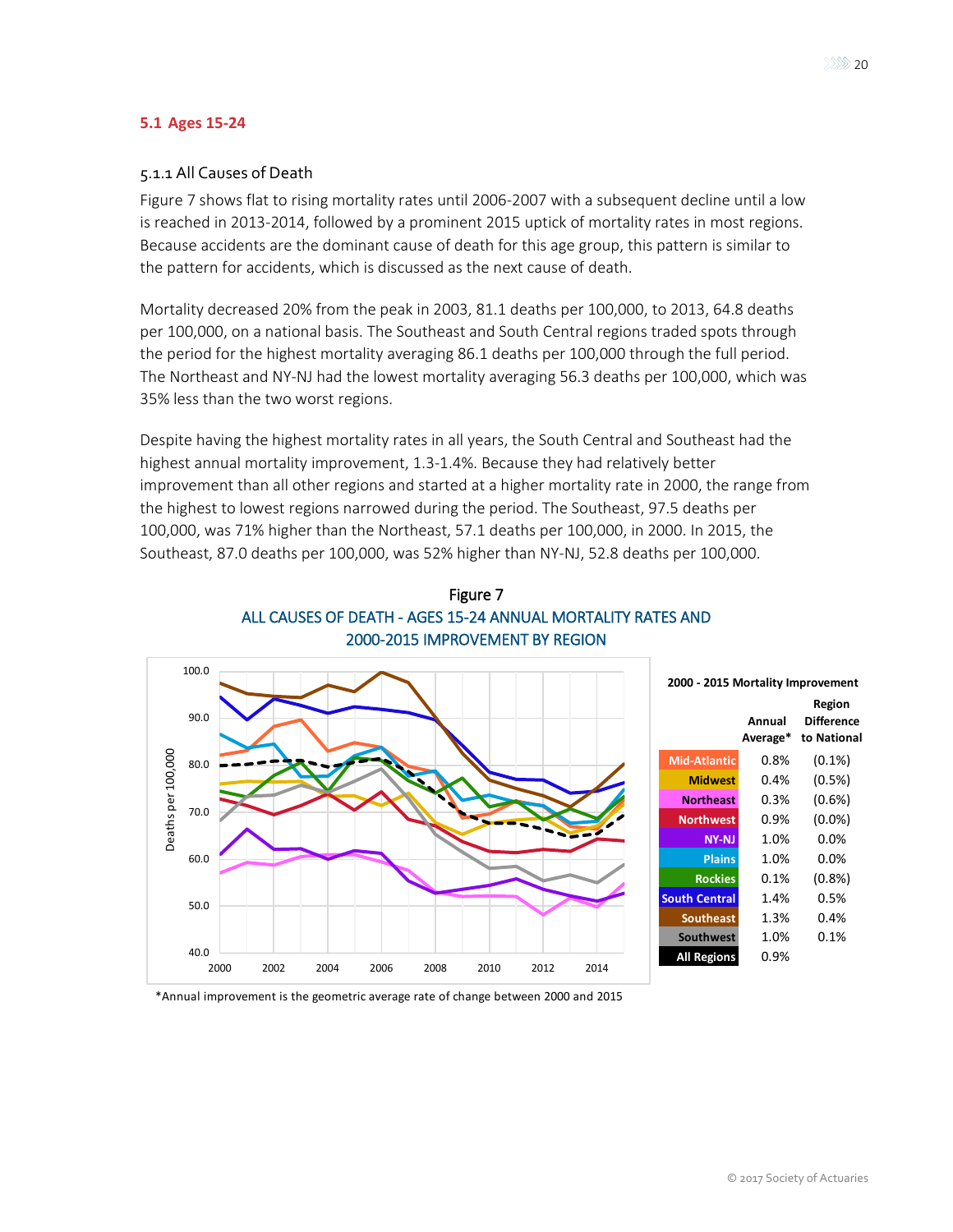## 5.1 Ages 15-24

### 5.1.1 All Causes of Death

Figure 7 shows flat to rising mortality rates until 2006-2007 with a subsequent decline until a low is reached in 2013-2014, followed by a prominent 2015 uptick of mortality rates in most regions. Because accidents are the dominant cause of death for this age group, this pattern is similar to the pattern for accidents, which is discussed as the next cause of death.

Mortality decreased 20% from the peak in 2003, 81.1 deaths per 100,000, to 2013, 64.8 deaths per 100,000, on a national basis. The Southeast and South Central regions traded spots through the period for the highest mortality averaging 86.1 deaths per 100,000 through the full period. The Northeast and NY-NJ had the lowest mortality averaging 56.3 deaths per 100,000, which was 35% less than the two worst regions.

Despite having the highest mortality rates in all years, the South Central and Southeast had the highest annual mortality improvement, 1.3-1.4%. Because they had relatively better improvement than all other regions and started at a higher mortality rate in 2000, the range from the highest to lowest regions narrowed during the period. The Southeast, 97.5 deaths per 100,000, was 71% higher than the Northeast, 57.1 deaths per 100,000, in 2000. In 2015, the Southeast, 87.0 deaths per 100,000, was 52% higher than NY-NJ, 52.8 deaths per 100,000.

Figure 7

ALL CAUSES OF DEATH - AGES 15-24 ANNUAL MORTALITY RATES AND 2000-2015 IMPROVEMENT BY REGION

**2000 - 2015 Mortality Improvement**

| | Annual Average* | Region Difference to National |
|---|---|---|
| Mid-Atlantic | 0.8% | (0.1%) |
| Midwest | 0.4% | (0.5%) |
| Northeast | 0.3% | (0.6%) |
| Northwest | 0.9% | (0.0%) |
| NY-NJ | 1.0% | 0.0% |
| Plains | 1.0% | 0.0% |
| Rockies | 0.1% | (0.8%) |
| South Central | 1.4% | 0.5% |
| Southeast | 1.3% | 0.4% |
| Southwest | 1.0% | 0.1% |
| All Regions | 0.9% | |

*Annual improvement is the geometric average rate of change between 2000 and 2015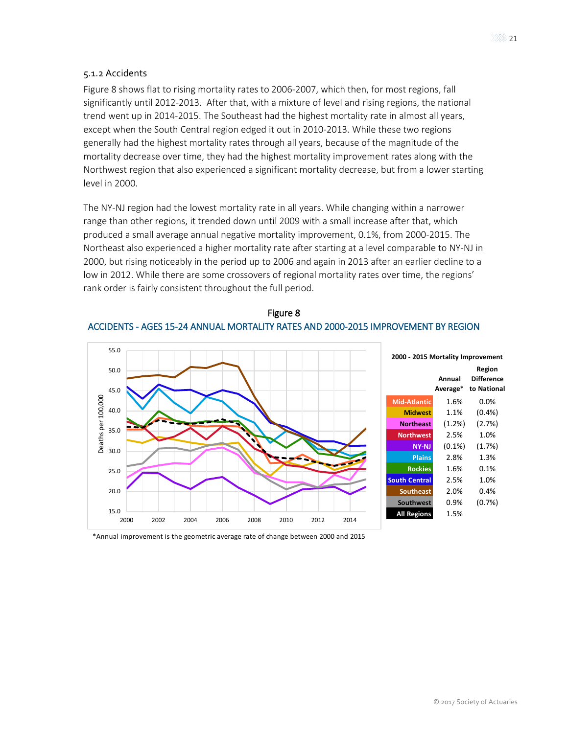### 5.1.2 Accidents

Figure 8 shows flat to rising mortality rates to 2006-2007, which then, for most regions, fall significantly until 2012-2013. After that, with a mixture of level and rising regions, the national trend went up in 2014-2015. The Southeast had the highest mortality rate in almost all years, except when the South Central region edged it out in 2010-2013. While these two regions generally had the highest mortality rates through all years, because of the magnitude of the mortality decrease over time, they had the highest mortality improvement rates along with the Northwest region that also experienced a significant mortality decrease, but from a lower starting level in 2000.

The NY-NJ region had the lowest mortality rate in all years. While changing within a narrower range than other regions, it trended down until 2009 with a small increase after that, which produced a small average annual negative mortality improvement, 0.1%, from 2000-2015. The Northeast also experienced a higher mortality rate after starting at a level comparable to NY-NJ in 2000, but rising noticeably in the period up to 2006 and again in 2013 after an earlier decline to a low in 2012. While there are some crossovers of regional mortality rates over time, the regions' rank order is fairly consistent throughout the full period.

Figure 8

ACCIDENTS - AGES 15-24 ANNUAL MORTALITY RATES AND 2000-2015 IMPROVEMENT BY REGION

**2000 - 2015 Mortality Improvement**

| | Annual Average* | Region Difference to National |
|---|---|---|
| Mid-Atlantic | 1.6% | 0.0% |
| Midwest | 1.1% | (0.4%) |
| Northeast | (1.2%) | (2.7%) |
| Northwest | 2.5% | 1.0% |
| NY-NJ | (0.1%) | (1.7%) |
| Plains | 2.8% | 1.3% |
| Rockies | 1.6% | 0.1% |
| South Central | 2.5% | 1.0% |
| Southeast | 2.0% | 0.4% |
| Southwest | 0.9% | (0.7%) |
| All Regions | 1.5% | |

*Annual improvement is the geometric average rate of change between 2000 and 2015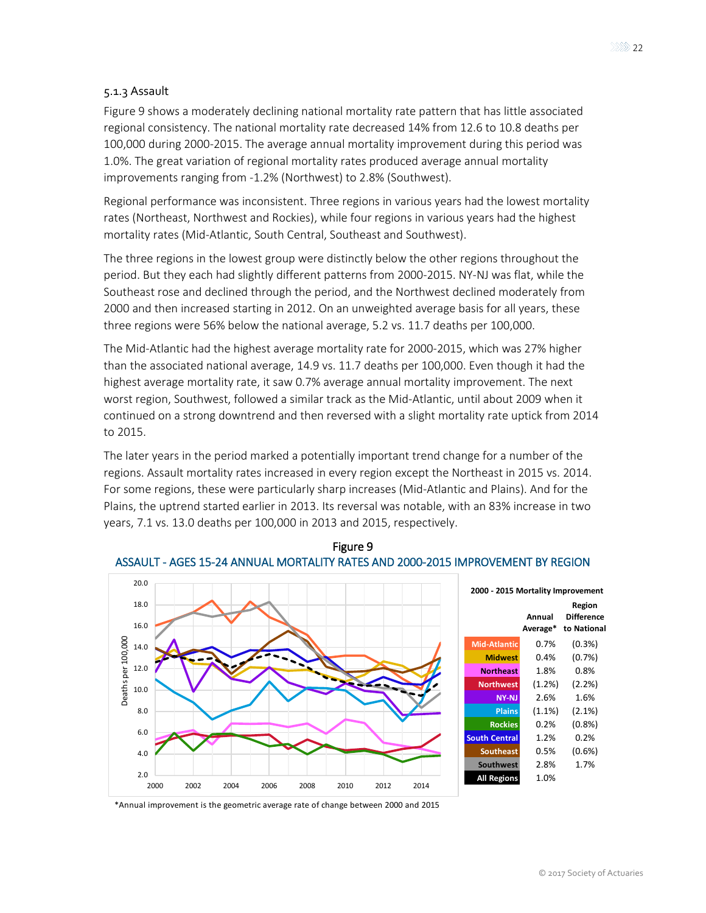### 5.1.3 Assault

Figure 9 shows a moderately declining national mortality rate pattern that has little associated regional consistency. The national mortality rate decreased 14% from 12.6 to 10.8 deaths per 100,000 during 2000-2015. The average annual mortality improvement during this period was 1.0%. The great variation of regional mortality rates produced average annual mortality improvements ranging from -1.2% (Northwest) to 2.8% (Southwest).

Regional performance was inconsistent. Three regions in various years had the lowest mortality rates (Northeast, Northwest and Rockies), while four regions in various years had the highest mortality rates (Mid-Atlantic, South Central, Southeast and Southwest).

The three regions in the lowest group were distinctly below the other regions throughout the period. But they each had slightly different patterns from 2000-2015. NY-NJ was flat, while the Southeast rose and declined through the period, and the Northwest declined moderately from 2000 and then increased starting in 2012. On an unweighted average basis for all years, these three regions were 56% below the national average, 5.2 vs. 11.7 deaths per 100,000.

The Mid-Atlantic had the highest average mortality rate for 2000-2015, which was 27% higher than the associated national average, 14.9 vs. 11.7 deaths per 100,000. Even though it had the highest average mortality rate, it saw 0.7% average annual mortality improvement. The next worst region, Southwest, followed a similar track as the Mid-Atlantic, until about 2009 when it continued on a strong downtrend and then reversed with a slight mortality rate uptick from 2014 to 2015.

The later years in the period marked a potentially important trend change for a number of the regions. Assault mortality rates increased in every region except the Northeast in 2015 vs. 2014. For some regions, these were particularly sharp increases (Mid-Atlantic and Plains). And for the Plains, the uptrend started earlier in 2013. Its reversal was notable, with an 83% increase in two years, 7.1 vs. 13.0 deaths per 100,000 in 2013 and 2015, respectively.

Figure 9

ASSAULT - AGES 15-24 ANNUAL MORTALITY RATES AND 2000-2015 IMPROVEMENT BY REGION

**2000 - 2015 Mortality Improvement**

| | Annual Average* | Region Difference to National |
|---|---|---|
| Mid-Atlantic | 0.7% | (0.3%) |
| Midwest | 0.4% | (0.7%) |
| Northeast | 1.8% | 0.8% |
| Northwest | (1.2%) | (2.2%) |
| NY-NJ | 2.6% | 1.6% |
| Plains | (1.1%) | (2.1%) |
| Rockies | 0.2% | (0.8%) |
| South Central | 1.2% | 0.2% |
| Southeast | 0.5% | (0.6%) |
| Southwest | 2.8% | 1.7% |
| All Regions | 1.0% | |

*Annual improvement is the geometric average rate of change between 2000 and 2015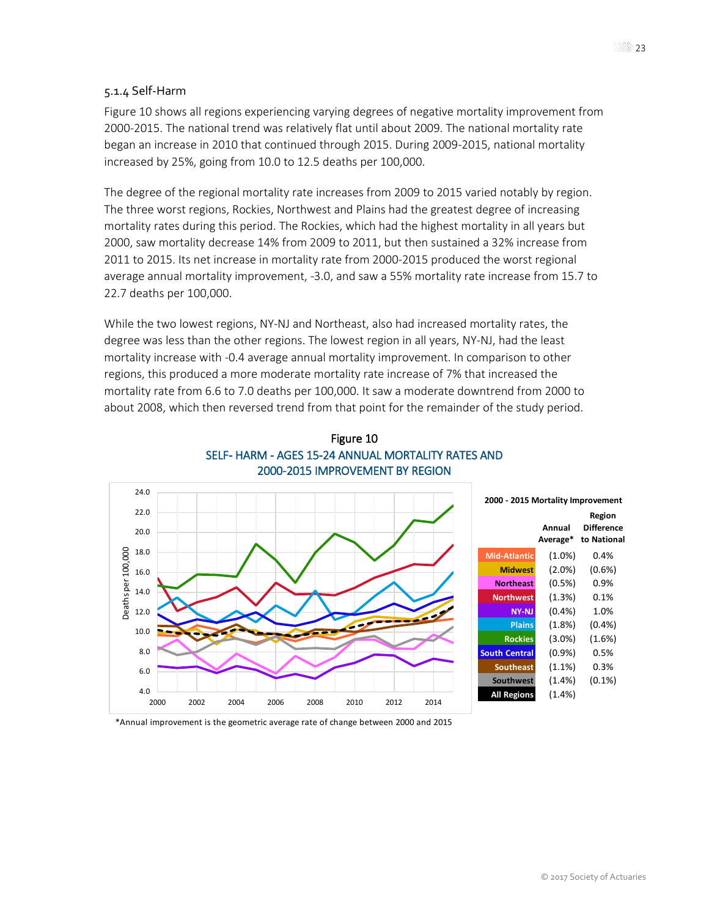### 5.1.4 Self-Harm

Figure 10 shows all regions experiencing varying degrees of negative mortality improvement from 2000-2015. The national trend was relatively flat until about 2009. The national mortality rate began an increase in 2010 that continued through 2015. During 2009-2015, national mortality increased by 25%, going from 10.0 to 12.5 deaths per 100,000.

The degree of the regional mortality rate increases from 2009 to 2015 varied notably by region. The three worst regions, Rockies, Northwest and Plains had the greatest degree of increasing mortality rates during this period. The Rockies, which had the highest mortality in all years but 2000, saw mortality decrease 14% from 2009 to 2011, but then sustained a 32% increase from 2011 to 2015. Its net increase in mortality rate from 2000-2015 produced the worst regional average annual mortality improvement, -3.0, and saw a 55% mortality rate increase from 15.7 to 22.7 deaths per 100,000.

While the two lowest regions, NY-NJ and Northeast, also had increased mortality rates, the degree was less than the other regions. The lowest region in all years, NY-NJ, had the least mortality increase with -0.4 average annual mortality improvement. In comparison to other regions, this produced a more moderate mortality rate increase of 7% that increased the mortality rate from 6.6 to 7.0 deaths per 100,000. It saw a moderate downtrend from 2000 to about 2008, which then reversed trend from that point for the remainder of the study period.

Figure 10

SELF- HARM - AGES 15-24 ANNUAL MORTALITY RATES AND 2000-2015 IMPROVEMENT BY REGION

**2000 - 2015 Mortality Improvement**

| | Annual Average* | Region Difference to National |
|---|---|---|
| Mid-Atlantic | (1.0%) | 0.4% |
| Midwest | (2.0%) | (0.6%) |
| Northeast | (0.5%) | 0.9% |
| Northwest | (1.3%) | 0.1% |
| NY-NJ | (0.4%) | 1.0% |
| Plains | (1.8%) | (0.4%) |
| Rockies | (3.0%) | (1.6%) |
| South Central | (0.9%) | 0.5% |
| Southeast | (1.1%) | 0.3% |
| Southwest | (1.4%) | (0.1%) |
| All Regions | (1.4%) | |

*Annual improvement is the geometric average rate of change between 2000 and 2015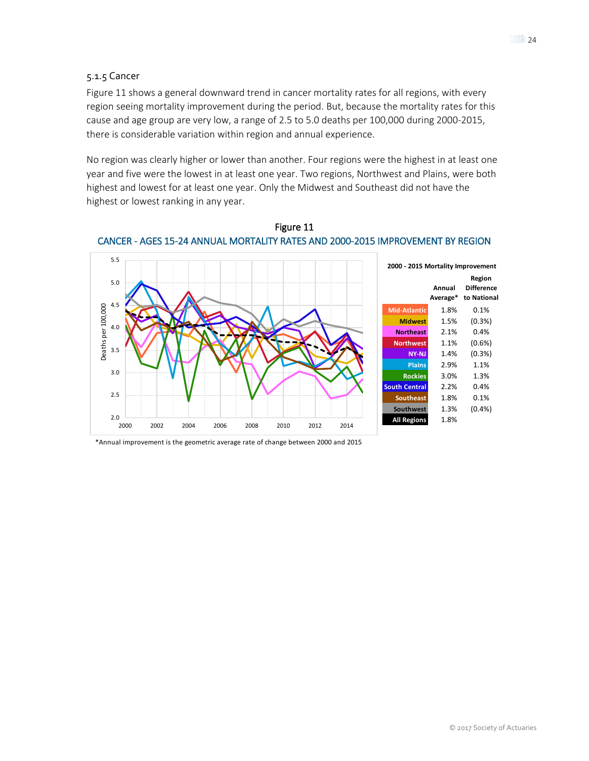### 5.1.5 Cancer

Figure 11 shows a general downward trend in cancer mortality rates for all regions, with every region seeing mortality improvement during the period. But, because the mortality rates for this cause and age group are very low, a range of 2.5 to 5.0 deaths per 100,000 during 2000-2015, there is considerable variation within region and annual experience.

No region was clearly higher or lower than another. Four regions were the highest in at least one year and five were the lowest in at least one year. Two regions, Northwest and Plains, were both highest and lowest for at least one year. Only the Midwest and Southeast did not have the highest or lowest ranking in any year.

Figure 11

CANCER - AGES 15-24 ANNUAL MORTALITY RATES AND 2000-2015 IMPROVEMENT BY REGION

**2000 - 2015 Mortality Improvement**

| | Annual Average* | Region Difference to National |
|---|---|---|
| Mid-Atlantic | 1.8% | 0.1% |
| Midwest | 1.5% | (0.3%) |
| Northeast | 2.1% | 0.4% |
| Northwest | 1.1% | (0.6%) |
| NY-NJ | 1.4% | (0.3%) |
| Plains | 2.9% | 1.1% |
| Rockies | 3.0% | 1.3% |
| South Central | 2.2% | 0.4% |
| Southeast | 1.8% | 0.1% |
| Southwest | 1.3% | (0.4%) |
| All Regions | 1.8% | |

*Annual improvement is the geometric average rate of change between 2000 and 2015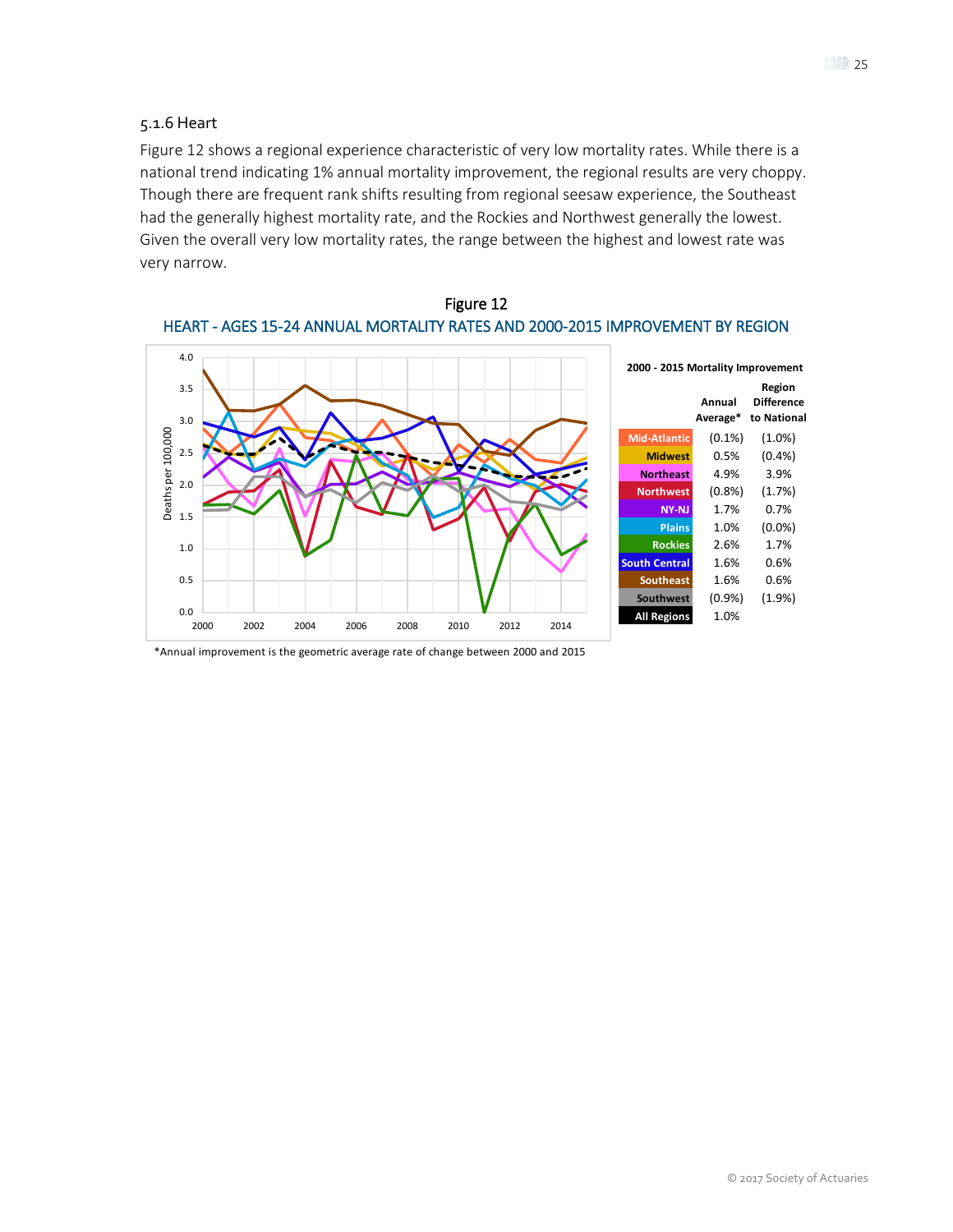### 5.1.6 Heart

Figure 12 shows a regional experience characteristic of very low mortality rates. While there is a national trend indicating 1% annual mortality improvement, the regional results are very choppy. Though there are frequent rank shifts resulting from regional seesaw experience, the Southeast had the generally highest mortality rate, and the Rockies and Northwest generally the lowest. Given the overall very low mortality rates, the range between the highest and lowest rate was very narrow.

Figure 12

HEART - AGES 15-24 ANNUAL MORTALITY RATES AND 2000-2015 IMPROVEMENT BY REGION

**2000 - 2015 Mortality Improvement**

| | Annual Average* | Region Difference to National |
|---|---|---|
| Mid-Atlantic | (0.1%) | (1.0%) |
| Midwest | 0.5% | (0.4%) |
| Northeast | 4.9% | 3.9% |
| Northwest | (0.8%) | (1.7%) |
| NY-NJ | 1.7% | 0.7% |
| Plains | 1.0% | (0.0%) |
| Rockies | 2.6% | 1.7% |
| South Central | 1.6% | 0.6% |
| Southeast | 1.6% | 0.6% |
| Southwest | (0.9%) | (1.9%) |
| All Regions | 1.0% | |

*Annual improvement is the geometric average rate of change between 2000 and 2015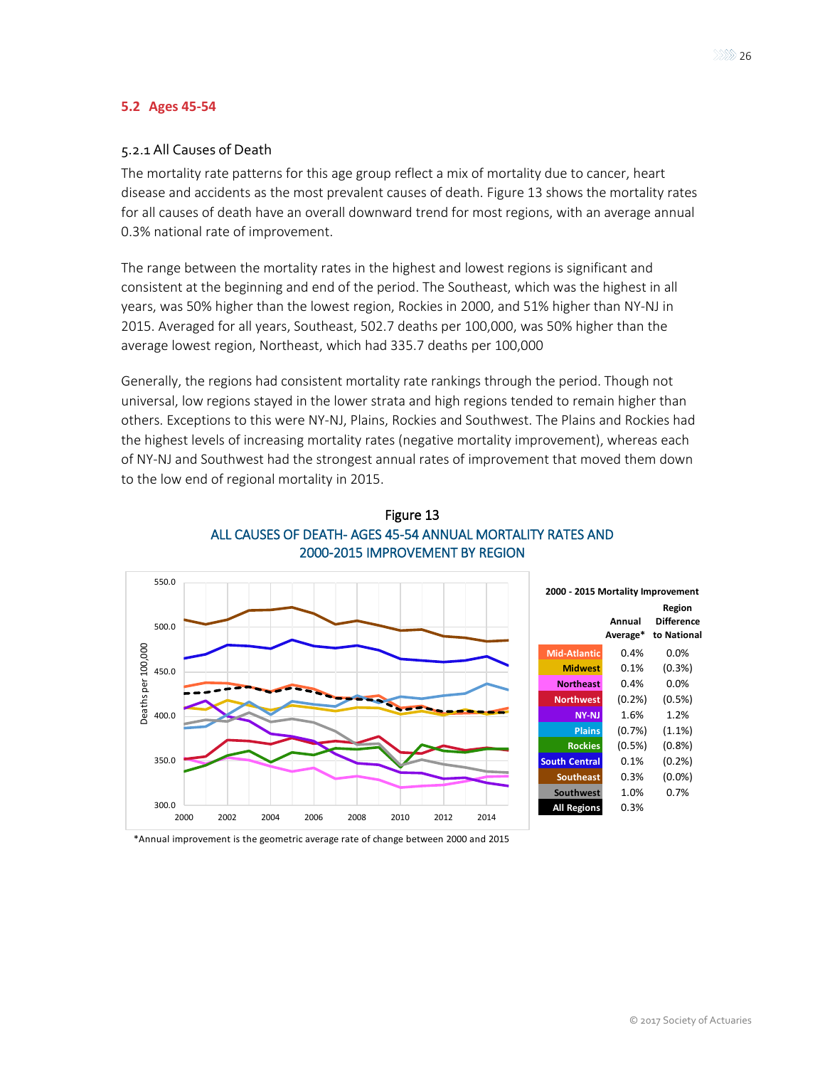## 5.2 Ages 45-54

### 5.2.1 All Causes of Death

The mortality rate patterns for this age group reflect a mix of mortality due to cancer, heart disease and accidents as the most prevalent causes of death. Figure 13 shows the mortality rates for all causes of death have an overall downward trend for most regions, with an average annual 0.3% national rate of improvement.

The range between the mortality rates in the highest and lowest regions is significant and consistent at the beginning and end of the period. The Southeast, which was the highest in all years, was 50% higher than the lowest region, Rockies in 2000, and 51% higher than NY-NJ in 2015. Averaged for all years, Southeast, 502.7 deaths per 100,000, was 50% higher than the average lowest region, Northeast, which had 335.7 deaths per 100,000

Generally, the regions had consistent mortality rate rankings through the period. Though not universal, low regions stayed in the lower strata and high regions tended to remain higher than others. Exceptions to this were NY-NJ, Plains, Rockies and Southwest. The Plains and Rockies had the highest levels of increasing mortality rates (negative mortality improvement), whereas each of NY-NJ and Southwest had the strongest annual rates of improvement that moved them down to the low end of regional mortality in 2015.

Figure 13

ALL CAUSES OF DEATH- AGES 45-54 ANNUAL MORTALITY RATES AND 2000-2015 IMPROVEMENT BY REGION

2000 - 2015 Mortality Improvement

| | Annual Average* | Region Difference to National |
|---|---|---|
| Mid-Atlantic | 0.4% | 0.0% |
| Midwest | 0.1% | (0.3%) |
| Northeast | 0.4% | 0.0% |
| Northwest | (0.2%) | (0.5%) |
| NY-NJ | 1.6% | 1.2% |
| Plains | (0.7%) | (1.1%) |
| Rockies | (0.5%) | (0.8%) |
| South Central | 0.1% | (0.2%) |
| Southeast | 0.3% | (0.0%) |
| Southwest | 1.0% | 0.7% |
| All Regions | 0.3% | |

*Annual improvement is the geometric average rate of change between 2000 and 2015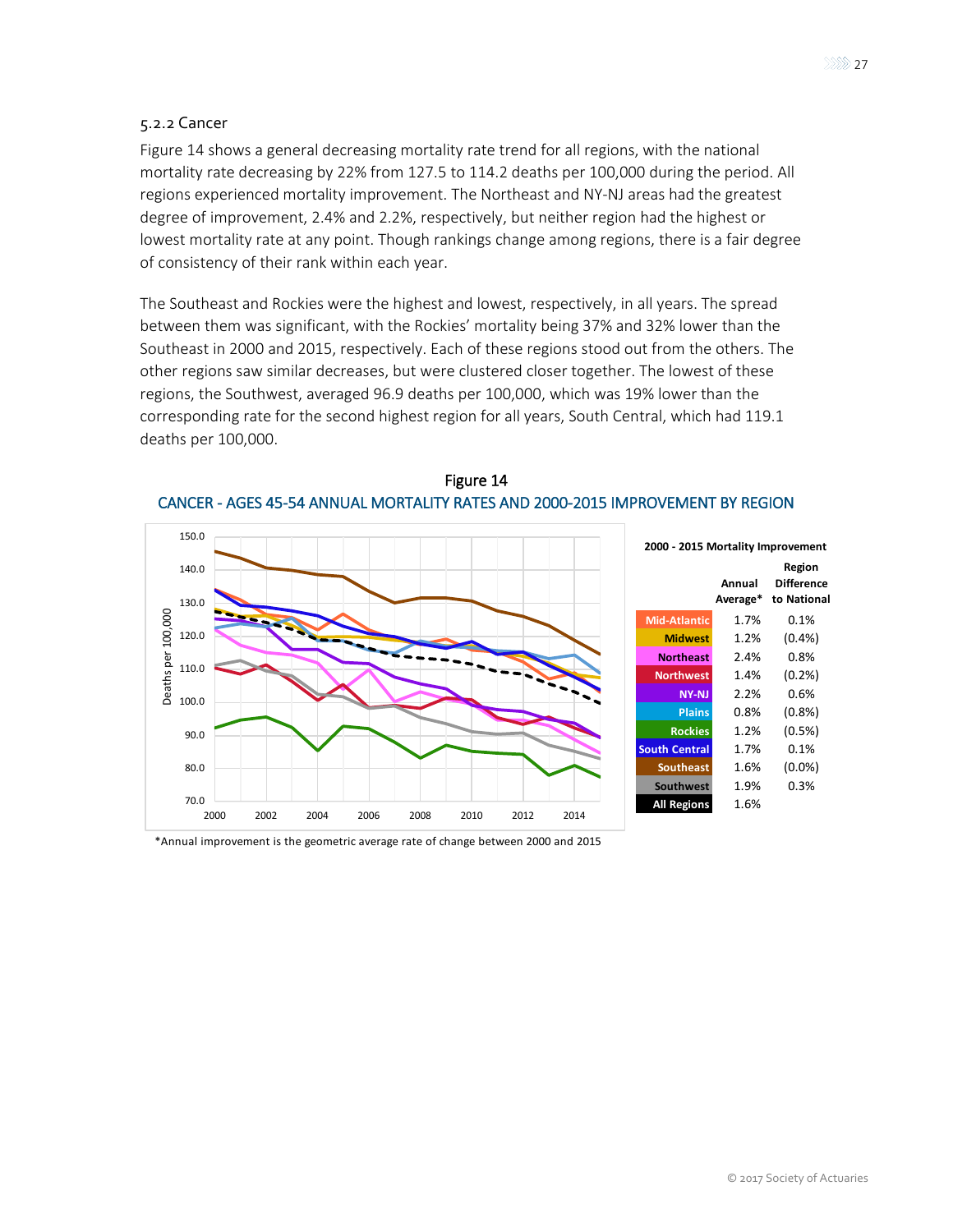### 5.2.2 Cancer

Figure 14 shows a general decreasing mortality rate trend for all regions, with the national mortality rate decreasing by 22% from 127.5 to 114.2 deaths per 100,000 during the period. All regions experienced mortality improvement. The Northeast and NY-NJ areas had the greatest degree of improvement, 2.4% and 2.2%, respectively, but neither region had the highest or lowest mortality rate at any point. Though rankings change among regions, there is a fair degree of consistency of their rank within each year.

The Southeast and Rockies were the highest and lowest, respectively, in all years. The spread between them was significant, with the Rockies' mortality being 37% and 32% lower than the Southeast in 2000 and 2015, respectively. Each of these regions stood out from the others. The other regions saw similar decreases, but were clustered closer together. The lowest of these regions, the Southwest, averaged 96.9 deaths per 100,000, which was 19% lower than the corresponding rate for the second highest region for all years, South Central, which had 119.1 deaths per 100,000.

Figure 14

CANCER - AGES 45-54 ANNUAL MORTALITY RATES AND 2000-2015 IMPROVEMENT BY REGION

**2000 - 2015 Mortality Improvement**

| | Annual Average* | Region Difference to National |
|---|---|---|
| Mid-Atlantic | 1.7% | 0.1% |
| Midwest | 1.2% | (0.4%) |
| Northeast | 2.4% | 0.8% |
| Northwest | 1.4% | (0.2%) |
| NY-NJ | 2.2% | 0.6% |
| Plains | 0.8% | (0.8%) |
| Rockies | 1.2% | (0.5%) |
| South Central | 1.7% | 0.1% |
| Southeast | 1.6% | (0.0%) |
| Southwest | 1.9% | 0.3% |
| All Regions | 1.6% | |

*Annual improvement is the geometric average rate of change between 2000 and 2015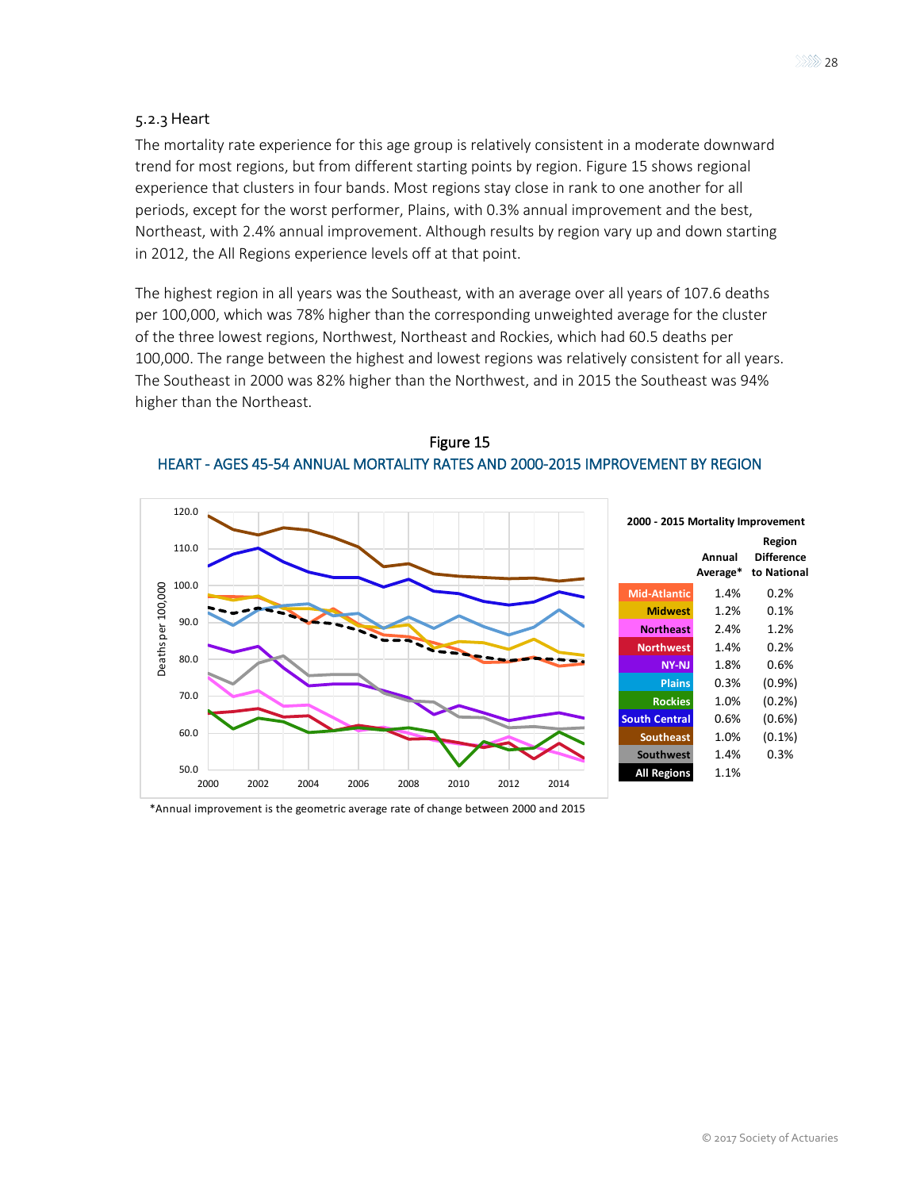### 5.2.3 Heart

The mortality rate experience for this age group is relatively consistent in a moderate downward trend for most regions, but from different starting points by region. Figure 15 shows regional experience that clusters in four bands. Most regions stay close in rank to one another for all periods, except for the worst performer, Plains, with 0.3% annual improvement and the best, Northeast, with 2.4% annual improvement. Although results by region vary up and down starting in 2012, the All Regions experience levels off at that point.

The highest region in all years was the Southeast, with an average over all years of 107.6 deaths per 100,000, which was 78% higher than the corresponding unweighted average for the cluster of the three lowest regions, Northwest, Northeast and Rockies, which had 60.5 deaths per 100,000. The range between the highest and lowest regions was relatively consistent for all years. The Southeast in 2000 was 82% higher than the Northwest, and in 2015 the Southeast was 94% higher than the Northeast.

Figure 15

HEART - AGES 45-54 ANNUAL MORTALITY RATES AND 2000-2015 IMPROVEMENT BY REGION

2000 - 2015 Mortality Improvement

| | Annual Average* | Region Difference to National |
|---|---|---|
| Mid-Atlantic | 1.4% | 0.2% |
| Midwest | 1.2% | 0.1% |
| Northeast | 2.4% | 1.2% |
| Northwest | 1.4% | 0.2% |
| NY-NJ | 1.8% | 0.6% |
| Plains | 0.3% | (0.9%) |
| Rockies | 1.0% | (0.2%) |
| South Central | 0.6% | (0.6%) |
| Southeast | 1.0% | (0.1%) |
| Southwest | 1.4% | 0.3% |
| All Regions | 1.1% | |

*Annual improvement is the geometric average rate of change between 2000 and 2015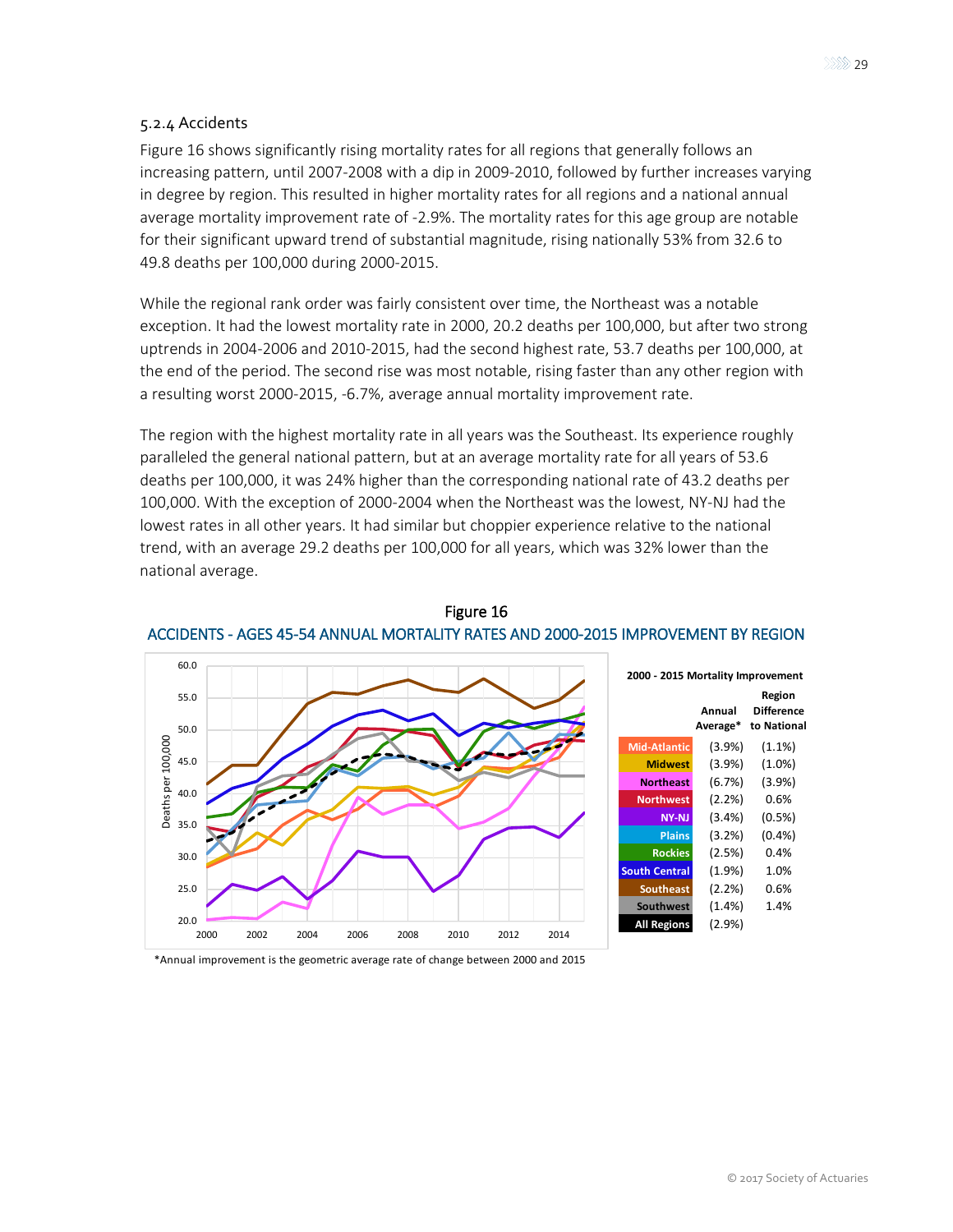### 5.2.4 Accidents

Figure 16 shows significantly rising mortality rates for all regions that generally follows an increasing pattern, until 2007-2008 with a dip in 2009-2010, followed by further increases varying in degree by region. This resulted in higher mortality rates for all regions and a national annual average mortality improvement rate of -2.9%. The mortality rates for this age group are notable for their significant upward trend of substantial magnitude, rising nationally 53% from 32.6 to 49.8 deaths per 100,000 during 2000-2015.

While the regional rank order was fairly consistent over time, the Northeast was a notable exception. It had the lowest mortality rate in 2000, 20.2 deaths per 100,000, but after two strong uptrends in 2004-2006 and 2010-2015, had the second highest rate, 53.7 deaths per 100,000, at the end of the period. The second rise was most notable, rising faster than any other region with a resulting worst 2000-2015, -6.7%, average annual mortality improvement rate.

The region with the highest mortality rate in all years was the Southeast. Its experience roughly paralleled the general national pattern, but at an average mortality rate for all years of 53.6 deaths per 100,000, it was 24% higher than the corresponding national rate of 43.2 deaths per 100,000. With the exception of 2000-2004 when the Northeast was the lowest, NY-NJ had the lowest rates in all other years. It had similar but choppier experience relative to the national trend, with an average 29.2 deaths per 100,000 for all years, which was 32% lower than the national average.

Figure 16

ACCIDENTS - AGES 45-54 ANNUAL MORTALITY RATES AND 2000-2015 IMPROVEMENT BY REGION

**2000 - 2015 Mortality Improvement**

| | Annual Average* | Region Difference to National |
|---|---|---|
| Mid-Atlantic | (3.9%) | (1.1%) |
| Midwest | (3.9%) | (1.0%) |
| Northeast | (6.7%) | (3.9%) |
| Northwest | (2.2%) | 0.6% |
| NY-NJ | (3.4%) | (0.5%) |
| Plains | (3.2%) | (0.4%) |
| Rockies | (2.5%) | 0.4% |
| South Central | (1.9%) | 1.0% |
| Southeast | (2.2%) | 0.6% |
| Southwest | (1.4%) | 1.4% |
| All Regions | (2.9%) | |

*Annual improvement is the geometric average rate of change between 2000 and 2015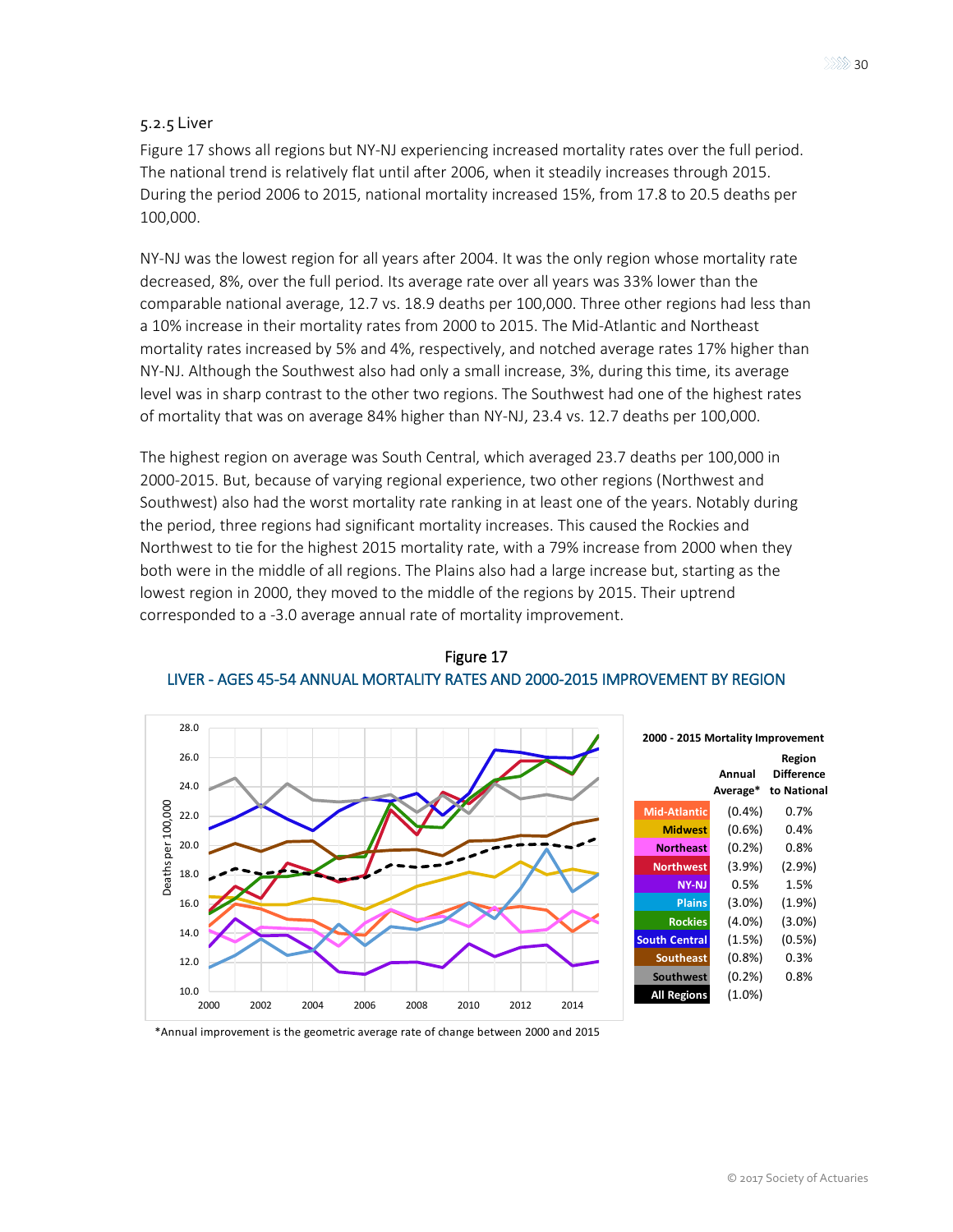### 5.2.5 Liver

Figure 17 shows all regions but NY-NJ experiencing increased mortality rates over the full period. The national trend is relatively flat until after 2006, when it steadily increases through 2015. During the period 2006 to 2015, national mortality increased 15%, from 17.8 to 20.5 deaths per 100,000.

NY-NJ was the lowest region for all years after 2004. It was the only region whose mortality rate decreased, 8%, over the full period. Its average rate over all years was 33% lower than the comparable national average, 12.7 vs. 18.9 deaths per 100,000. Three other regions had less than a 10% increase in their mortality rates from 2000 to 2015. The Mid-Atlantic and Northeast mortality rates increased by 5% and 4%, respectively, and notched average rates 17% higher than NY-NJ. Although the Southwest also had only a small increase, 3%, during this time, its average level was in sharp contrast to the other two regions. The Southwest had one of the highest rates of mortality that was on average 84% higher than NY-NJ, 23.4 vs. 12.7 deaths per 100,000.

The highest region on average was South Central, which averaged 23.7 deaths per 100,000 in 2000-2015. But, because of varying regional experience, two other regions (Northwest and Southwest) also had the worst mortality rate ranking in at least one of the years. Notably during the period, three regions had significant mortality increases. This caused the Rockies and Northwest to tie for the highest 2015 mortality rate, with a 79% increase from 2000 when they both were in the middle of all regions. The Plains also had a large increase but, starting as the lowest region in 2000, they moved to the middle of the regions by 2015. Their uptrend corresponded to a -3.0 average annual rate of mortality improvement.

Figure 17

LIVER - AGES 45-54 ANNUAL MORTALITY RATES AND 2000-2015 IMPROVEMENT BY REGION

**2000 - 2015 Mortality Improvement**

| | Annual Average* | Region Difference to National |
|---|---|---|
| Mid-Atlantic | (0.4%) | 0.7% |
| Midwest | (0.6%) | 0.4% |
| Northeast | (0.2%) | 0.8% |
| Northwest | (3.9%) | (2.9%) |
| NY-NJ | 0.5% | 1.5% |
| Plains | (3.0%) | (1.9%) |
| Rockies | (4.0%) | (3.0%) |
| South Central | (1.5%) | (0.5%) |
| Southeast | (0.8%) | 0.3% |
| Southwest | (0.2%) | 0.8% |
| All Regions | (1.0%) | |

*Annual improvement is the geometric average rate of change between 2000 and 2015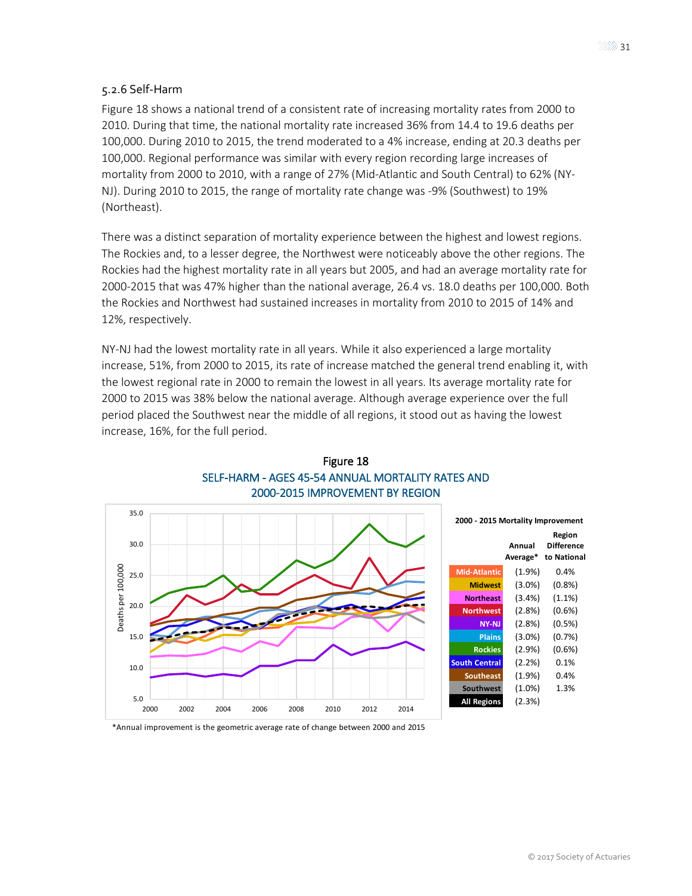### 5.2.6 Self-Harm

Figure 18 shows a national trend of a consistent rate of increasing mortality rates from 2000 to 2010. During that time, the national mortality rate increased 36% from 14.4 to 19.6 deaths per 100,000. During 2010 to 2015, the trend moderated to a 4% increase, ending at 20.3 deaths per 100,000. Regional performance was similar with every region recording large increases of mortality from 2000 to 2010, with a range of 27% (Mid-Atlantic and South Central) to 62% (NY-NJ). During 2010 to 2015, the range of mortality rate change was -9% (Southwest) to 19% (Northeast).

There was a distinct separation of mortality experience between the highest and lowest regions. The Rockies and, to a lesser degree, the Northwest were noticeably above the other regions. The Rockies had the highest mortality rate in all years but 2005, and had an average mortality rate for 2000-2015 that was 47% higher than the national average, 26.4 vs. 18.0 deaths per 100,000. Both the Rockies and Northwest had sustained increases in mortality from 2010 to 2015 of 14% and 12%, respectively.

NY-NJ had the lowest mortality rate in all years. While it also experienced a large mortality increase, 51%, from 2000 to 2015, its rate of increase matched the general trend enabling it, with the lowest regional rate in 2000 to remain the lowest in all years. Its average mortality rate for 2000 to 2015 was 38% below the national average. Although average experience over the full period placed the Southwest near the middle of all regions, it stood out as having the lowest increase, 16%, for the full period.

Figure 18

SELF-HARM - AGES 45-54 ANNUAL MORTALITY RATES AND 2000-2015 IMPROVEMENT BY REGION

**2000 - 2015 Mortality Improvement**

| | Annual Average* | Region Difference to National |
|---|---|---|
| Mid-Atlantic | (1.9%) | 0.4% |
| Midwest | (3.0%) | (0.8%) |
| Northeast | (3.4%) | (1.1%) |
| Northwest | (2.8%) | (0.6%) |
| NY-NJ | (2.8%) | (0.5%) |
| Plains | (3.0%) | (0.7%) |
| Rockies | (2.9%) | (0.6%) |
| South Central | (2.2%) | 0.1% |
| Southeast | (1.9%) | 0.4% |
| Southwest | (1.0%) | 1.3% |
| All Regions | (2.3%) | |

*Annual improvement is the geometric average rate of change between 2000 and 2015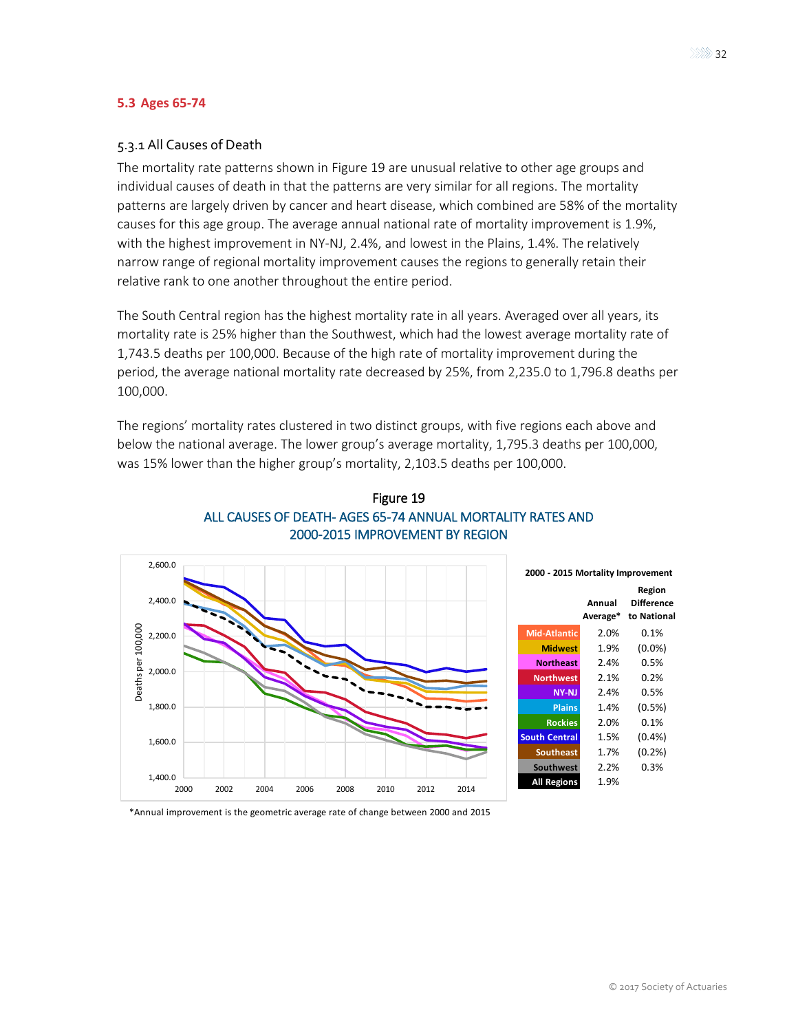## 5.3 Ages 65-74

### 5.3.1 All Causes of Death

The mortality rate patterns shown in Figure 19 are unusual relative to other age groups and individual causes of death in that the patterns are very similar for all regions. The mortality patterns are largely driven by cancer and heart disease, which combined are 58% of the mortality causes for this age group. The average annual national rate of mortality improvement is 1.9%, with the highest improvement in NY-NJ, 2.4%, and lowest in the Plains, 1.4%. The relatively narrow range of regional mortality improvement causes the regions to generally retain their relative rank to one another throughout the entire period.

The South Central region has the highest mortality rate in all years. Averaged over all years, its mortality rate is 25% higher than the Southwest, which had the lowest average mortality rate of 1,743.5 deaths per 100,000. Because of the high rate of mortality improvement during the period, the average national mortality rate decreased by 25%, from 2,235.0 to 1,796.8 deaths per 100,000.

The regions' mortality rates clustered in two distinct groups, with five regions each above and below the national average. The lower group's average mortality, 1,795.3 deaths per 100,000, was 15% lower than the higher group's mortality, 2,103.5 deaths per 100,000.

Figure 19

ALL CAUSES OF DEATH- AGES 65-74 ANNUAL MORTALITY RATES AND 2000-2015 IMPROVEMENT BY REGION

**2000 - 2015 Mortality Improvement**

| | Annual Average* | Region Difference to National |
|---|---|---|
| Mid-Atlantic | 2.0% | 0.1% |
| Midwest | 1.9% | (0.0%) |
| Northeast | 2.4% | 0.5% |
| Northwest | 2.1% | 0.2% |
| NY-NJ | 2.4% | 0.5% |
| Plains | 1.4% | (0.5%) |
| Rockies | 2.0% | 0.1% |
| South Central | 1.5% | (0.4%) |
| Southeast | 1.7% | (0.2%) |
| Southwest | 2.2% | 0.3% |
| All Regions | 1.9% | |

*Annual improvement is the geometric average rate of change between 2000 and 2015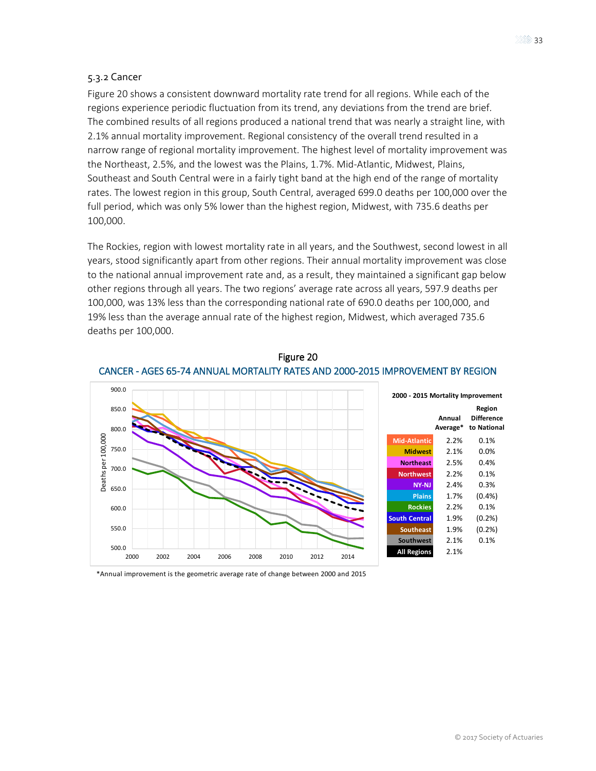### 5.3.2 Cancer

Figure 20 shows a consistent downward mortality rate trend for all regions. While each of the regions experience periodic fluctuation from its trend, any deviations from the trend are brief. The combined results of all regions produced a national trend that was nearly a straight line, with 2.1% annual mortality improvement. Regional consistency of the overall trend resulted in a narrow range of regional mortality improvement. The highest level of mortality improvement was the Northeast, 2.5%, and the lowest was the Plains, 1.7%. Mid-Atlantic, Midwest, Plains, Southeast and South Central were in a fairly tight band at the high end of the range of mortality rates. The lowest region in this group, South Central, averaged 699.0 deaths per 100,000 over the full period, which was only 5% lower than the highest region, Midwest, with 735.6 deaths per 100,000.

The Rockies, region with lowest mortality rate in all years, and the Southwest, second lowest in all years, stood significantly apart from other regions. Their annual mortality improvement was close to the national annual improvement rate and, as a result, they maintained a significant gap below other regions through all years. The two regions' average rate across all years, 597.9 deaths per 100,000, was 13% less than the corresponding national rate of 690.0 deaths per 100,000, and 19% less than the average annual rate of the highest region, Midwest, which averaged 735.6 deaths per 100,000.

Figure 20

CANCER - AGES 65-74 ANNUAL MORTALITY RATES AND 2000-2015 IMPROVEMENT BY REGION

**2000 - 2015 Mortality Improvement**

| Region | Annual Average* | Region Difference to National |
|---|---|---|
| Mid-Atlantic | 2.2% | 0.1% |
| Midwest | 2.1% | 0.0% |
| Northeast | 2.5% | 0.4% |
| Northwest | 2.2% | 0.1% |
| NY-NJ | 2.4% | 0.3% |
| Plains | 1.7% | (0.4%) |
| Rockies | 2.2% | 0.1% |
| South Central | 1.9% | (0.2%) |
| Southeast | 1.9% | (0.2%) |
| Southwest | 2.1% | 0.1% |
| All Regions | 2.1% | |

*Annual improvement is the geometric average rate of change between 2000 and 2015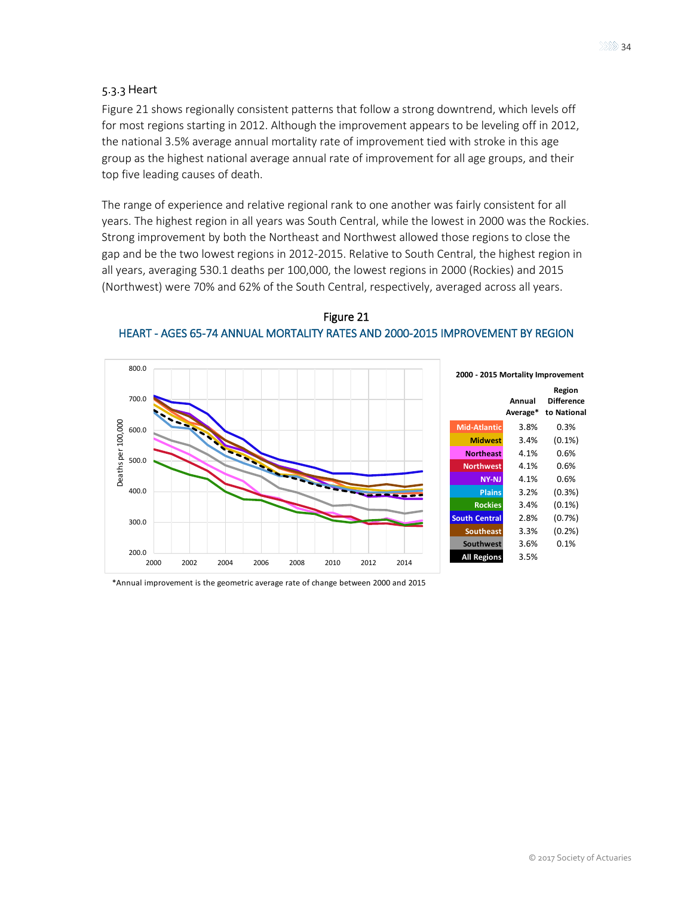### 5.3.3 Heart

Figure 21 shows regionally consistent patterns that follow a strong downtrend, which levels off for most regions starting in 2012. Although the improvement appears to be leveling off in 2012, the national 3.5% average annual mortality rate of improvement tied with stroke in this age group as the highest national average annual rate of improvement for all age groups, and their top five leading causes of death.

The range of experience and relative regional rank to one another was fairly consistent for all years. The highest region in all years was South Central, while the lowest in 2000 was the Rockies. Strong improvement by both the Northeast and Northwest allowed those regions to close the gap and be the two lowest regions in 2012-2015. Relative to South Central, the highest region in all years, averaging 530.1 deaths per 100,000, the lowest regions in 2000 (Rockies) and 2015 (Northwest) were 70% and 62% of the South Central, respectively, averaged across all years.

Figure 21

HEART - AGES 65-74 ANNUAL MORTALITY RATES AND 2000-2015 IMPROVEMENT BY REGION

**2000 - 2015 Mortality Improvement**

| | Annual Average* | Region Difference to National |
|---|---|---|
| Mid-Atlantic | 3.8% | 0.3% |
| Midwest | 3.4% | (0.1%) |
| Northeast | 4.1% | 0.6% |
| Northwest | 4.1% | 0.6% |
| NY-NJ | 4.1% | 0.6% |
| Plains | 3.2% | (0.3%) |
| Rockies | 3.4% | (0.1%) |
| South Central | 2.8% | (0.7%) |
| Southeast | 3.3% | (0.2%) |
| Southwest | 3.6% | 0.1% |
| All Regions | 3.5% | |

*Annual improvement is the geometric average rate of change between 2000 and 2015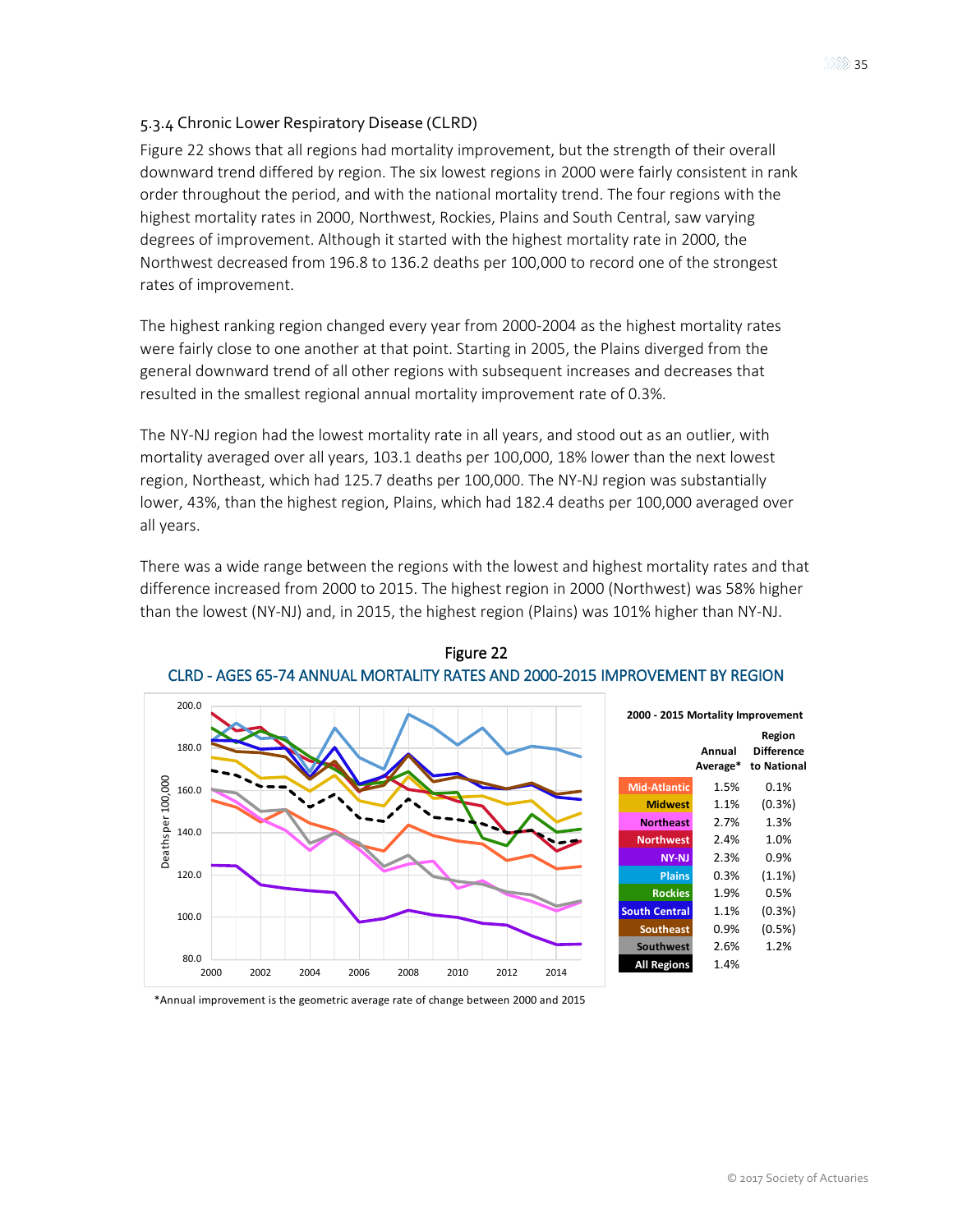### 5.3.4 Chronic Lower Respiratory Disease (CLRD)

Figure 22 shows that all regions had mortality improvement, but the strength of their overall downward trend differed by region. The six lowest regions in 2000 were fairly consistent in rank order throughout the period, and with the national mortality trend. The four regions with the highest mortality rates in 2000, Northwest, Rockies, Plains and South Central, saw varying degrees of improvement. Although it started with the highest mortality rate in 2000, the Northwest decreased from 196.8 to 136.2 deaths per 100,000 to record one of the strongest rates of improvement.

The highest ranking region changed every year from 2000-2004 as the highest mortality rates were fairly close to one another at that point. Starting in 2005, the Plains diverged from the general downward trend of all other regions with subsequent increases and decreases that resulted in the smallest regional annual mortality improvement rate of 0.3%.

The NY-NJ region had the lowest mortality rate in all years, and stood out as an outlier, with mortality averaged over all years, 103.1 deaths per 100,000, 18% lower than the next lowest region, Northeast, which had 125.7 deaths per 100,000. The NY-NJ region was substantially lower, 43%, than the highest region, Plains, which had 182.4 deaths per 100,000 averaged over all years.

There was a wide range between the regions with the lowest and highest mortality rates and that difference increased from 2000 to 2015. The highest region in 2000 (Northwest) was 58% higher than the lowest (NY-NJ) and, in 2015, the highest region (Plains) was 101% higher than NY-NJ.

Figure 22

CLRD - AGES 65-74 ANNUAL MORTALITY RATES AND 2000-2015 IMPROVEMENT BY REGION

**2000 - 2015 Mortality Improvement**

| | Annual Average* | Region Difference to National |
|---|---|---|
| Mid-Atlantic | 1.5% | 0.1% |
| Midwest | 1.1% | (0.3%) |
| Northeast | 2.7% | 1.3% |
| Northwest | 2.4% | 1.0% |
| NY-NJ | 2.3% | 0.9% |
| Plains | 0.3% | (1.1%) |
| Rockies | 1.9% | 0.5% |
| South Central | 1.1% | (0.3%) |
| Southeast | 0.9% | (0.5%) |
| Southwest | 2.6% | 1.2% |
| All Regions | 1.4% | |

*Annual improvement is the geometric average rate of change between 2000 and 2015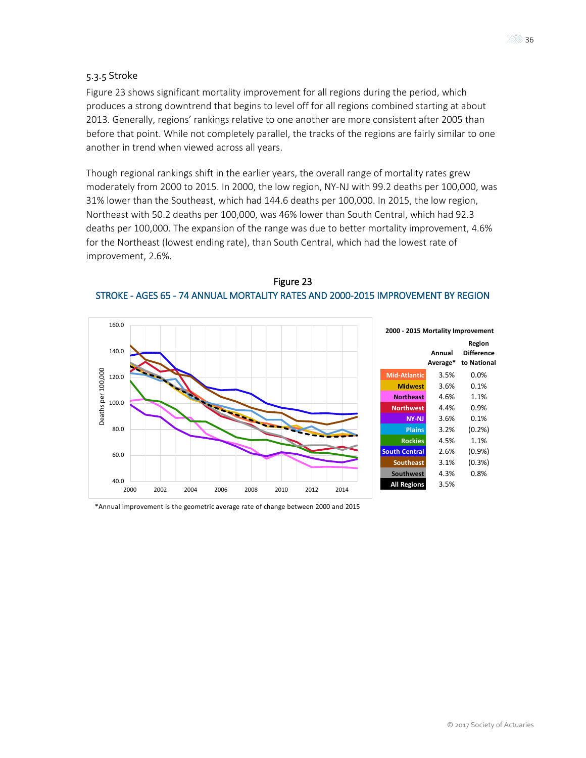### 5.3.5 Stroke

Figure 23 shows significant mortality improvement for all regions during the period, which produces a strong downtrend that begins to level off for all regions combined starting at about 2013. Generally, regions' rankings relative to one another are more consistent after 2005 than before that point. While not completely parallel, the tracks of the regions are fairly similar to one another in trend when viewed across all years.

Though regional rankings shift in the earlier years, the overall range of mortality rates grew moderately from 2000 to 2015. In 2000, the low region, NY-NJ with 99.2 deaths per 100,000, was 31% lower than the Southeast, which had 144.6 deaths per 100,000. In 2015, the low region, Northeast with 50.2 deaths per 100,000, was 46% lower than South Central, which had 92.3 deaths per 100,000. The expansion of the range was due to better mortality improvement, 4.6% for the Northeast (lowest ending rate), than South Central, which had the lowest rate of improvement, 2.6%.

Figure 23

STROKE - AGES 65 - 74 ANNUAL MORTALITY RATES AND 2000-2015 IMPROVEMENT BY REGION

**2000 - 2015 Mortality Improvement**

| | Annual Average* | Region Difference to National |
|---|---|---|
| Mid-Atlantic | 3.5% | 0.0% |
| Midwest | 3.6% | 0.1% |
| Northeast | 4.6% | 1.1% |
| Northwest | 4.4% | 0.9% |
| NY-NJ | 3.6% | 0.1% |
| Plains | 3.2% | (0.2%) |
| Rockies | 4.5% | 1.1% |
| South Central | 2.6% | (0.9%) |
| Southeast | 3.1% | (0.3%) |
| Southwest | 4.3% | 0.8% |
| All Regions | 3.5% | |

*Annual improvement is the geometric average rate of change between 2000 and 2015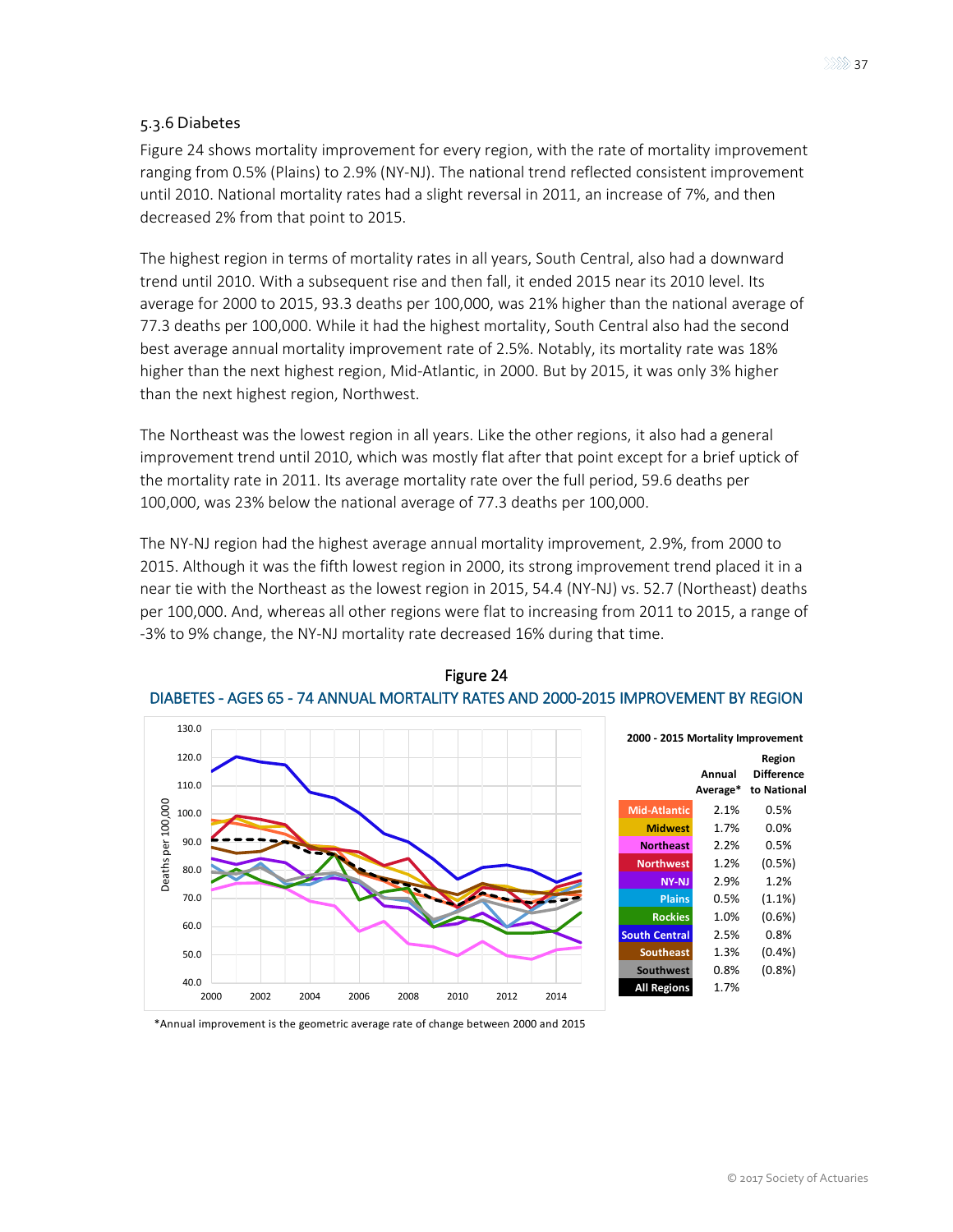### 5.3.6 Diabetes

Figure 24 shows mortality improvement for every region, with the rate of mortality improvement ranging from 0.5% (Plains) to 2.9% (NY-NJ). The national trend reflected consistent improvement until 2010. National mortality rates had a slight reversal in 2011, an increase of 7%, and then decreased 2% from that point to 2015.

The highest region in terms of mortality rates in all years, South Central, also had a downward trend until 2010. With a subsequent rise and then fall, it ended 2015 near its 2010 level. Its average for 2000 to 2015, 93.3 deaths per 100,000, was 21% higher than the national average of 77.3 deaths per 100,000. While it had the highest mortality, South Central also had the second best average annual mortality improvement rate of 2.5%. Notably, its mortality rate was 18% higher than the next highest region, Mid-Atlantic, in 2000. But by 2015, it was only 3% higher than the next highest region, Northwest.

The Northeast was the lowest region in all years. Like the other regions, it also had a general improvement trend until 2010, which was mostly flat after that point except for a brief uptick of the mortality rate in 2011. Its average mortality rate over the full period, 59.6 deaths per 100,000, was 23% below the national average of 77.3 deaths per 100,000.

The NY-NJ region had the highest average annual mortality improvement, 2.9%, from 2000 to 2015. Although it was the fifth lowest region in 2000, its strong improvement trend placed it in a near tie with the Northeast as the lowest region in 2015, 54.4 (NY-NJ) vs. 52.7 (Northeast) deaths per 100,000. And, whereas all other regions were flat to increasing from 2011 to 2015, a range of -3% to 9% change, the NY-NJ mortality rate decreased 16% during that time.

Figure 24

DIABETES - AGES 65 - 74 ANNUAL MORTALITY RATES AND 2000-2015 IMPROVEMENT BY REGION

2000 - 2015 Mortality Improvement

| | Annual Average* | Region Difference to National |
|---|---|---|
| Mid-Atlantic | 2.1% | 0.5% |
| Midwest | 1.7% | 0.0% |
| Northeast | 2.2% | 0.5% |
| Northwest | 1.2% | (0.5%) |
| NY-NJ | 2.9% | 1.2% |
| Plains | 0.5% | (1.1%) |
| Rockies | 1.0% | (0.6%) |
| South Central | 2.5% | 0.8% |
| Southeast | 1.3% | (0.4%) |
| Southwest | 0.8% | (0.8%) |
| All Regions | 1.7% | |

*Annual improvement is the geometric average rate of change between 2000 and 2015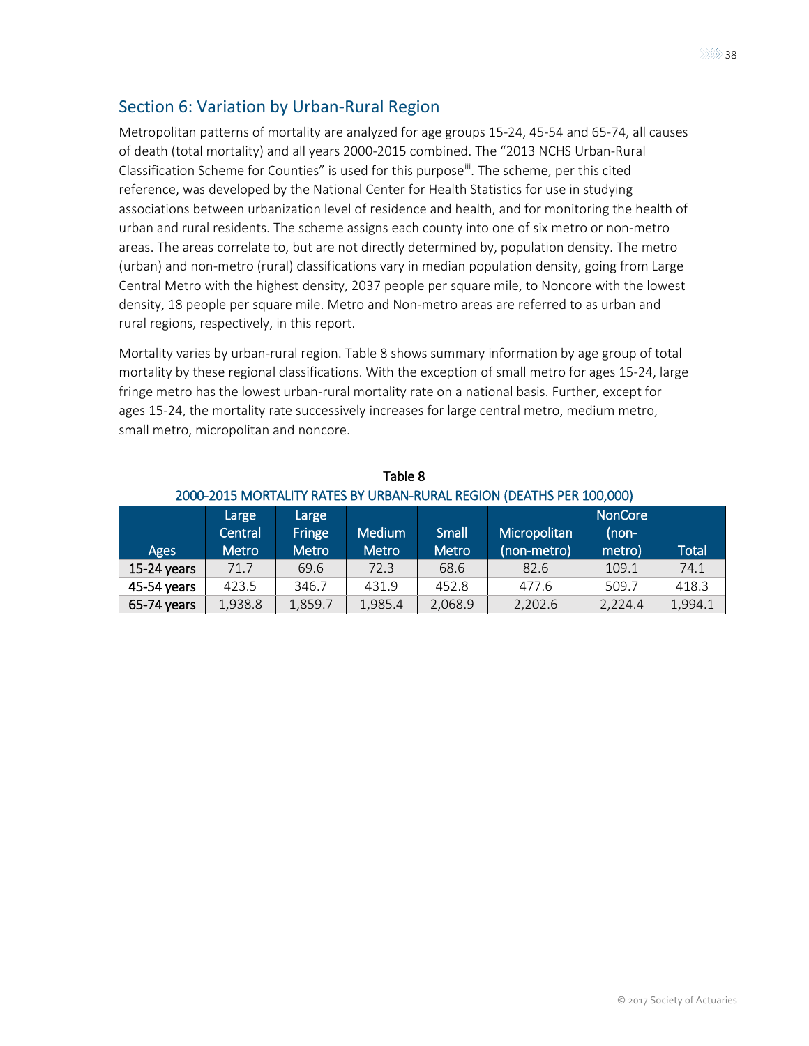## Section 6: Variation by Urban-Rural Region

Metropolitan patterns of mortality are analyzed for age groups 15-24, 45-54 and 65-74, all causes of death (total mortality) and all years 2000-2015 combined. The "2013 NCHS Urban-Rural Classification Scheme for Counties" is used for this purpose[iii]. The scheme, per this cited reference, was developed by the National Center for Health Statistics for use in studying associations between urbanization level of residence and health, and for monitoring the health of urban and rural residents. The scheme assigns each county into one of six metro or non-metro areas. The areas correlate to, but are not directly determined by, population density. The metro (urban) and non-metro (rural) classifications vary in median population density, going from Large Central Metro with the highest density, 2037 people per square mile, to Noncore with the lowest density, 18 people per square mile. Metro and Non-metro areas are referred to as urban and rural regions, respectively, in this report.

Mortality varies by urban-rural region. Table 8 shows summary information by age group of total mortality by these regional classifications. With the exception of small metro for ages 15-24, large fringe metro has the lowest urban-rural mortality rate on a national basis. Further, except for ages 15-24, the mortality rate successively increases for large central metro, medium metro, small metro, micropolitan and noncore.

Table 8

2000-2015 MORTALITY RATES BY URBAN-RURAL REGION (DEATHS PER 100,000)

| Ages | Large Central Metro | Large Fringe Metro | Medium Metro | Small Metro | Micropolitan (non-metro) | NonCore (non-metro) | Total |
|---|---|---|---|---|---|---|---|
| 15-24 years | 71.7 | 69.6 | 72.3 | 68.6 | 82.6 | 109.1 | 74.1 |
| 45-54 years | 423.5 | 346.7 | 431.9 | 452.8 | 477.6 | 509.7 | 418.3 |
| 65-74 years | 1,938.8 | 1,859.7 | 1,985.4 | 2,068.9 | 2,202.6 | 2,224.4 | 1,994.1 |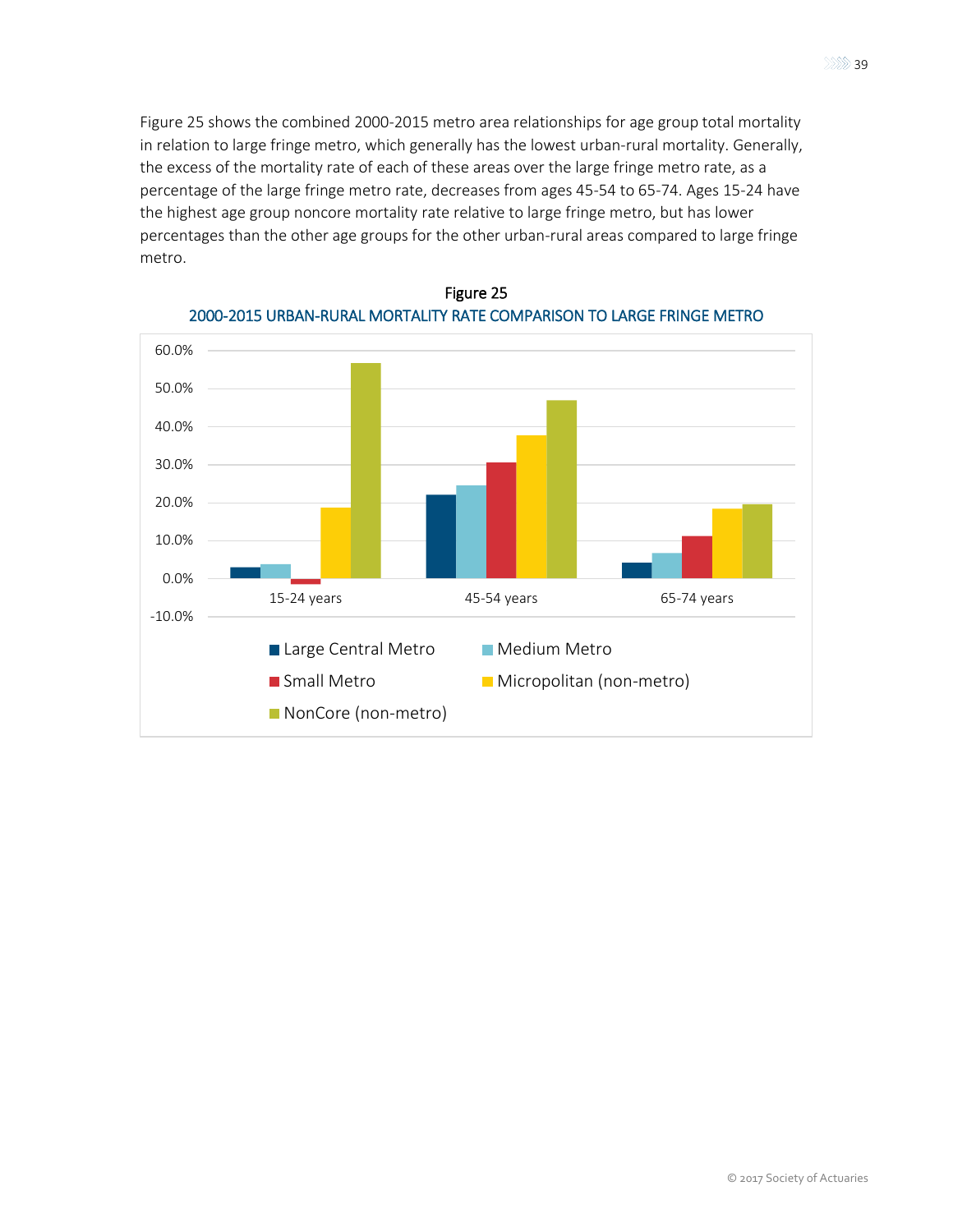Figure 25 shows the combined 2000-2015 metro area relationships for age group total mortality in relation to large fringe metro, which generally has the lowest urban-rural mortality. Generally, the excess of the mortality rate of each of these areas over the large fringe metro rate, as a percentage of the large fringe metro rate, decreases from ages 45-54 to 65-74. Ages 15-24 have the highest age group noncore mortality rate relative to large fringe metro, but has lower percentages than the other age groups for the other urban-rural areas compared to large fringe metro.

Figure 25

2000-2015 URBAN-RURAL MORTALITY RATE COMPARISON TO LARGE FRINGE METRO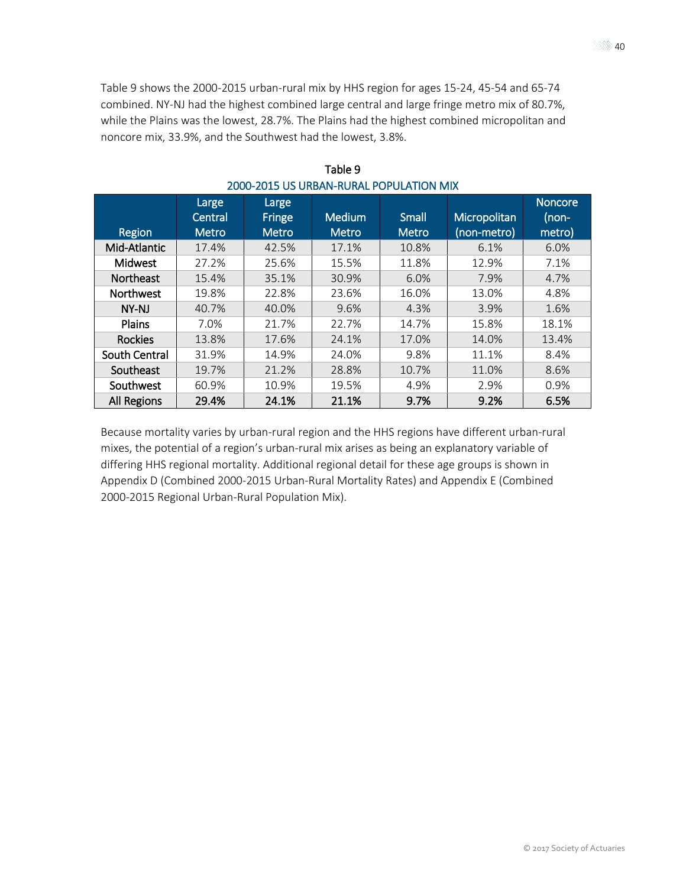Table 9 shows the 2000-2015 urban-rural mix by HHS region for ages 15-24, 45-54 and 65-74 combined. NY-NJ had the highest combined large central and large fringe metro mix of 80.7%, while the Plains was the lowest, 28.7%. The Plains had the highest combined micropolitan and noncore mix, 33.9%, and the Southwest had the lowest, 3.8%.

Table 9
2000-2015 US URBAN-RURAL POPULATION MIX

| Region | Large Central Metro | Large Fringe Metro | Medium Metro | Small Metro | Micropolitan (non-metro) | Noncore (non-metro) |
|---|---|---|---|---|---|---|
| Mid-Atlantic | 17.4% | 42.5% | 17.1% | 10.8% | 6.1% | 6.0% |
| Midwest | 27.2% | 25.6% | 15.5% | 11.8% | 12.9% | 7.1% |
| Northeast | 15.4% | 35.1% | 30.9% | 6.0% | 7.9% | 4.7% |
| Northwest | 19.8% | 22.8% | 23.6% | 16.0% | 13.0% | 4.8% |
| NY-NJ | 40.7% | 40.0% | 9.6% | 4.3% | 3.9% | 1.6% |
| Plains | 7.0% | 21.7% | 22.7% | 14.7% | 15.8% | 18.1% |
| Rockies | 13.8% | 17.6% | 24.1% | 17.0% | 14.0% | 13.4% |
| South Central | 31.9% | 14.9% | 24.0% | 9.8% | 11.1% | 8.4% |
| Southeast | 19.7% | 21.2% | 28.8% | 10.7% | 11.0% | 8.6% |
| Southwest | 60.9% | 10.9% | 19.5% | 4.9% | 2.9% | 0.9% |
| **All Regions** | **29.4%** | **24.1%** | **21.1%** | **9.7%** | **9.2%** | **6.5%** |

Because mortality varies by urban-rural region and the HHS regions have different urban-rural mixes, the potential of a region's urban-rural mix arises as being an explanatory variable of differing HHS regional mortality. Additional regional detail for these age groups is shown in Appendix D (Combined 2000-2015 Urban-Rural Mortality Rates) and Appendix E (Combined 2000-2015 Regional Urban-Rural Population Mix).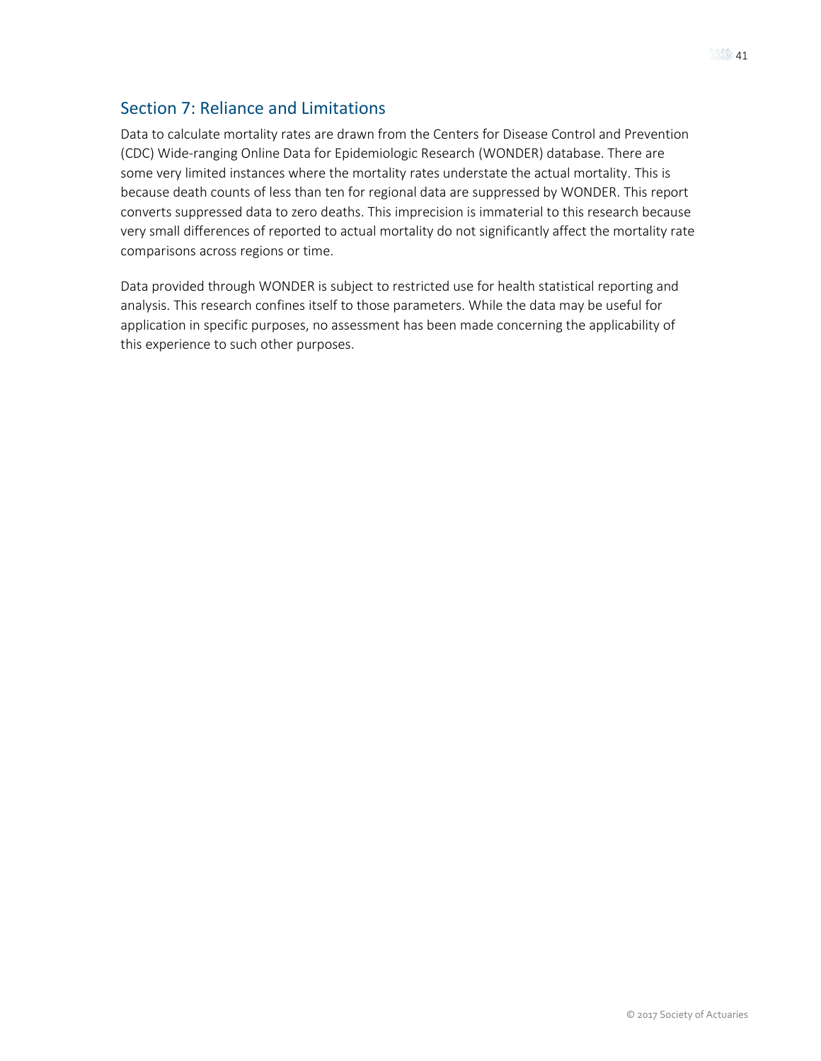## Section 7: Reliance and Limitations

Data to calculate mortality rates are drawn from the Centers for Disease Control and Prevention (CDC) Wide-ranging Online Data for Epidemiologic Research (WONDER) database. There are some very limited instances where the mortality rates understate the actual mortality. This is because death counts of less than ten for regional data are suppressed by WONDER. This report converts suppressed data to zero deaths. This imprecision is immaterial to this research because very small differences of reported to actual mortality do not significantly affect the mortality rate comparisons across regions or time.

Data provided through WONDER is subject to restricted use for health statistical reporting and analysis. This research confines itself to those parameters. While the data may be useful for application in specific purposes, no assessment has been made concerning the applicability of this experience to such other purposes.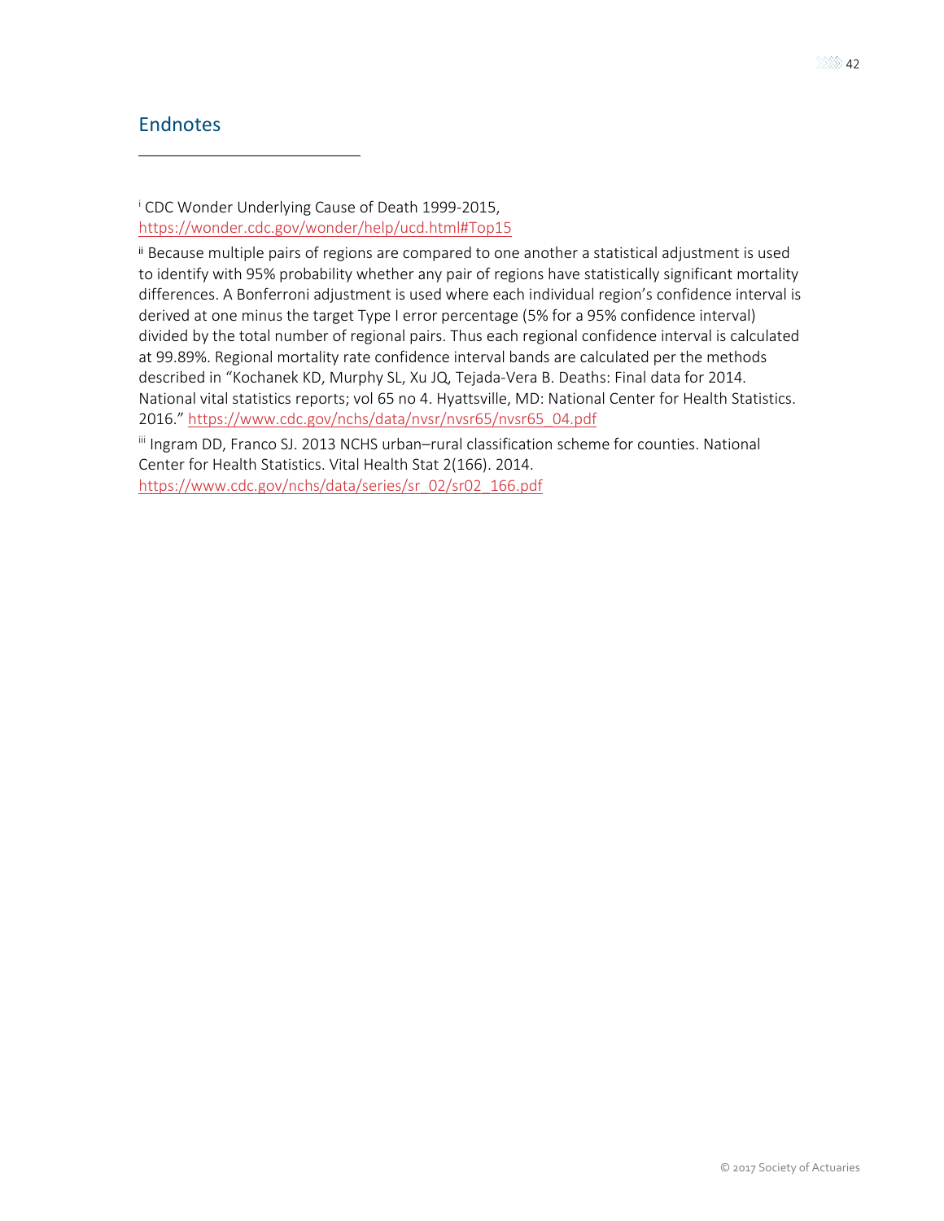## Endnotes

[i] CDC Wonder Underlying Cause of Death 1999-2015, https://wonder.cdc.gov/wonder/help/ucd.html#Top15

[ii] Because multiple pairs of regions are compared to one another a statistical adjustment is used to identify with 95% probability whether any pair of regions have statistically significant mortality differences. A Bonferroni adjustment is used where each individual region's confidence interval is derived at one minus the target Type I error percentage (5% for a 95% confidence interval) divided by the total number of regional pairs. Thus each regional confidence interval is calculated at 99.89%. Regional mortality rate confidence interval bands are calculated per the methods described in "Kochanek KD, Murphy SL, Xu JQ, Tejada-Vera B. Deaths: Final data for 2014. National vital statistics reports; vol 65 no 4. Hyattsville, MD: National Center for Health Statistics. 2016." https://www.cdc.gov/nchs/data/nvsr/nvsr65/nvsr65_04.pdf

[iii] Ingram DD, Franco SJ. 2013 NCHS urban–rural classification scheme for counties. National Center for Health Statistics. Vital Health Stat 2(166). 2014. https://www.cdc.gov/nchs/data/series/sr_02/sr02_166.pdf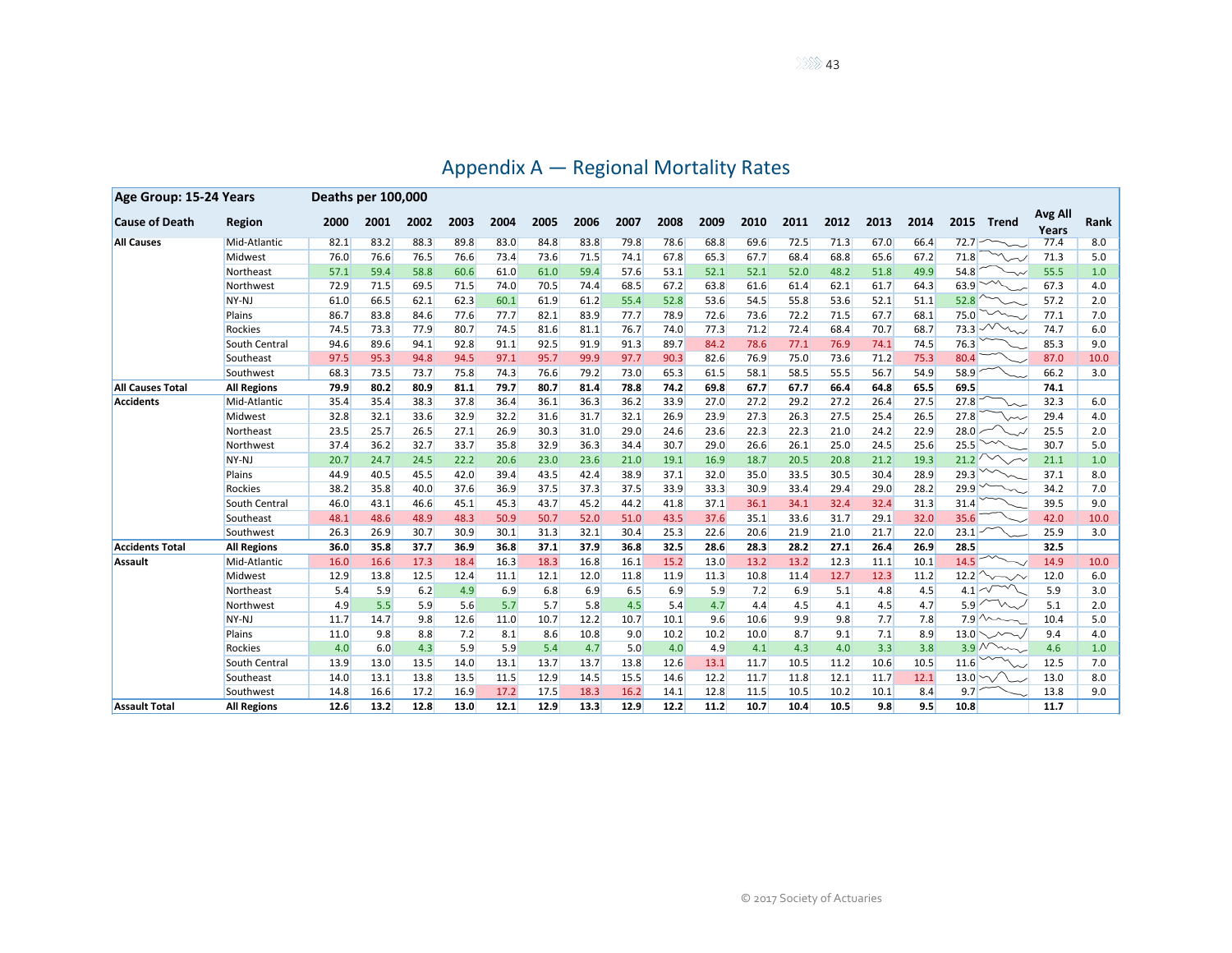# Appendix A — Regional Mortality Rates

| Age Group: 15-24 Years | | Deaths per 100,000 | | | | | | | | | | | | | | | | | | |
|---|---|---|---|---|---|---|---|---|---|---|---|---|---|---|---|---|---|---|---|---|
| **Cause of Death** | **Region** | **2000** | **2001** | **2002** | **2003** | **2004** | **2005** | **2006** | **2007** | **2008** | **2009** | **2010** | **2011** | **2012** | **2013** | **2014** | **2015** | **Trend** | **Avg All Years** | **Rank** |
| **All Causes** | Mid-Atlantic | 82.1 | 83.2 | 88.3 | 89.8 | 83.0 | 84.8 | 83.8 | 79.8 | 78.6 | 68.8 | 69.6 | 72.5 | 71.3 | 67.0 | 66.4 | 72.7 | | 77.4 | 8.0 |
| | Midwest | 76.0 | 76.6 | 76.5 | 76.6 | 73.4 | 73.6 | 71.5 | 74.1 | 67.8 | 65.3 | 67.7 | 68.4 | 68.8 | 65.6 | 67.2 | 71.8 | | 71.3 | 5.0 |
| | Northeast | 57.1 | 59.4 | 58.8 | 60.6 | 61.0 | 61.0 | 59.4 | 57.6 | 53.1 | 52.1 | 52.1 | 52.0 | 48.2 | 51.8 | 49.9 | 54.8 | | 55.5 | 1.0 |
| | Northwest | 72.9 | 71.5 | 69.5 | 71.5 | 74.0 | 70.5 | 74.4 | 68.5 | 67.2 | 63.8 | 61.6 | 61.4 | 62.1 | 61.7 | 64.3 | 63.9 | | 67.3 | 4.0 |
| | NY-NJ | 61.0 | 66.5 | 62.1 | 62.3 | 60.1 | 61.9 | 61.2 | 55.4 | 52.8 | 53.6 | 54.5 | 55.8 | 53.6 | 52.1 | 51.1 | 52.8 | | 57.2 | 2.0 |
| | Plains | 86.7 | 83.8 | 84.6 | 77.6 | 77.7 | 82.1 | 83.9 | 77.7 | 78.9 | 72.6 | 73.6 | 72.2 | 71.5 | 67.7 | 68.1 | 75.0 | | 77.1 | 7.0 |
| | Rockies | 74.5 | 73.3 | 77.9 | 80.7 | 74.5 | 81.6 | 81.1 | 76.7 | 74.0 | 77.3 | 71.2 | 72.4 | 68.4 | 70.7 | 68.7 | 73.3 | | 74.7 | 6.0 |
| | South Central | 94.6 | 89.6 | 94.1 | 92.8 | 91.1 | 92.5 | 91.9 | 91.3 | 89.7 | 84.2 | 78.6 | 77.1 | 76.9 | 74.1 | 74.5 | 76.3 | | 85.3 | 9.0 |
| | Southeast | 97.5 | 95.3 | 94.8 | 94.5 | 97.1 | 95.7 | 99.9 | 97.7 | 90.3 | 82.6 | 76.9 | 75.0 | 73.6 | 71.2 | 75.3 | 80.4 | | 87.0 | 10.0 |
| | Southwest | 68.3 | 73.5 | 73.7 | 75.8 | 74.3 | 76.6 | 79.2 | 73.0 | 65.3 | 61.5 | 58.1 | 58.5 | 55.5 | 56.7 | 54.9 | 58.9 | | 66.2 | 3.0 |
| **All Causes Total** | **All Regions** | **79.9** | **80.2** | **80.9** | **81.1** | **79.7** | **80.7** | **81.4** | **78.8** | **74.2** | **69.8** | **67.7** | **67.7** | **66.4** | **64.8** | **65.5** | **69.5** | | **74.1** | |
| **Accidents** | Mid-Atlantic | 35.4 | 35.4 | 38.3 | 37.8 | 36.4 | 36.1 | 36.3 | 36.2 | 33.9 | 27.0 | 27.2 | 29.2 | 27.2 | 26.4 | 27.5 | 27.8 | | 32.3 | 6.0 |
| | Midwest | 32.8 | 32.1 | 33.6 | 32.9 | 32.2 | 31.6 | 31.7 | 32.1 | 26.9 | 23.9 | 27.3 | 26.3 | 27.5 | 25.4 | 26.5 | 27.8 | | 29.4 | 4.0 |
| | Northeast | 23.5 | 25.7 | 26.5 | 27.1 | 26.9 | 30.3 | 31.0 | 29.0 | 24.6 | 23.6 | 22.3 | 22.3 | 21.0 | 24.2 | 22.9 | 28.0 | | 25.5 | 2.0 |
| | Northwest | 37.4 | 36.2 | 32.7 | 33.7 | 35.8 | 32.9 | 36.3 | 34.4 | 30.7 | 29.0 | 26.6 | 26.1 | 25.0 | 24.5 | 25.6 | 25.5 | | 30.7 | 5.0 |
| | NY-NJ | 20.7 | 24.7 | 24.5 | 22.2 | 20.6 | 23.0 | 23.6 | 21.0 | 19.1 | 16.9 | 18.7 | 20.5 | 20.8 | 21.2 | 19.3 | 21.2 | | 21.1 | 1.0 |
| | Plains | 44.9 | 40.5 | 45.5 | 42.0 | 39.4 | 43.5 | 42.4 | 38.9 | 37.1 | 32.0 | 35.0 | 33.5 | 30.5 | 30.4 | 28.9 | 29.3 | | 37.1 | 8.0 |
| | Rockies | 38.2 | 35.8 | 40.0 | 37.6 | 36.9 | 37.5 | 37.3 | 37.5 | 33.9 | 33.3 | 30.9 | 33.4 | 29.4 | 29.0 | 28.2 | 29.9 | | 34.2 | 7.0 |
| | South Central | 46.0 | 43.1 | 46.6 | 45.1 | 45.3 | 43.7 | 45.2 | 44.2 | 41.8 | 37.1 | 36.1 | 34.1 | 32.4 | 32.4 | 31.3 | 31.4 | | 39.5 | 9.0 |
| | Southeast | 48.1 | 48.6 | 48.9 | 48.3 | 50.9 | 50.7 | 52.0 | 51.0 | 43.5 | 37.6 | 35.1 | 33.6 | 31.7 | 29.1 | 32.0 | 35.6 | | 42.0 | 10.0 |
| | Southwest | 26.3 | 26.9 | 30.7 | 30.9 | 30.1 | 31.3 | 32.1 | 30.4 | 25.3 | 22.6 | 20.6 | 21.9 | 21.7 | 21.7 | 22.0 | 23.1 | | 25.9 | 3.0 |
| **Accidents Total** | **All Regions** | **36.0** | **35.8** | **37.7** | **36.9** | **36.8** | **37.1** | **37.9** | **36.8** | **32.5** | **28.6** | **28.3** | **28.2** | **27.1** | **26.4** | **26.9** | **28.5** | | **32.5** | |
| **Assault** | Mid-Atlantic | 16.0 | 16.6 | 17.3 | 18.4 | 16.3 | 18.3 | 16.8 | 16.1 | 15.2 | 13.0 | 13.2 | 13.2 | 12.3 | 11.1 | 10.1 | 14.5 | | 14.9 | 10.0 |
| | Midwest | 12.9 | 13.8 | 12.5 | 12.4 | 11.1 | 12.1 | 12.0 | 11.8 | 11.9 | 11.3 | 10.8 | 11.4 | 12.7 | 12.3 | 11.2 | 12.2 | | 12.0 | 6.0 |
| | Northeast | 5.4 | 5.9 | 6.2 | 4.9 | 6.9 | 6.8 | 6.9 | 6.5 | 6.9 | 5.9 | 7.2 | 6.9 | 5.1 | 4.8 | 4.5 | 4.1 | | 5.9 | 3.0 |
| | Northwest | 4.9 | 5.5 | 5.9 | 5.6 | 5.7 | 5.7 | 5.8 | 4.5 | 5.4 | 4.7 | 4.4 | 4.5 | 4.1 | 4.5 | 4.7 | 5.9 | | 5.1 | 2.0 |
| | NY-NJ | 11.7 | 14.7 | 9.8 | 12.6 | 11.0 | 10.7 | 12.2 | 10.7 | 10.1 | 9.6 | 10.6 | 9.9 | 9.8 | 7.7 | 7.8 | 7.9 | | 10.4 | 5.0 |
| | Plains | 11.0 | 9.8 | 8.8 | 7.2 | 8.1 | 8.6 | 10.8 | 9.0 | 10.2 | 10.2 | 10.0 | 8.7 | 9.1 | 7.1 | 8.9 | 13.0 | | 9.4 | 4.0 |
| | Rockies | 4.0 | 6.0 | 4.3 | 5.9 | 5.9 | 5.4 | 4.7 | 5.0 | 4.0 | 4.9 | 4.1 | 4.3 | 4.0 | 3.3 | 3.8 | 3.9 | | 4.6 | 1.0 |
| | South Central | 13.9 | 13.0 | 13.5 | 14.0 | 13.1 | 13.7 | 13.7 | 13.8 | 12.6 | 13.1 | 11.7 | 10.5 | 11.2 | 10.6 | 10.5 | 11.6 | | 12.5 | 7.0 |
| | Southeast | 14.0 | 13.1 | 13.8 | 13.5 | 11.5 | 12.9 | 14.5 | 15.5 | 14.6 | 12.2 | 11.7 | 11.8 | 12.1 | 11.7 | 12.1 | 13.0 | | 13.0 | 8.0 |
| | Southwest | 14.8 | 16.6 | 17.2 | 16.9 | 17.2 | 17.5 | 18.3 | 16.2 | 14.1 | 12.8 | 11.5 | 10.5 | 10.2 | 10.1 | 8.4 | 9.7 | | 13.8 | 9.0 |
| **Assault Total** | **All Regions** | **12.6** | **13.2** | **12.8** | **13.0** | **12.1** | **12.9** | **13.3** | **12.9** | **12.2** | **11.2** | **10.7** | **10.4** | **10.5** | **9.8** | **9.5** | **10.8** | | **11.7** | |

© 2017 Society of Actuaries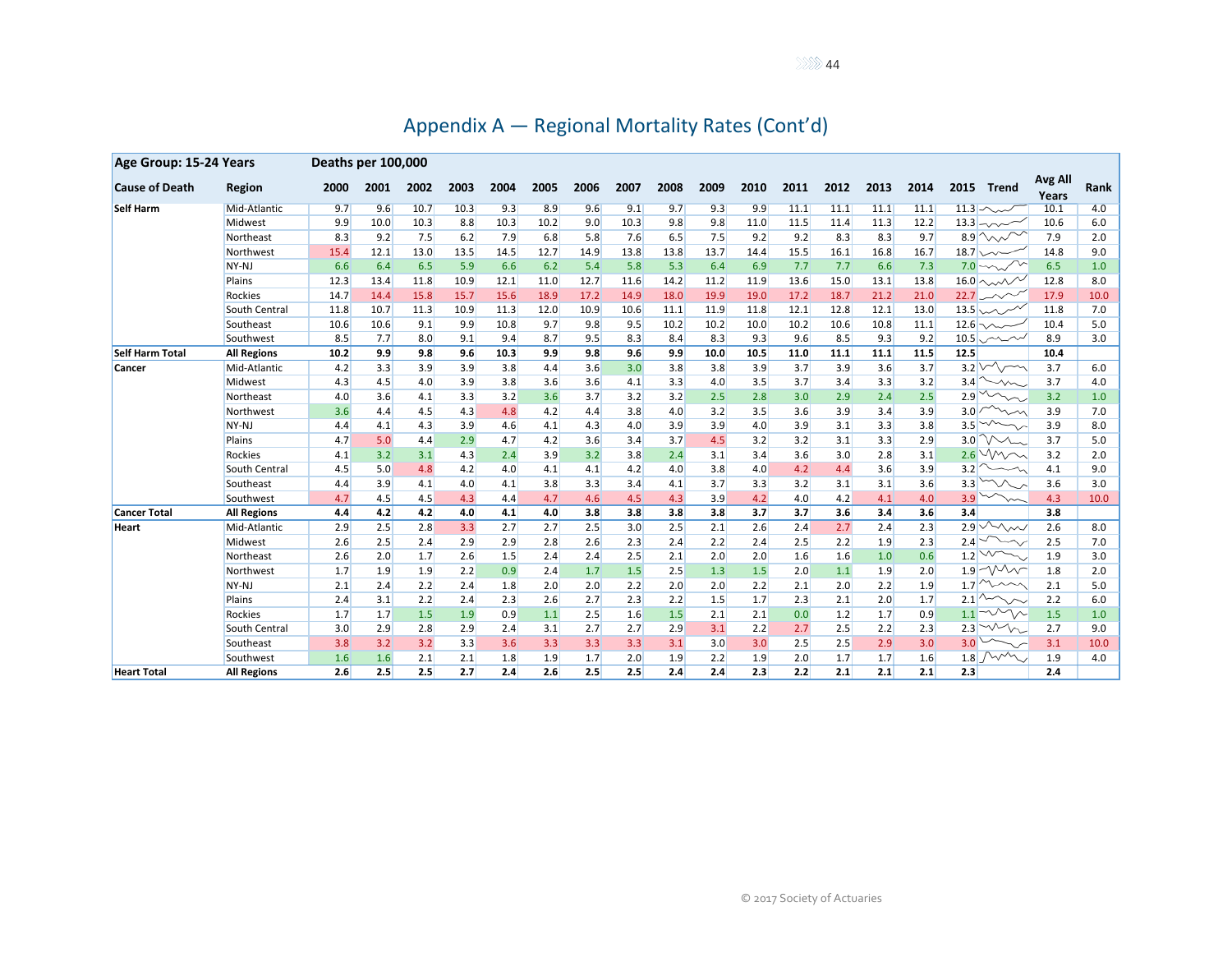# Appendix A — Regional Mortality Rates (Cont'd)

| Age Group: 15-24 Years | Deaths per 100,000 | | | | | | | | | | | | | | | | | | | |
|---|---|---|---|---|---|---|---|---|---|---|---|---|---|---|---|---|---|---|---|---|
| **Cause of Death** | **Region** | **2000** | **2001** | **2002** | **2003** | **2004** | **2005** | **2006** | **2007** | **2008** | **2009** | **2010** | **2011** | **2012** | **2013** | **2014** | **2015** | **Trend** | **Avg All Years** | **Rank** |
| **Self Harm** | Mid-Atlantic | 9.7 | 9.6 | 10.7 | 10.3 | 9.3 | 8.9 | 9.6 | 9.1 | 9.7 | 9.3 | 9.9 | 11.1 | 11.1 | 11.1 | 11.1 | 11.3 | | 10.1 | 4.0 |
| | Midwest | 9.9 | 10.0 | 10.3 | 8.8 | 10.3 | 10.2 | 9.0 | 10.3 | 9.8 | 9.8 | 11.0 | 11.5 | 11.4 | 11.3 | 12.2 | 13.3 | | 10.6 | 6.0 |
| | Northeast | 8.3 | 9.2 | 7.5 | 6.2 | 7.9 | 6.8 | 5.8 | 7.6 | 6.5 | 7.5 | 9.2 | 9.2 | 8.3 | 8.3 | 9.7 | 8.9 | | 7.9 | 2.0 |
| | Northwest | 15.4 | 12.1 | 13.0 | 13.5 | 14.5 | 12.7 | 14.9 | 13.8 | 13.8 | 13.7 | 14.4 | 15.5 | 16.1 | 16.8 | 16.7 | 18.7 | | 14.8 | 9.0 |
| | NY-NJ | 6.6 | 6.4 | 6.5 | 5.9 | 6.6 | 6.2 | 5.4 | 5.8 | 5.3 | 6.4 | 6.9 | 7.7 | 7.7 | 6.6 | 7.3 | 7.0 | | 6.5 | 1.0 |
| | Plains | 12.3 | 13.4 | 11.8 | 10.9 | 12.1 | 11.0 | 12.7 | 11.6 | 14.2 | 11.2 | 11.9 | 13.6 | 15.0 | 13.1 | 13.8 | 16.0 | | 12.8 | 8.0 |
| | Rockies | 14.7 | 14.4 | 15.8 | 15.7 | 15.6 | 18.9 | 17.2 | 14.9 | 18.0 | 19.9 | 19.0 | 17.2 | 18.7 | 21.2 | 21.0 | 22.7 | | 17.9 | 10.0 |
| | South Central | 11.8 | 10.7 | 11.3 | 10.9 | 11.3 | 12.0 | 10.9 | 10.6 | 11.1 | 11.9 | 11.8 | 12.1 | 12.8 | 12.1 | 13.0 | 13.5 | | 11.8 | 7.0 |
| | Southeast | 10.6 | 10.6 | 9.1 | 9.9 | 10.8 | 9.7 | 9.8 | 9.5 | 10.2 | 10.2 | 10.0 | 10.2 | 10.6 | 10.8 | 11.1 | 12.6 | | 10.4 | 5.0 |
| | Southwest | 8.5 | 7.7 | 8.0 | 9.1 | 9.4 | 8.7 | 9.5 | 8.3 | 8.4 | 8.3 | 9.3 | 9.6 | 8.5 | 9.3 | 9.2 | 10.5 | | 8.9 | 3.0 |
| **Self Harm Total** | **All Regions** | **10.2** | **9.9** | **9.8** | **9.6** | **10.3** | **9.9** | **9.8** | **9.6** | **9.9** | **10.0** | **10.5** | **11.0** | **11.1** | **11.1** | **11.5** | **12.5** | | **10.4** | |
| **Cancer** | Mid-Atlantic | 4.2 | 3.3 | 3.9 | 3.9 | 3.8 | 4.4 | 3.6 | 3.0 | 3.8 | 3.8 | 3.9 | 3.7 | 3.9 | 3.6 | 3.7 | 3.2 | | 3.7 | 6.0 |
| | Midwest | 4.3 | 4.5 | 4.0 | 3.9 | 3.8 | 3.6 | 3.6 | 4.1 | 3.3 | 4.0 | 3.5 | 3.7 | 3.4 | 3.3 | 3.2 | 3.4 | | 3.7 | 4.0 |
| | Northeast | 4.0 | 3.6 | 4.1 | 3.3 | 3.2 | 3.6 | 3.7 | 3.2 | 3.2 | 2.5 | 2.8 | 3.0 | 2.9 | 2.4 | 2.5 | 2.9 | | 3.2 | 1.0 |
| | Northwest | 3.6 | 4.4 | 4.5 | 4.3 | 4.8 | 4.2 | 4.4 | 3.8 | 4.0 | 3.2 | 3.5 | 3.6 | 3.9 | 3.4 | 3.9 | 3.0 | | 3.9 | 7.0 |
| | NY-NJ | 4.4 | 4.1 | 4.3 | 3.9 | 4.6 | 4.1 | 4.3 | 4.0 | 3.9 | 3.9 | 4.0 | 3.9 | 3.1 | 3.3 | 3.8 | 3.5 | | 3.9 | 8.0 |
| | Plains | 4.7 | 5.0 | 4.4 | 2.9 | 4.7 | 4.2 | 3.6 | 3.4 | 3.7 | 4.5 | 3.2 | 3.2 | 3.1 | 3.3 | 2.9 | 3.0 | | 3.7 | 5.0 |
| | Rockies | 4.1 | 3.2 | 3.1 | 4.3 | 2.4 | 3.9 | 3.2 | 3.8 | 2.4 | 3.1 | 3.4 | 3.6 | 3.0 | 2.8 | 3.1 | 2.6 | | 3.2 | 2.0 |
| | South Central | 4.5 | 5.0 | 4.8 | 4.2 | 4.0 | 4.1 | 4.1 | 4.2 | 4.0 | 3.8 | 4.0 | 4.2 | 4.4 | 3.6 | 3.9 | 3.2 | | 4.1 | 9.0 |
| | Southeast | 4.4 | 3.9 | 4.1 | 4.0 | 4.1 | 3.8 | 3.3 | 3.4 | 4.1 | 3.7 | 3.3 | 3.2 | 3.1 | 3.1 | 3.6 | 3.3 | | 3.6 | 3.0 |
| | Southwest | 4.7 | 4.5 | 4.5 | 4.3 | 4.4 | 4.7 | 4.6 | 4.5 | 4.3 | 3.9 | 4.2 | 4.0 | 4.2 | 4.1 | 4.0 | 3.9 | | 4.3 | 10.0 |
| **Cancer Total** | **All Regions** | **4.4** | **4.2** | **4.2** | **4.0** | **4.1** | **4.0** | **3.8** | **3.8** | **3.8** | **3.8** | **3.7** | **3.7** | **3.6** | **3.4** | **3.6** | **3.4** | | **3.8** | |
| **Heart** | Mid-Atlantic | 2.9 | 2.5 | 2.8 | 3.3 | 2.7 | 2.7 | 2.5 | 3.0 | 2.5 | 2.1 | 2.6 | 2.4 | 2.7 | 2.4 | 2.3 | 2.9 | | 2.6 | 8.0 |
| | Midwest | 2.6 | 2.5 | 2.4 | 2.9 | 2.9 | 2.8 | 2.6 | 2.3 | 2.4 | 2.2 | 2.4 | 2.5 | 2.2 | 1.9 | 2.3 | 2.4 | | 2.5 | 7.0 |
| | Northeast | 2.6 | 2.0 | 1.7 | 2.6 | 1.5 | 2.4 | 2.4 | 2.5 | 2.1 | 2.0 | 2.0 | 1.6 | 1.6 | 1.0 | 0.6 | 1.2 | | 1.9 | 3.0 |
| | Northwest | 1.7 | 1.9 | 1.9 | 2.2 | 0.9 | 2.4 | 1.7 | 1.5 | 2.5 | 1.3 | 1.5 | 2.0 | 1.1 | 1.9 | 2.0 | 1.9 | | 1.8 | 2.0 |
| | NY-NJ | 2.1 | 2.4 | 2.2 | 2.4 | 1.8 | 2.0 | 2.0 | 2.2 | 2.0 | 2.0 | 2.2 | 2.1 | 2.0 | 2.2 | 1.9 | 1.7 | | 2.1 | 5.0 |
| | Plains | 2.4 | 3.1 | 2.2 | 2.4 | 2.3 | 2.6 | 2.7 | 2.3 | 2.2 | 1.5 | 1.7 | 2.3 | 2.1 | 2.0 | 1.7 | 2.1 | | 2.2 | 6.0 |
| | Rockies | 1.7 | 1.7 | 1.5 | 1.9 | 0.9 | 1.1 | 2.5 | 1.6 | 1.5 | 2.1 | 2.1 | 0.0 | 1.2 | 1.7 | 0.9 | 1.1 | | 1.5 | 1.0 |
| | South Central | 3.0 | 2.9 | 2.8 | 2.9 | 2.4 | 3.1 | 2.7 | 2.7 | 2.9 | 3.1 | 2.2 | 2.7 | 2.5 | 2.2 | 2.3 | 2.3 | | 2.7 | 9.0 |
| | Southeast | 3.8 | 3.2 | 3.2 | 3.3 | 3.6 | 3.3 | 3.3 | 3.3 | 3.1 | 3.0 | 3.0 | 2.5 | 2.5 | 2.9 | 3.0 | 3.0 | | 3.1 | 10.0 |
| | Southwest | 1.6 | 1.6 | 2.1 | 2.1 | 1.8 | 1.9 | 1.7 | 2.0 | 1.9 | 2.2 | 1.9 | 2.0 | 1.7 | 1.7 | 1.6 | 1.8 | | 1.9 | 4.0 |
| **Heart Total** | **All Regions** | **2.6** | **2.5** | **2.5** | **2.7** | **2.4** | **2.6** | **2.5** | **2.5** | **2.4** | **2.4** | **2.3** | **2.2** | **2.1** | **2.1** | **2.1** | **2.3** | | **2.4** | |

© 2017 Society of Actuaries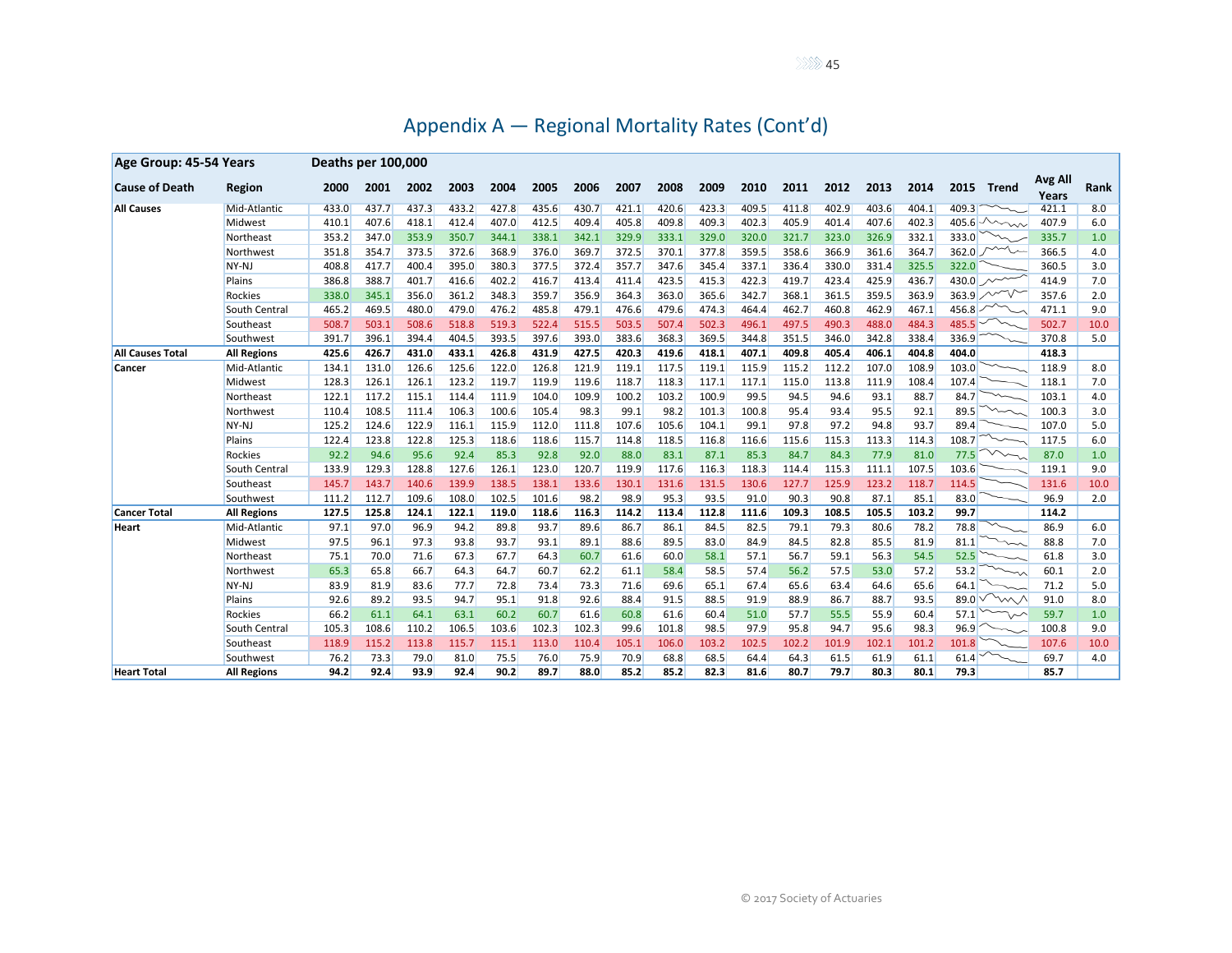# Appendix A — Regional Mortality Rates (Cont'd)

| Age Group: 45-54 Years | | Deaths per 100,000 | | | | | | | | | | | | | | | | | | |
|---|---|---|---|---|---|---|---|---|---|---|---|---|---|---|---|---|---|---|---|---|
| **Cause of Death** | **Region** | **2000** | **2001** | **2002** | **2003** | **2004** | **2005** | **2006** | **2007** | **2008** | **2009** | **2010** | **2011** | **2012** | **2013** | **2014** | **2015** | **Trend** | **Avg All Years** | **Rank** |
| **All Causes** | Mid-Atlantic | 433.0 | 437.7 | 437.3 | 433.2 | 427.8 | 435.6 | 430.7 | 421.1 | 420.6 | 423.3 | 409.5 | 411.8 | 402.9 | 403.6 | 404.1 | 409.3 | | 421.1 | 8.0 |
| | Midwest | 410.1 | 407.6 | 418.1 | 412.4 | 407.0 | 412.5 | 409.4 | 405.8 | 409.8 | 409.3 | 402.3 | 405.9 | 401.4 | 407.6 | 402.3 | 405.6 | | 407.9 | 6.0 |
| | Northeast | 353.2 | 347.0 | 353.9 | 350.7 | 344.1 | 338.1 | 342.1 | 329.9 | 333.1 | 329.0 | 320.0 | 321.7 | 323.0 | 326.9 | 332.1 | 333.0 | | 335.7 | 1.0 |
| | Northwest | 351.8 | 354.7 | 373.5 | 372.6 | 368.9 | 376.0 | 369.7 | 372.5 | 370.1 | 377.8 | 359.5 | 358.6 | 366.9 | 361.6 | 364.7 | 362.0 | | 366.5 | 4.0 |
| | NY-NJ | 408.8 | 417.7 | 400.4 | 395.0 | 380.3 | 377.5 | 372.4 | 357.7 | 347.6 | 345.4 | 337.1 | 336.4 | 330.0 | 331.4 | 325.5 | 322.0 | | 360.5 | 3.0 |
| | Plains | 386.8 | 388.7 | 401.7 | 416.6 | 402.2 | 416.7 | 413.4 | 411.4 | 423.5 | 415.3 | 422.3 | 419.7 | 423.4 | 425.9 | 436.7 | 430.0 | | 414.9 | 7.0 |
| | Rockies | 338.0 | 345.1 | 356.0 | 361.2 | 348.3 | 359.7 | 356.9 | 364.3 | 363.0 | 365.6 | 342.7 | 368.1 | 361.5 | 359.5 | 363.9 | 363.9 | | 357.6 | 2.0 |
| | South Central | 465.2 | 469.5 | 480.0 | 479.0 | 476.2 | 485.8 | 479.1 | 476.6 | 479.6 | 474.3 | 464.4 | 462.7 | 460.8 | 462.9 | 467.1 | 456.8 | | 471.1 | 9.0 |
| | Southeast | 508.7 | 503.1 | 508.6 | 518.8 | 519.3 | 522.4 | 515.5 | 503.5 | 507.4 | 502.3 | 496.1 | 497.5 | 490.3 | 488.0 | 484.3 | 485.5 | | 502.7 | 10.0 |
| | Southwest | 391.7 | 396.1 | 394.4 | 404.5 | 393.5 | 397.6 | 393.0 | 383.6 | 368.3 | 369.5 | 344.8 | 351.5 | 346.0 | 342.8 | 338.4 | 336.9 | | 370.8 | 5.0 |
| **All Causes Total** | **All Regions** | **425.6** | **426.7** | **431.0** | **433.1** | **426.8** | **431.9** | **427.5** | **420.3** | **419.6** | **418.1** | **407.1** | **409.8** | **405.4** | **406.1** | **404.8** | **404.0** | | **418.3** | |
| **Cancer** | Mid-Atlantic | 134.1 | 131.0 | 126.6 | 125.6 | 122.0 | 126.8 | 121.9 | 119.1 | 117.5 | 119.1 | 115.9 | 115.2 | 112.2 | 107.0 | 108.9 | 103.0 | | 118.9 | 8.0 |
| | Midwest | 128.3 | 126.1 | 126.1 | 123.2 | 119.7 | 119.9 | 119.6 | 118.7 | 118.3 | 117.1 | 117.1 | 115.0 | 113.8 | 111.9 | 108.4 | 107.4 | | 118.1 | 7.0 |
| | Northeast | 122.1 | 117.2 | 115.1 | 114.4 | 111.9 | 104.0 | 109.9 | 100.2 | 103.2 | 100.9 | 99.5 | 94.5 | 94.6 | 93.1 | 88.7 | 84.7 | | 103.1 | 4.0 |
| | Northwest | 110.4 | 108.5 | 111.4 | 106.3 | 100.6 | 105.4 | 98.3 | 99.1 | 98.2 | 101.3 | 100.8 | 95.4 | 93.4 | 95.5 | 92.1 | 89.5 | | 100.3 | 3.0 |
| | NY-NJ | 125.2 | 124.6 | 122.9 | 116.1 | 115.9 | 112.0 | 111.8 | 107.6 | 105.6 | 104.1 | 99.1 | 97.8 | 97.2 | 94.8 | 93.7 | 89.4 | | 107.0 | 5.0 |
| | Plains | 122.4 | 123.8 | 122.8 | 125.3 | 118.6 | 118.6 | 115.7 | 114.8 | 118.5 | 116.8 | 116.6 | 115.6 | 115.3 | 113.3 | 114.3 | 108.7 | | 117.5 | 6.0 |
| | Rockies | 92.2 | 94.6 | 95.6 | 92.4 | 85.3 | 92.8 | 92.0 | 88.0 | 83.1 | 87.1 | 85.3 | 84.7 | 84.3 | 77.9 | 81.0 | 77.5 | | 87.0 | 1.0 |
| | South Central | 133.9 | 129.3 | 128.8 | 127.6 | 126.1 | 123.0 | 120.7 | 119.9 | 117.6 | 116.3 | 118.3 | 114.4 | 115.3 | 111.1 | 107.5 | 103.6 | | 119.1 | 9.0 |
| | Southeast | 145.7 | 143.7 | 140.6 | 139.9 | 138.5 | 138.1 | 133.6 | 130.1 | 131.6 | 131.5 | 130.6 | 127.7 | 125.9 | 123.2 | 118.7 | 114.5 | | 131.6 | 10.0 |
| | Southwest | 111.2 | 112.7 | 109.6 | 108.0 | 102.5 | 101.6 | 98.2 | 98.9 | 95.3 | 93.5 | 91.0 | 90.3 | 90.8 | 87.1 | 85.1 | 83.0 | | 96.9 | 2.0 |
| **Cancer Total** | **All Regions** | **127.5** | **125.8** | **124.1** | **122.1** | **119.0** | **118.6** | **116.3** | **114.2** | **113.4** | **112.8** | **111.6** | **109.3** | **108.5** | **105.5** | **103.2** | **99.7** | | **114.2** | |
| **Heart** | Mid-Atlantic | 97.1 | 97.0 | 96.9 | 94.2 | 89.8 | 93.7 | 89.6 | 86.7 | 86.1 | 84.5 | 82.5 | 79.1 | 79.3 | 80.6 | 78.2 | 78.8 | | 86.9 | 6.0 |
| | Midwest | 97.5 | 96.1 | 97.3 | 93.8 | 93.7 | 93.1 | 89.1 | 88.6 | 89.5 | 83.0 | 84.9 | 84.5 | 82.8 | 85.5 | 81.9 | 81.1 | | 88.8 | 7.0 |
| | Northeast | 75.1 | 70.0 | 71.6 | 67.3 | 67.7 | 64.3 | 60.7 | 61.6 | 60.0 | 58.1 | 57.1 | 56.7 | 59.1 | 56.3 | 54.5 | 52.5 | | 61.8 | 3.0 |
| | Northwest | 65.3 | 65.8 | 66.7 | 64.3 | 64.7 | 60.7 | 62.2 | 61.1 | 58.4 | 58.5 | 57.4 | 56.2 | 57.5 | 53.0 | 57.2 | 53.2 | | 60.1 | 2.0 |
| | NY-NJ | 83.9 | 81.9 | 83.6 | 77.7 | 72.8 | 73.4 | 73.3 | 71.6 | 69.6 | 65.1 | 67.4 | 65.6 | 63.4 | 64.6 | 65.6 | 64.1 | | 71.2 | 5.0 |
| | Plains | 92.6 | 89.2 | 93.5 | 94.7 | 95.1 | 91.8 | 92.6 | 88.4 | 91.5 | 88.5 | 91.9 | 88.9 | 86.7 | 88.7 | 93.5 | 89.0 | | 91.0 | 8.0 |
| | Rockies | 66.2 | 61.1 | 64.1 | 63.1 | 60.2 | 60.7 | 61.6 | 60.8 | 61.6 | 60.4 | 51.0 | 57.7 | 55.5 | 55.9 | 60.4 | 57.1 | | 59.7 | 1.0 |
| | South Central | 105.3 | 108.6 | 110.2 | 106.5 | 103.6 | 102.3 | 102.3 | 99.6 | 101.8 | 98.5 | 97.9 | 95.8 | 94.7 | 95.6 | 98.3 | 96.9 | | 100.8 | 9.0 |
| | Southeast | 118.9 | 115.2 | 113.8 | 115.7 | 115.1 | 113.0 | 110.4 | 105.1 | 106.0 | 103.2 | 102.5 | 102.2 | 101.9 | 102.1 | 101.2 | 101.8 | | 107.6 | 10.0 |
| | Southwest | 76.2 | 73.3 | 79.0 | 81.0 | 75.5 | 76.0 | 75.9 | 70.9 | 68.8 | 68.5 | 64.4 | 64.3 | 61.5 | 61.9 | 61.1 | 61.4 | | 69.7 | 4.0 |
| **Heart Total** | **All Regions** | **94.2** | **92.4** | **93.9** | **92.4** | **90.2** | **89.7** | **88.0** | **85.2** | **85.2** | **82.3** | **81.6** | **80.7** | **79.7** | **80.3** | **80.1** | **79.3** | | **85.7** | |

© 2017 Society of Actuaries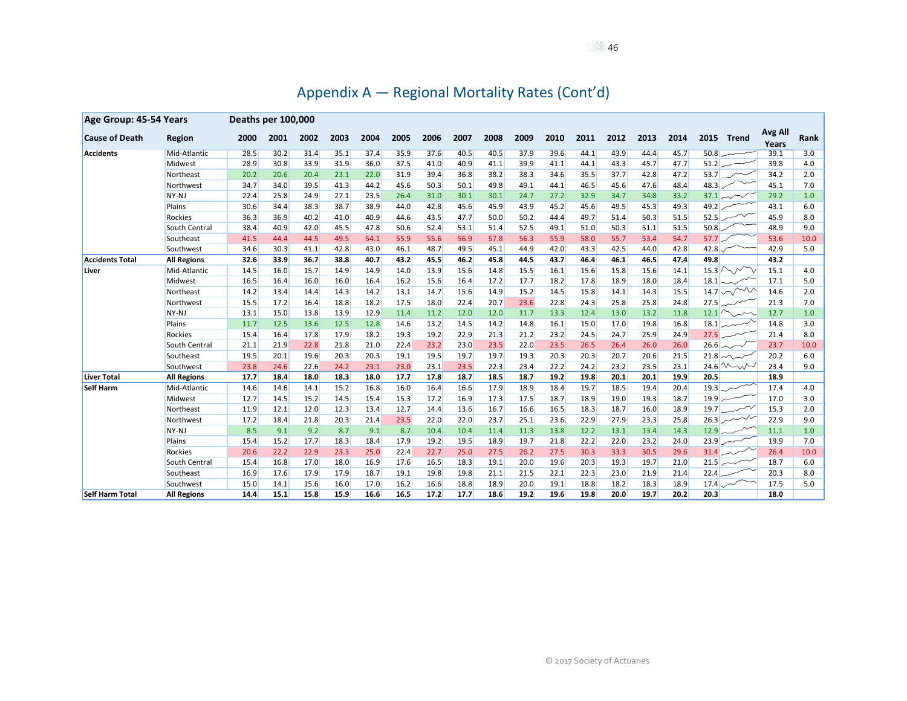# Appendix A — Regional Mortality Rates (Cont'd)

| Age Group: 45-54 Years | Deaths per 100,000 | | | | | | | | | | | | | | | | | | |
|---|---|---|---|---|---|---|---|---|---|---|---|---|---|---|---|---|---|---|---|
| **Cause of Death** | **Region** | **2000** | **2001** | **2002** | **2003** | **2004** | **2005** | **2006** | **2007** | **2008** | **2009** | **2010** | **2011** | **2012** | **2013** | **2014** | **2015** | **Trend** | **Avg All Years** | **Rank** |
| **Accidents** | Mid-Atlantic | 28.5 | 30.2 | 31.4 | 35.1 | 37.4 | 35.9 | 37.6 | 40.5 | 40.5 | 37.9 | 39.6 | 44.1 | 43.9 | 44.4 | 45.7 | 50.8 | | 39.1 | 3.0 |
| | Midwest | 28.9 | 30.8 | 33.9 | 31.9 | 36.0 | 37.5 | 41.0 | 40.9 | 41.1 | 39.9 | 41.1 | 44.1 | 43.3 | 45.7 | 47.7 | 51.2 | | 39.8 | 4.0 |
| | Northeast | 20.2 | 20.6 | 20.4 | 23.1 | 22.0 | 31.9 | 39.4 | 36.8 | 38.2 | 38.3 | 34.6 | 35.5 | 37.7 | 42.8 | 47.2 | 53.7 | | 34.2 | 2.0 |
| | Northwest | 34.7 | 34.0 | 39.5 | 41.3 | 44.2 | 45.6 | 50.3 | 50.1 | 49.8 | 49.1 | 44.1 | 46.5 | 45.6 | 47.6 | 48.4 | 48.3 | | 45.1 | 7.0 |
| | NY-NJ | 22.4 | 25.8 | 24.9 | 27.1 | 23.5 | 26.4 | 31.0 | 30.1 | 30.1 | 24.7 | 27.2 | 32.9 | 34.7 | 34.8 | 33.2 | 37.1 | | 29.2 | 1.0 |
| | Plains | 30.6 | 34.4 | 38.3 | 38.7 | 38.9 | 44.0 | 42.8 | 45.6 | 45.9 | 43.9 | 45.2 | 45.6 | 49.5 | 45.3 | 49.3 | 49.2 | | 43.1 | 6.0 |
| | Rockies | 36.3 | 36.9 | 40.2 | 41.0 | 40.9 | 44.6 | 43.5 | 47.7 | 50.0 | 50.2 | 44.4 | 49.7 | 51.4 | 50.3 | 51.5 | 52.5 | | 45.9 | 8.0 |
| | South Central | 38.4 | 40.9 | 42.0 | 45.5 | 47.8 | 50.6 | 52.4 | 53.1 | 51.4 | 52.5 | 49.1 | 51.0 | 50.3 | 51.1 | 51.5 | 50.8 | | 48.9 | 9.0 |
| | Southeast | 41.5 | 44.4 | 44.5 | 49.5 | 54.1 | 55.9 | 55.6 | 56.9 | 57.8 | 56.3 | 55.9 | 58.0 | 55.7 | 53.4 | 54.7 | 57.7 | | 53.6 | 10.0 |
| | Southwest | 34.6 | 30.3 | 41.1 | 42.8 | 43.0 | 46.1 | 48.7 | 49.5 | 45.1 | 44.9 | 42.0 | 43.3 | 42.5 | 44.0 | 42.8 | 42.8 | | 42.9 | 5.0 |
| **Accidents Total** | **All Regions** | **32.6** | **33.9** | **36.7** | **38.8** | **40.7** | **43.2** | **45.5** | **46.2** | **45.8** | **44.5** | **43.7** | **46.4** | **46.1** | **46.5** | **47.4** | **49.8** | | **43.2** | |
| **Liver** | Mid-Atlantic | 14.5 | 16.0 | 15.7 | 14.9 | 14.9 | 14.0 | 13.9 | 15.6 | 14.8 | 15.5 | 16.1 | 15.6 | 15.8 | 15.6 | 14.1 | 15.3 | | 15.1 | 4.0 |
| | Midwest | 16.5 | 16.4 | 16.0 | 16.0 | 16.4 | 16.2 | 15.6 | 16.4 | 17.2 | 17.7 | 18.2 | 17.8 | 18.9 | 18.0 | 18.4 | 18.1 | | 17.1 | 5.0 |
| | Northeast | 14.2 | 13.4 | 14.4 | 14.3 | 14.2 | 13.1 | 14.7 | 15.6 | 14.9 | 15.2 | 14.5 | 15.8 | 14.1 | 14.3 | 15.5 | 14.7 | | 14.6 | 2.0 |
| | Northwest | 15.5 | 17.2 | 16.4 | 18.8 | 18.2 | 17.5 | 18.0 | 22.4 | 20.7 | 23.6 | 22.8 | 24.3 | 25.8 | 25.8 | 24.8 | 27.5 | | 21.3 | 7.0 |
| | NY-NJ | 13.1 | 15.0 | 13.8 | 13.9 | 12.9 | 11.4 | 11.2 | 12.0 | 12.0 | 11.7 | 13.3 | 12.4 | 13.0 | 13.2 | 11.8 | 12.1 | | 12.7 | 1.0 |
| | Plains | 11.7 | 12.5 | 13.6 | 12.5 | 12.8 | 14.6 | 13.2 | 14.5 | 14.2 | 14.8 | 16.1 | 15.0 | 17.0 | 19.8 | 16.8 | 18.1 | | 14.8 | 3.0 |
| | Rockies | 15.4 | 16.4 | 17.8 | 17.9 | 18.2 | 19.3 | 19.2 | 22.9 | 21.3 | 21.2 | 23.2 | 24.5 | 24.7 | 25.9 | 24.9 | 27.5 | | 21.4 | 8.0 |
| | South Central | 21.1 | 21.9 | 22.8 | 21.8 | 21.0 | 22.4 | 23.2 | 23.0 | 23.5 | 22.0 | 23.5 | 26.5 | 26.4 | 26.0 | 26.0 | 26.6 | | 23.7 | 10.0 |
| | Southeast | 19.5 | 20.1 | 19.6 | 20.3 | 20.3 | 19.1 | 19.5 | 19.7 | 19.7 | 19.3 | 20.3 | 20.3 | 20.7 | 20.6 | 21.5 | 21.8 | | 20.2 | 6.0 |
| | Southwest | 23.8 | 24.6 | 22.6 | 24.2 | 23.1 | 23.0 | 23.1 | 23.5 | 22.3 | 23.4 | 22.2 | 24.2 | 23.2 | 23.5 | 23.1 | 24.6 | | 23.4 | 9.0 |
| **Liver Total** | **All Regions** | **17.7** | **18.4** | **18.0** | **18.3** | **18.0** | **17.7** | **17.8** | **18.7** | **18.5** | **18.7** | **19.2** | **19.8** | **20.1** | **20.1** | **19.9** | **20.5** | | **18.9** | |
| **Self Harm** | Mid-Atlantic | 14.6 | 14.6 | 14.1 | 15.2 | 16.8 | 16.0 | 16.4 | 16.6 | 17.9 | 18.9 | 18.4 | 19.7 | 18.5 | 19.4 | 20.4 | 19.3 | | 17.4 | 4.0 |
| | Midwest | 12.7 | 14.5 | 15.2 | 14.5 | 15.4 | 15.3 | 17.2 | 16.9 | 17.3 | 17.5 | 18.7 | 18.9 | 19.0 | 19.3 | 18.7 | 19.9 | | 17.0 | 3.0 |
| | Northeast | 11.9 | 12.1 | 12.0 | 12.3 | 13.4 | 12.7 | 14.4 | 13.6 | 16.7 | 16.6 | 16.5 | 18.3 | 18.7 | 16.0 | 18.9 | 19.7 | | 15.3 | 2.0 |
| | Northwest | 17.2 | 18.4 | 21.8 | 20.3 | 21.4 | 23.5 | 22.0 | 22.0 | 23.7 | 25.1 | 23.6 | 22.9 | 27.9 | 23.3 | 25.8 | 26.3 | | 22.9 | 9.0 |
| | NY-NJ | 8.5 | 9.1 | 9.2 | 8.7 | 9.1 | 8.7 | 10.4 | 10.4 | 11.4 | 11.3 | 13.8 | 12.2 | 13.1 | 13.4 | 14.3 | 12.9 | | 11.1 | 1.0 |
| | Plains | 15.4 | 15.2 | 17.7 | 18.3 | 18.4 | 17.9 | 19.2 | 19.5 | 18.9 | 19.7 | 21.8 | 22.2 | 22.0 | 23.2 | 24.0 | 23.9 | | 19.9 | 7.0 |
| | Rockies | 20.6 | 22.2 | 22.9 | 23.3 | 25.0 | 22.4 | 22.7 | 25.0 | 27.5 | 26.2 | 27.5 | 30.3 | 33.3 | 30.5 | 29.6 | 31.4 | | 26.4 | 10.0 |
| | South Central | 15.4 | 16.8 | 17.0 | 18.0 | 16.9 | 17.6 | 16.5 | 18.3 | 19.1 | 20.0 | 19.6 | 20.3 | 19.3 | 19.7 | 21.0 | 21.5 | | 18.7 | 6.0 |
| | Southeast | 16.9 | 17.6 | 17.9 | 17.9 | 18.7 | 19.1 | 19.8 | 19.8 | 21.1 | 21.5 | 22.1 | 22.3 | 23.0 | 21.9 | 21.4 | 22.4 | | 20.3 | 8.0 |
| | Southwest | 15.0 | 14.1 | 15.6 | 16.0 | 17.0 | 16.2 | 16.6 | 18.8 | 18.9 | 20.0 | 19.1 | 18.8 | 18.2 | 18.3 | 18.9 | 17.4 | | 17.5 | 5.0 |
| **Self Harm Total** | **All Regions** | **14.4** | **15.1** | **15.8** | **15.9** | **16.6** | **16.5** | **17.2** | **17.7** | **18.6** | **19.2** | **19.6** | **19.8** | **20.0** | **19.7** | **20.2** | **20.3** | | **18.0** | |

© 2017 Society of Actuaries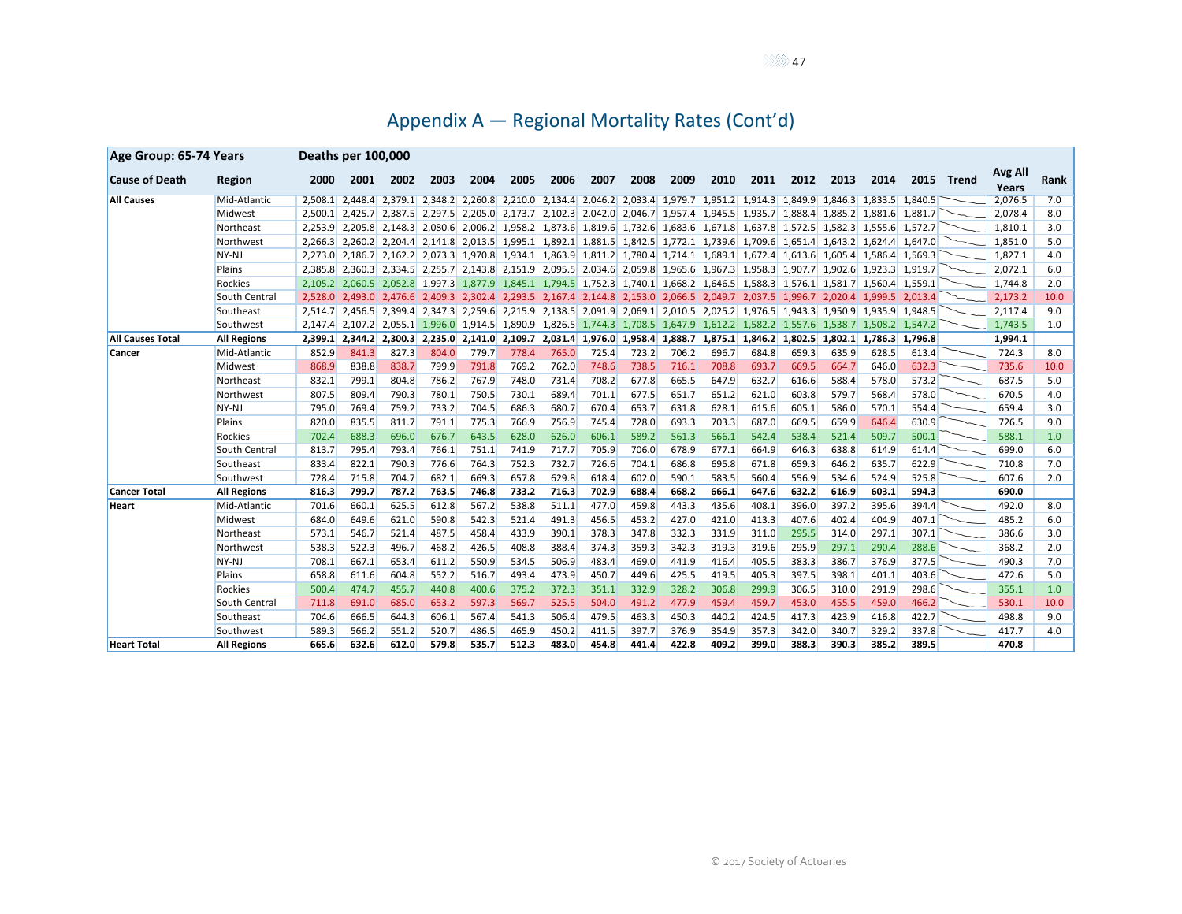## Appendix A — Regional Mortality Rates (Cont'd)

| Age Group: 65-74 Years | | Deaths per 100,000 | | | | | | | | | | | | | | | | | | |
|---|---|---|---|---|---|---|---|---|---|---|---|---|---|---|---|---|---|---|---|---|
| Cause of Death | Region | 2000 | 2001 | 2002 | 2003 | 2004 | 2005 | 2006 | 2007 | 2008 | 2009 | 2010 | 2011 | 2012 | 2013 | 2014 | 2015 | Trend | Avg All Years | Rank |
| All Causes | Mid-Atlantic | 2,508.1 | 2,448.4 | 2,379.1 | 2,348.2 | 2,260.8 | 2,210.0 | 2,134.4 | 2,046.2 | 2,033.4 | 1,979.7 | 1,951.2 | 1,914.3 | 1,849.9 | 1,846.3 | 1,833.5 | 1,840.5 | | 2,076.5 | 7.0 |
| | Midwest | 2,500.1 | 2,425.7 | 2,387.5 | 2,297.5 | 2,205.0 | 2,173.7 | 2,102.3 | 2,042.0 | 2,046.7 | 1,957.4 | 1,945.5 | 1,935.7 | 1,888.4 | 1,885.2 | 1,881.6 | 1,881.7 | | 2,078.4 | 8.0 |
| | Northeast | 2,253.9 | 2,205.8 | 2,148.3 | 2,080.6 | 2,006.2 | 1,958.2 | 1,873.6 | 1,819.6 | 1,732.6 | 1,683.6 | 1,671.8 | 1,637.8 | 1,572.5 | 1,582.3 | 1,555.6 | 1,572.7 | | 1,810.1 | 3.0 |
| | Northwest | 2,266.3 | 2,260.2 | 2,204.4 | 2,141.8 | 2,013.5 | 1,995.1 | 1,892.1 | 1,881.5 | 1,842.5 | 1,772.1 | 1,739.6 | 1,709.6 | 1,651.4 | 1,643.2 | 1,624.4 | 1,647.0 | | 1,851.0 | 5.0 |
| | NY-NJ | 2,273.0 | 2,186.7 | 2,162.2 | 2,073.3 | 1,970.8 | 1,934.1 | 1,863.9 | 1,811.2 | 1,780.4 | 1,714.1 | 1,689.1 | 1,672.4 | 1,613.6 | 1,605.4 | 1,586.4 | 1,569.3 | | 1,827.1 | 4.0 |
| | Plains | 2,385.8 | 2,360.3 | 2,334.5 | 2,255.7 | 2,143.8 | 2,151.9 | 2,095.5 | 2,034.6 | 2,059.8 | 1,965.6 | 1,967.3 | 1,958.3 | 1,907.7 | 1,902.6 | 1,923.3 | 1,919.7 | | 2,072.1 | 6.0 |
| | Rockies | 2,105.2 | 2,060.5 | 2,052.8 | 1,997.3 | 1,877.9 | 1,845.1 | 1,794.5 | 1,752.3 | 1,740.1 | 1,668.2 | 1,646.5 | 1,588.3 | 1,576.1 | 1,581.7 | 1,560.4 | 1,559.1 | | 1,744.8 | 2.0 |
| | South Central | 2,528.0 | 2,493.0 | 2,476.6 | 2,409.3 | 2,302.4 | 2,293.5 | 2,167.4 | 2,144.8 | 2,153.0 | 2,066.5 | 2,049.7 | 2,037.5 | 1,996.7 | 2,020.4 | 1,999.5 | 2,013.4 | | 2,173.2 | 10.0 |
| | Southeast | 2,514.7 | 2,456.5 | 2,399.4 | 2,347.3 | 2,259.6 | 2,215.9 | 2,138.5 | 2,091.9 | 2,069.1 | 2,010.5 | 2,025.2 | 1,976.5 | 1,943.3 | 1,950.9 | 1,935.9 | 1,948.5 | | 2,117.4 | 9.0 |
| | Southwest | 2,147.4 | 2,107.2 | 2,055.1 | 1,996.0 | 1,914.5 | 1,890.9 | 1,826.5 | 1,744.3 | 1,708.5 | 1,647.9 | 1,612.2 | 1,582.2 | 1,557.6 | 1,538.7 | 1,508.2 | 1,547.2 | | 1,743.5 | 1.0 |
| **All Causes Total** | **All Regions** | **2,399.1** | **2,344.2** | **2,300.3** | **2,235.0** | **2,141.0** | **2,109.7** | **2,031.4** | **1,976.0** | **1,958.4** | **1,888.7** | **1,875.1** | **1,846.2** | **1,802.5** | **1,802.1** | **1,786.3** | **1,796.8** | | **1,994.1** | |
| Cancer | Mid-Atlantic | 852.9 | 841.3 | 827.3 | 804.0 | 779.7 | 778.4 | 765.0 | 725.4 | 723.2 | 706.2 | 696.7 | 684.8 | 659.3 | 635.9 | 628.5 | 613.4 | | 724.3 | 8.0 |
| | Midwest | 868.9 | 838.8 | 838.7 | 799.9 | 791.8 | 769.2 | 762.0 | 748.6 | 738.5 | 716.1 | 708.8 | 693.7 | 669.5 | 664.7 | 646.0 | 632.3 | | 735.6 | 10.0 |
| | Northeast | 832.1 | 799.1 | 804.8 | 786.2 | 767.9 | 748.0 | 731.4 | 708.2 | 677.8 | 665.5 | 647.9 | 632.7 | 616.6 | 588.4 | 578.0 | 573.2 | | 687.5 | 5.0 |
| | Northwest | 807.5 | 809.4 | 790.3 | 780.1 | 750.5 | 730.1 | 689.4 | 701.1 | 677.5 | 651.7 | 651.2 | 621.0 | 603.8 | 579.7 | 568.4 | 578.0 | | 670.5 | 4.0 |
| | NY-NJ | 795.0 | 769.4 | 759.2 | 733.2 | 704.5 | 686.3 | 680.7 | 670.4 | 653.7 | 631.8 | 628.1 | 615.6 | 605.1 | 586.0 | 570.1 | 554.4 | | 659.4 | 3.0 |
| | Plains | 820.0 | 835.5 | 811.7 | 791.1 | 775.3 | 766.9 | 756.9 | 745.4 | 728.0 | 693.3 | 703.3 | 687.0 | 669.5 | 659.9 | 646.4 | 630.9 | | 726.5 | 9.0 |
| | Rockies | 702.4 | 688.3 | 696.0 | 676.7 | 643.5 | 628.0 | 626.0 | 606.1 | 589.2 | 561.3 | 566.1 | 542.4 | 538.4 | 521.4 | 509.7 | 500.1 | | 588.1 | 1.0 |
| | South Central | 813.7 | 795.4 | 793.4 | 766.1 | 751.1 | 741.9 | 717.7 | 705.9 | 706.0 | 678.9 | 677.1 | 664.9 | 646.3 | 638.8 | 614.9 | 614.4 | | 699.0 | 6.0 |
| | Southeast | 833.4 | 822.1 | 790.3 | 776.6 | 764.3 | 752.3 | 732.7 | 726.6 | 704.1 | 686.8 | 695.8 | 671.8 | 659.3 | 646.2 | 635.7 | 622.9 | | 710.8 | 7.0 |
| | Southwest | 728.4 | 715.8 | 704.7 | 682.1 | 669.3 | 657.8 | 629.8 | 618.4 | 602.0 | 590.1 | 583.5 | 560.4 | 556.9 | 534.6 | 524.9 | 525.8 | | 607.6 | 2.0 |
| **Cancer Total** | **All Regions** | **816.3** | **799.7** | **787.2** | **763.5** | **746.8** | **733.2** | **716.3** | **702.9** | **688.4** | **668.2** | **666.1** | **647.6** | **632.2** | **616.9** | **603.1** | **594.3** | | **690.0** | |
| Heart | Mid-Atlantic | 701.6 | 660.1 | 625.5 | 612.8 | 567.2 | 538.8 | 511.1 | 477.0 | 459.8 | 443.3 | 435.6 | 408.1 | 396.0 | 397.2 | 395.6 | 394.4 | | 492.0 | 8.0 |
| | Midwest | 684.0 | 649.6 | 621.0 | 590.8 | 542.3 | 521.4 | 491.3 | 456.5 | 453.2 | 427.0 | 421.0 | 413.3 | 407.6 | 402.4 | 404.9 | 407.1 | | 485.2 | 6.0 |
| | Northeast | 573.1 | 546.7 | 521.4 | 487.5 | 458.4 | 433.9 | 390.1 | 378.3 | 347.8 | 332.3 | 331.9 | 311.0 | 295.5 | 314.0 | 297.1 | 307.1 | | 386.6 | 3.0 |
| | Northwest | 538.3 | 522.3 | 496.7 | 468.2 | 426.5 | 408.8 | 388.4 | 374.3 | 359.3 | 342.3 | 319.3 | 319.6 | 295.9 | 297.1 | 290.4 | 288.6 | | 368.2 | 2.0 |
| | NY-NJ | 708.1 | 667.1 | 653.4 | 611.2 | 550.9 | 534.5 | 506.9 | 483.4 | 469.0 | 441.9 | 416.4 | 405.5 | 383.3 | 386.7 | 376.9 | 377.5 | | 490.3 | 7.0 |
| | Plains | 658.8 | 611.6 | 604.8 | 552.2 | 516.7 | 493.4 | 473.9 | 450.7 | 449.6 | 425.5 | 419.5 | 405.3 | 397.5 | 398.1 | 401.1 | 403.6 | | 472.6 | 5.0 |
| | Rockies | 500.4 | 474.7 | 455.7 | 440.8 | 400.6 | 375.2 | 372.3 | 351.1 | 332.9 | 328.2 | 306.8 | 299.9 | 306.5 | 310.0 | 291.9 | 298.6 | | 355.1 | 1.0 |
| | South Central | 711.8 | 691.0 | 685.0 | 653.2 | 597.3 | 569.7 | 525.5 | 504.0 | 491.2 | 477.9 | 459.4 | 459.7 | 453.0 | 455.5 | 459.0 | 466.2 | | 530.1 | 10.0 |
| | Southeast | 704.6 | 666.5 | 644.3 | 606.1 | 567.4 | 541.3 | 506.4 | 479.5 | 463.3 | 450.3 | 440.2 | 424.5 | 417.3 | 423.9 | 416.8 | 422.7 | | 498.8 | 9.0 |
| | Southwest | 589.3 | 566.2 | 551.2 | 520.7 | 486.5 | 465.9 | 450.2 | 411.5 | 397.7 | 376.9 | 354.9 | 357.3 | 342.0 | 340.7 | 329.2 | 337.8 | | 417.7 | 4.0 |
| **Heart Total** | **All Regions** | **665.6** | **632.6** | **612.0** | **579.8** | **535.7** | **512.3** | **483.0** | **454.8** | **441.4** | **422.8** | **409.2** | **399.0** | **388.3** | **390.3** | **385.2** | **389.5** | | **470.8** | |

© 2017 Society of Actuaries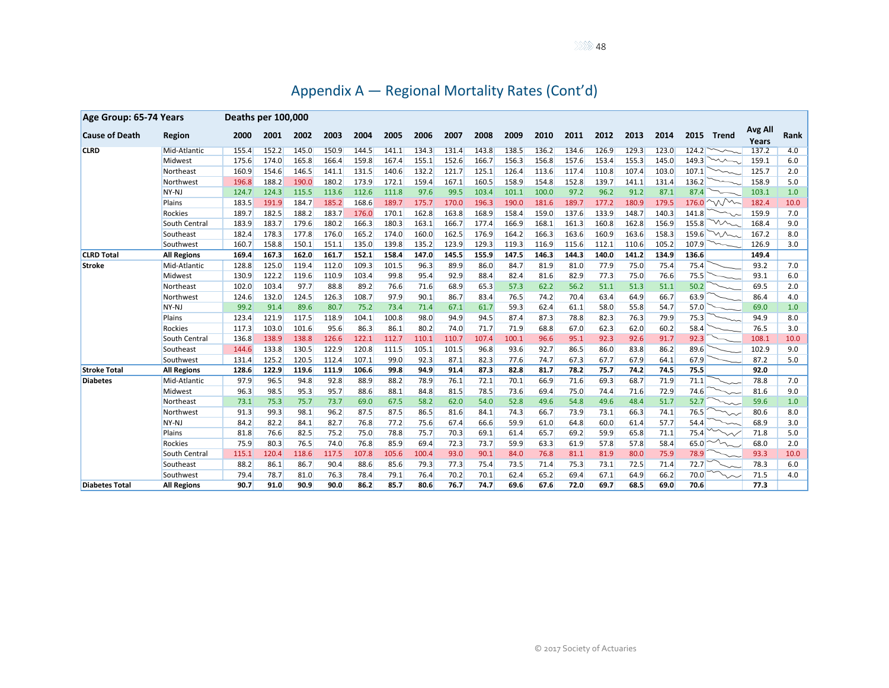# Appendix A — Regional Mortality Rates (Cont'd)

| Age Group: 65-74 Years | | Deaths per 100,000 | | | | | | | | | | | | | | | | | | |
|---|---|---|---|---|---|---|---|---|---|---|---|---|---|---|---|---|---|---|---|---|
| **Cause of Death** | **Region** | **2000** | **2001** | **2002** | **2003** | **2004** | **2005** | **2006** | **2007** | **2008** | **2009** | **2010** | **2011** | **2012** | **2013** | **2014** | **2015** | **Trend** | **Avg All Years** | **Rank** |
| **CLRD** | Mid-Atlantic | 155.4 | 152.2 | 145.0 | 150.9 | 144.5 | 141.1 | 134.3 | 131.4 | 143.8 | 138.5 | 136.2 | 134.6 | 126.9 | 129.3 | 123.0 | 124.2 | | 137.2 | 4.0 |
| | Midwest | 175.6 | 174.0 | 165.8 | 166.4 | 159.8 | 167.4 | 155.1 | 152.6 | 166.7 | 156.3 | 156.8 | 157.6 | 153.4 | 155.3 | 145.0 | 149.3 | | 159.1 | 6.0 |
| | Northeast | 160.9 | 154.6 | 146.5 | 141.1 | 131.5 | 140.6 | 132.2 | 121.7 | 125.1 | 126.4 | 113.6 | 117.4 | 110.8 | 107.4 | 103.0 | 107.1 | | 125.7 | 2.0 |
| | Northwest | 196.8 | 188.2 | 190.0 | 180.2 | 173.9 | 172.1 | 159.4 | 167.1 | 160.5 | 158.9 | 154.8 | 152.8 | 139.7 | 141.1 | 131.4 | 136.2 | | 158.9 | 5.0 |
| | NY-NJ | 124.7 | 124.3 | 115.5 | 113.6 | 112.6 | 111.8 | 97.6 | 99.5 | 103.4 | 101.1 | 100.0 | 97.2 | 96.2 | 91.2 | 87.1 | 87.4 | | 103.1 | 1.0 |
| | Plains | 183.5 | 191.9 | 184.7 | 185.2 | 168.6 | 189.7 | 175.7 | 170.0 | 196.3 | 190.0 | 181.6 | 189.7 | 177.2 | 180.9 | 179.5 | 176.0 | | 182.4 | 10.0 |
| | Rockies | 189.7 | 182.5 | 188.2 | 183.7 | 176.0 | 170.1 | 162.8 | 163.8 | 168.9 | 158.4 | 159.0 | 137.6 | 133.9 | 148.7 | 140.3 | 141.8 | | 159.9 | 7.0 |
| | South Central | 183.9 | 183.7 | 179.6 | 180.2 | 166.3 | 180.3 | 163.1 | 166.7 | 177.4 | 166.9 | 168.1 | 161.3 | 160.8 | 162.8 | 156.9 | 155.8 | | 168.4 | 9.0 |
| | Southeast | 182.4 | 178.3 | 177.8 | 176.0 | 165.2 | 174.0 | 160.0 | 162.5 | 176.9 | 164.2 | 166.3 | 163.6 | 160.9 | 163.6 | 158.3 | 159.6 | | 167.2 | 8.0 |
| | Southwest | 160.7 | 158.8 | 150.1 | 151.1 | 135.0 | 139.8 | 135.2 | 123.9 | 129.3 | 119.3 | 116.9 | 115.6 | 112.1 | 110.6 | 105.2 | 107.9 | | 126.9 | 3.0 |
| **CLRD Total** | **All Regions** | **169.4** | **167.3** | **162.0** | **161.7** | **152.1** | **158.4** | **147.0** | **145.5** | **155.9** | **147.5** | **146.3** | **144.3** | **140.0** | **141.2** | **134.9** | **136.6** | | **149.4** | |
| **Stroke** | Mid-Atlantic | 128.8 | 125.0 | 119.4 | 112.0 | 109.3 | 101.5 | 96.3 | 89.9 | 86.0 | 84.7 | 81.9 | 81.0 | 77.9 | 75.0 | 75.4 | 75.4 | | 93.2 | 7.0 |
| | Midwest | 130.9 | 122.2 | 119.6 | 110.9 | 103.4 | 99.8 | 95.4 | 92.9 | 88.4 | 82.4 | 81.6 | 82.9 | 77.3 | 75.0 | 76.6 | 75.5 | | 93.1 | 6.0 |
| | Northeast | 102.0 | 103.4 | 97.7 | 88.8 | 89.2 | 76.6 | 71.6 | 68.9 | 65.3 | 57.3 | 62.2 | 56.2 | 51.1 | 51.3 | 51.1 | 50.2 | | 69.5 | 2.0 |
| | Northwest | 124.6 | 132.0 | 124.5 | 126.3 | 108.7 | 97.9 | 90.1 | 86.7 | 83.4 | 76.5 | 74.2 | 70.4 | 63.4 | 64.9 | 66.7 | 63.9 | | 86.4 | 4.0 |
| | NY-NJ | 99.2 | 91.4 | 89.6 | 80.7 | 75.2 | 73.4 | 71.4 | 67.1 | 61.7 | 59.3 | 62.4 | 61.1 | 58.0 | 55.8 | 54.7 | 57.0 | | 69.0 | 1.0 |
| | Plains | 123.4 | 121.9 | 117.5 | 118.9 | 104.1 | 100.8 | 98.0 | 94.9 | 94.5 | 87.4 | 87.3 | 78.8 | 82.3 | 76.3 | 79.9 | 75.3 | | 94.9 | 8.0 |
| | Rockies | 117.3 | 103.0 | 101.6 | 95.6 | 86.3 | 86.1 | 80.2 | 74.0 | 71.7 | 71.9 | 68.8 | 67.0 | 62.3 | 62.0 | 60.2 | 58.4 | | 76.5 | 3.0 |
| | South Central | 136.8 | 138.9 | 138.8 | 126.6 | 122.1 | 112.7 | 110.1 | 110.7 | 107.4 | 100.1 | 96.6 | 95.1 | 92.3 | 92.6 | 91.7 | 92.3 | | 108.1 | 10.0 |
| | Southeast | 144.6 | 133.8 | 130.5 | 122.9 | 120.8 | 111.5 | 105.1 | 101.5 | 96.8 | 93.6 | 92.7 | 86.5 | 86.0 | 83.8 | 86.2 | 89.6 | | 102.9 | 9.0 |
| | Southwest | 131.4 | 125.2 | 120.5 | 112.4 | 107.1 | 99.0 | 92.3 | 87.1 | 82.3 | 77.6 | 74.7 | 67.3 | 67.7 | 67.9 | 64.1 | 67.9 | | 87.2 | 5.0 |
| **Stroke Total** | **All Regions** | **128.6** | **122.9** | **119.6** | **111.9** | **106.6** | **99.8** | **94.9** | **91.4** | **87.3** | **82.8** | **81.7** | **78.2** | **75.7** | **74.2** | **74.5** | **75.5** | | **92.0** | |
| **Diabetes** | Mid-Atlantic | 97.9 | 96.5 | 94.8 | 92.8 | 88.9 | 88.2 | 78.9 | 76.1 | 72.1 | 70.1 | 66.9 | 71.6 | 69.3 | 68.7 | 71.9 | 71.1 | | 78.8 | 7.0 |
| | Midwest | 96.3 | 98.5 | 95.3 | 95.7 | 88.6 | 88.1 | 84.8 | 81.5 | 78.5 | 73.6 | 69.4 | 75.0 | 74.4 | 71.6 | 72.9 | 74.6 | | 81.6 | 9.0 |
| | Northeast | 73.1 | 75.3 | 75.7 | 73.7 | 69.0 | 67.5 | 58.2 | 62.0 | 54.0 | 52.8 | 49.6 | 54.8 | 49.6 | 48.4 | 51.7 | 52.7 | | 59.6 | 1.0 |
| | Northwest | 91.3 | 99.3 | 98.1 | 96.2 | 87.5 | 87.5 | 86.5 | 81.6 | 84.1 | 74.3 | 66.7 | 73.9 | 73.1 | 66.3 | 74.1 | 76.5 | | 80.6 | 8.0 |
| | NY-NJ | 84.2 | 82.2 | 84.1 | 82.7 | 76.8 | 77.2 | 75.6 | 67.4 | 66.6 | 59.9 | 61.0 | 64.8 | 60.0 | 61.4 | 57.7 | 54.4 | | 68.9 | 3.0 |
| | Plains | 81.8 | 76.6 | 82.5 | 75.2 | 75.0 | 78.8 | 75.7 | 70.3 | 69.1 | 61.4 | 65.7 | 69.2 | 59.9 | 65.8 | 71.1 | 75.4 | | 71.8 | 5.0 |
| | Rockies | 75.9 | 80.3 | 76.5 | 74.0 | 76.8 | 85.9 | 69.4 | 72.3 | 73.7 | 59.9 | 63.3 | 61.9 | 57.8 | 57.8 | 58.4 | 65.0 | | 68.0 | 2.0 |
| | South Central | 115.1 | 120.4 | 118.6 | 117.5 | 107.8 | 105.6 | 100.4 | 93.0 | 90.1 | 84.0 | 76.8 | 81.1 | 81.9 | 80.0 | 75.9 | 78.9 | | 93.3 | 10.0 |
| | Southeast | 88.2 | 86.1 | 86.7 | 90.4 | 88.6 | 85.6 | 79.3 | 77.3 | 75.4 | 73.5 | 71.4 | 75.3 | 73.1 | 72.5 | 71.4 | 72.7 | | 78.3 | 6.0 |
| | Southwest | 79.4 | 78.7 | 81.0 | 76.3 | 78.4 | 79.1 | 76.4 | 70.2 | 70.1 | 62.4 | 65.2 | 69.4 | 67.1 | 64.9 | 66.2 | 70.0 | | 71.5 | 4.0 |
| **Diabetes Total** | **All Regions** | **90.7** | **91.0** | **90.9** | **90.0** | **86.2** | **85.7** | **80.6** | **76.7** | **74.7** | **69.6** | **67.6** | **72.0** | **69.7** | **68.5** | **69.0** | **70.6** | | **77.3** | |

© 2017 Society of Actuaries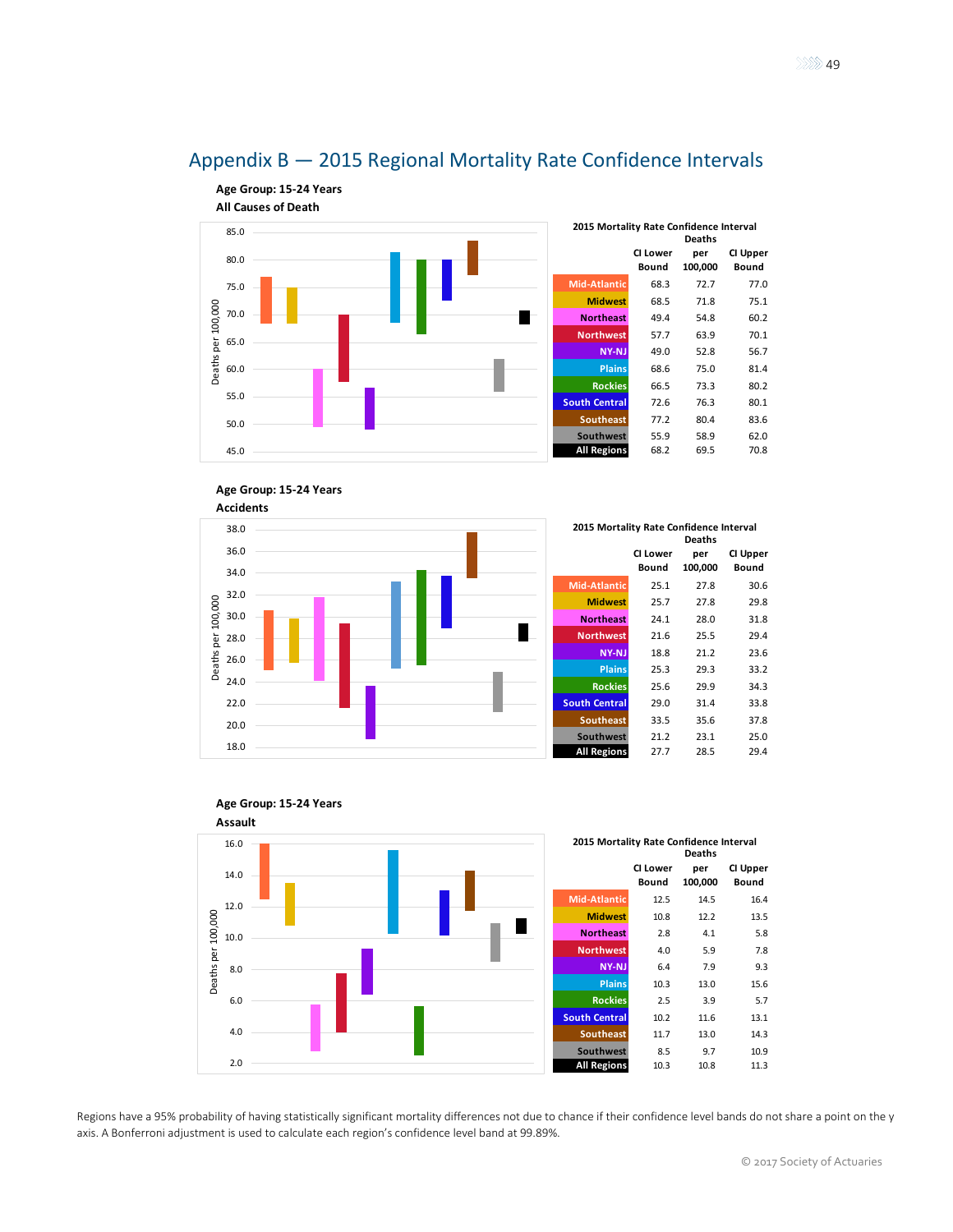# Appendix B — 2015 Regional Mortality Rate Confidence Intervals

**Age Group: 15-24 Years**
**All Causes of Death**

2015 Mortality Rate Confidence Interval

| | CI Lower Bound | Deaths per 100,000 | CI Upper Bound |
|---|---|---|---|
| Mid-Atlantic | 68.3 | 72.7 | 77.0 |
| Midwest | 68.5 | 71.8 | 75.1 |
| Northeast | 49.4 | 54.8 | 60.2 |
| Northwest | 57.7 | 63.9 | 70.1 |
| NY-NJ | 49.0 | 52.8 | 56.7 |
| Plains | 68.6 | 75.0 | 81.4 |
| Rockies | 66.5 | 73.3 | 80.2 |
| South Central | 72.6 | 76.3 | 80.1 |
| Southeast | 77.2 | 80.4 | 83.6 |
| Southwest | 55.9 | 58.9 | 62.0 |
| All Regions | 68.2 | 69.5 | 70.8 |

**Age Group: 15-24 Years**
**Accidents**

2015 Mortality Rate Confidence Interval

| | CI Lower Bound | Deaths per 100,000 | CI Upper Bound |
|---|---|---|---|
| Mid-Atlantic | 25.1 | 27.8 | 30.6 |
| Midwest | 25.7 | 27.8 | 29.8 |
| Northeast | 24.1 | 28.0 | 31.8 |
| Northwest | 21.6 | 25.5 | 29.4 |
| NY-NJ | 18.8 | 21.2 | 23.6 |
| Plains | 25.3 | 29.3 | 33.2 |
| Rockies | 25.6 | 29.9 | 34.3 |
| South Central | 29.0 | 31.4 | 33.8 |
| Southeast | 33.5 | 35.6 | 37.8 |
| Southwest | 21.2 | 23.1 | 25.0 |
| All Regions | 27.7 | 28.5 | 29.4 |

**Age Group: 15-24 Years**
**Assault**

2015 Mortality Rate Confidence Interval

| | CI Lower Bound | Deaths per 100,000 | CI Upper Bound |
|---|---|---|---|
| Mid-Atlantic | 12.5 | 14.5 | 16.4 |
| Midwest | 10.8 | 12.2 | 13.5 |
| Northeast | 2.8 | 4.1 | 5.8 |
| Northwest | 4.0 | 5.9 | 7.8 |
| NY-NJ | 6.4 | 7.9 | 9.3 |
| Plains | 10.3 | 13.0 | 15.6 |
| Rockies | 2.5 | 3.9 | 5.7 |
| South Central | 10.2 | 11.6 | 13.1 |
| Southeast | 11.7 | 13.0 | 14.3 |
| Southwest | 8.5 | 9.7 | 10.9 |
| All Regions | 10.3 | 10.8 | 11.3 |

Regions have a 95% probability of having statistically significant mortality differences not due to chance if their confidence level bands do not share a point on the y axis. A Bonferroni adjustment is used to calculate each region's confidence level band at 99.89%.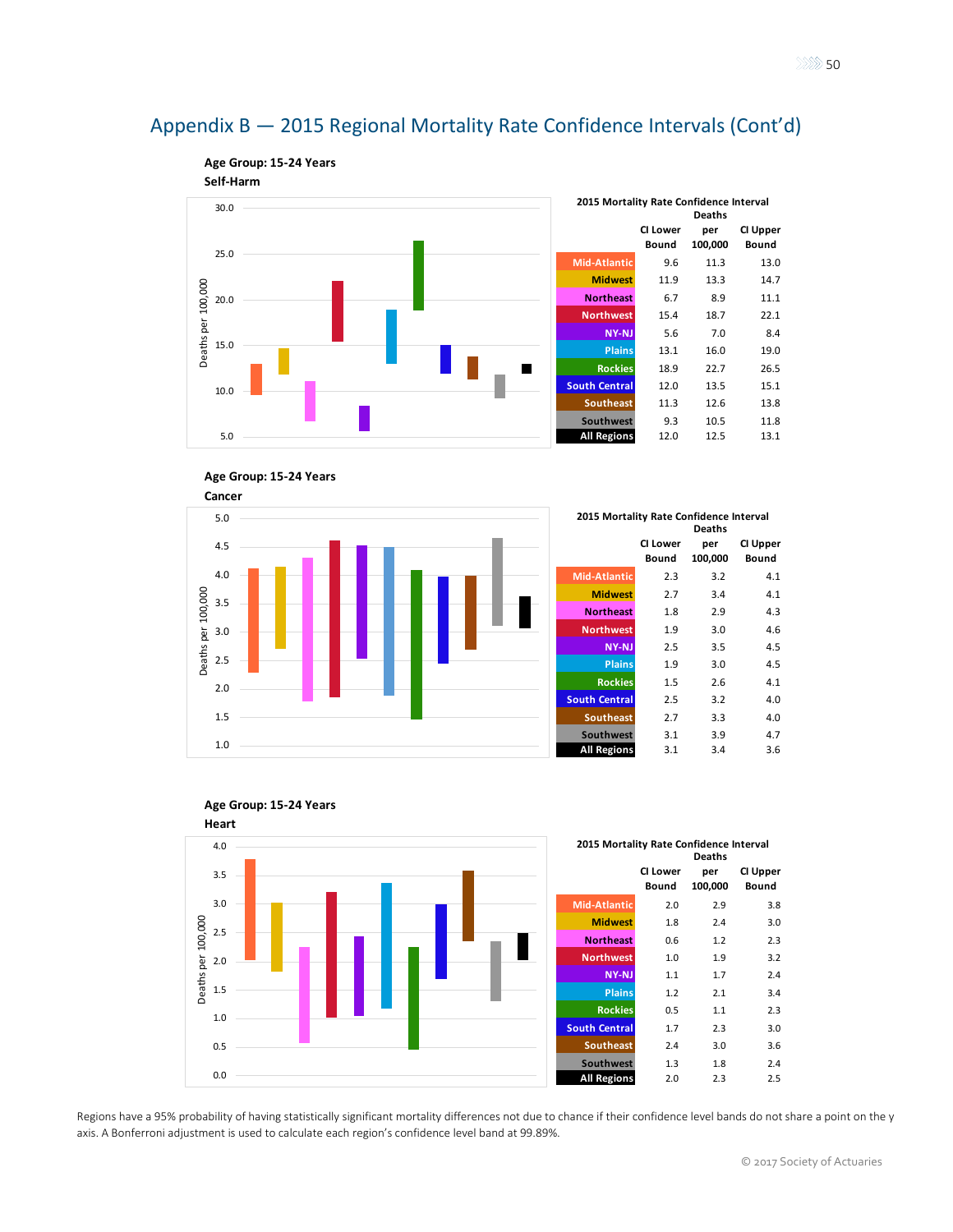## Appendix B — 2015 Regional Mortality Rate Confidence Intervals (Cont'd)

**Age Group: 15-24 Years**
**Self-Harm**

| 2015 Mortality Rate Confidence Interval | CI Lower Bound | Deaths per 100,000 | CI Upper Bound |
|---|---|---|---|
| Mid-Atlantic | 9.6 | 11.3 | 13.0 |
| Midwest | 11.9 | 13.3 | 14.7 |
| Northeast | 6.7 | 8.9 | 11.1 |
| Northwest | 15.4 | 18.7 | 22.1 |
| NY-NJ | 5.6 | 7.0 | 8.4 |
| Plains | 13.1 | 16.0 | 19.0 |
| Rockies | 18.9 | 22.7 | 26.5 |
| South Central | 12.0 | 13.5 | 15.1 |
| Southeast | 11.3 | 12.6 | 13.8 |
| Southwest | 9.3 | 10.5 | 11.8 |
| All Regions | 12.0 | 12.5 | 13.1 |

**Age Group: 15-24 Years**
**Cancer**

| 2015 Mortality Rate Confidence Interval | CI Lower Bound | Deaths per 100,000 | CI Upper Bound |
|---|---|---|---|
| Mid-Atlantic | 2.3 | 3.2 | 4.1 |
| Midwest | 2.7 | 3.4 | 4.1 |
| Northeast | 1.8 | 2.9 | 4.3 |
| Northwest | 1.9 | 3.0 | 4.6 |
| NY-NJ | 2.5 | 3.5 | 4.5 |
| Plains | 1.9 | 3.0 | 4.5 |
| Rockies | 1.5 | 2.6 | 4.1 |
| South Central | 2.5 | 3.2 | 4.0 |
| Southeast | 2.7 | 3.3 | 4.0 |
| Southwest | 3.1 | 3.9 | 4.7 |
| All Regions | 3.1 | 3.4 | 3.6 |

**Age Group: 15-24 Years**
**Heart**

| 2015 Mortality Rate Confidence Interval | CI Lower Bound | Deaths per 100,000 | CI Upper Bound |
|---|---|---|---|
| Mid-Atlantic | 2.0 | 2.9 | 3.8 |
| Midwest | 1.8 | 2.4 | 3.0 |
| Northeast | 0.6 | 1.2 | 2.3 |
| Northwest | 1.0 | 1.9 | 3.2 |
| NY-NJ | 1.1 | 1.7 | 2.4 |
| Plains | 1.2 | 2.1 | 3.4 |
| Rockies | 0.5 | 1.1 | 2.3 |
| South Central | 1.7 | 2.3 | 3.0 |
| Southeast | 2.4 | 3.0 | 3.6 |
| Southwest | 1.3 | 1.8 | 2.4 |
| All Regions | 2.0 | 2.3 | 2.5 |

Regions have a 95% probability of having statistically significant mortality differences not due to chance if their confidence level bands do not share a point on the y axis. A Bonferroni adjustment is used to calculate each region's confidence level band at 99.89%.

© 2017 Society of Actuaries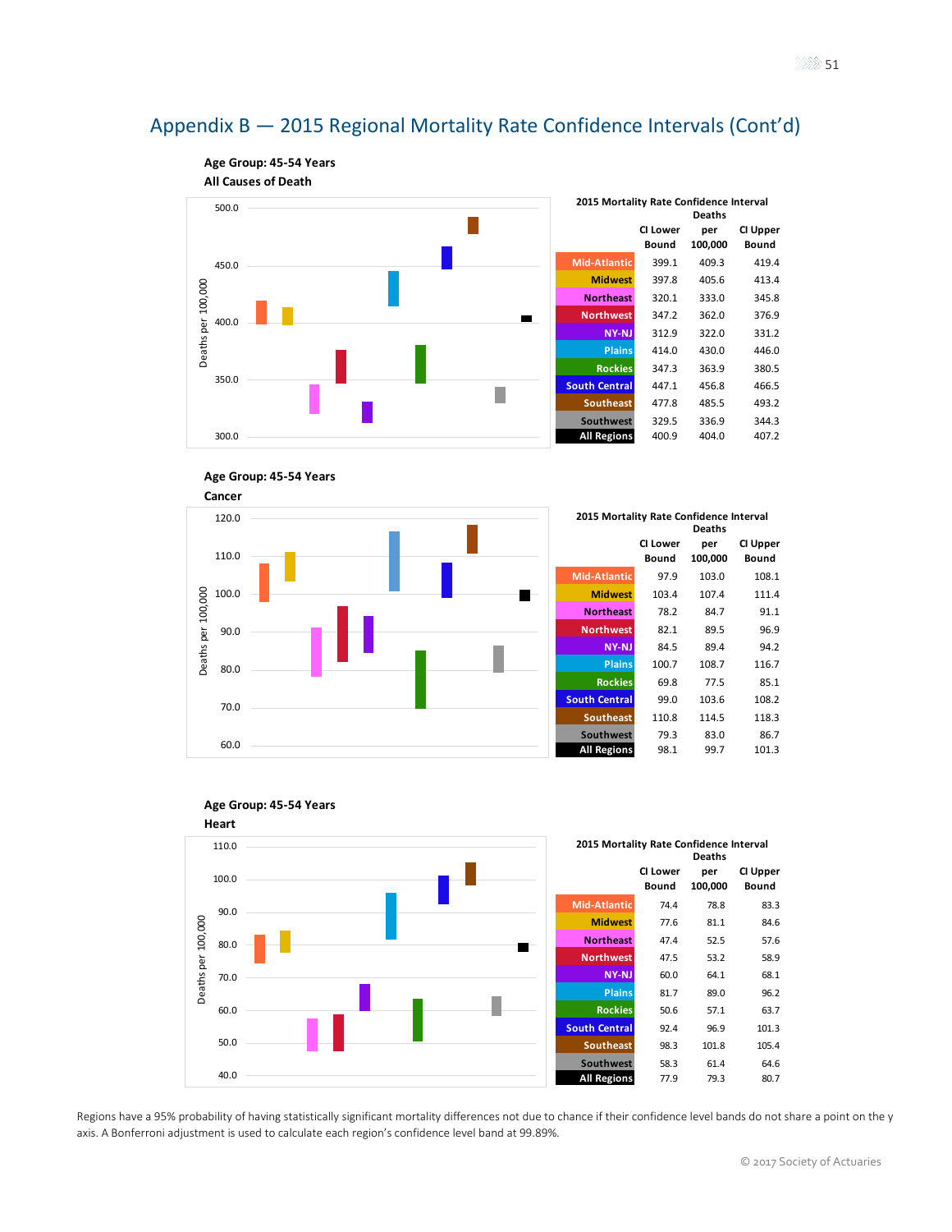# Appendix B — 2015 Regional Mortality Rate Confidence Intervals (Cont'd)

**Age Group: 45-54 Years**
**All Causes of Death**

2015 Mortality Rate Confidence Interval

| | CI Lower Bound | Deaths per 100,000 | CI Upper Bound |
|---|---|---|---|
| Mid-Atlantic | 399.1 | 409.3 | 419.4 |
| Midwest | 397.8 | 405.6 | 413.4 |
| Northeast | 320.1 | 333.0 | 345.8 |
| Northwest | 347.2 | 362.0 | 376.9 |
| NY-NJ | 312.9 | 322.0 | 331.2 |
| Plains | 414.0 | 430.0 | 446.0 |
| Rockies | 347.3 | 363.9 | 380.5 |
| South Central | 447.1 | 456.8 | 466.5 |
| Southeast | 477.8 | 485.5 | 493.2 |
| Southwest | 329.5 | 336.9 | 344.3 |
| All Regions | 400.9 | 404.0 | 407.2 |

**Age Group: 45-54 Years**
**Cancer**

2015 Mortality Rate Confidence Interval

| | CI Lower Bound | Deaths per 100,000 | CI Upper Bound |
|---|---|---|---|
| Mid-Atlantic | 97.9 | 103.0 | 108.1 |
| Midwest | 103.4 | 107.4 | 111.4 |
| Northeast | 78.2 | 84.7 | 91.1 |
| Northwest | 82.1 | 89.5 | 96.9 |
| NY-NJ | 84.5 | 89.4 | 94.2 |
| Plains | 100.7 | 108.7 | 116.7 |
| Rockies | 69.8 | 77.5 | 85.1 |
| South Central | 99.0 | 103.6 | 108.2 |
| Southeast | 110.8 | 114.5 | 118.3 |
| Southwest | 79.3 | 83.0 | 86.7 |
| All Regions | 98.1 | 99.7 | 101.3 |

**Age Group: 45-54 Years**
**Heart**

2015 Mortality Rate Confidence Interval

| | CI Lower Bound | Deaths per 100,000 | CI Upper Bound |
|---|---|---|---|
| Mid-Atlantic | 74.4 | 78.8 | 83.3 |
| Midwest | 77.6 | 81.1 | 84.6 |
| Northeast | 47.4 | 52.5 | 57.6 |
| Northwest | 47.5 | 53.2 | 58.9 |
| NY-NJ | 60.0 | 64.1 | 68.1 |
| Plains | 81.7 | 89.0 | 96.2 |
| Rockies | 50.6 | 57.1 | 63.7 |
| South Central | 92.4 | 96.9 | 101.3 |
| Southeast | 98.3 | 101.8 | 105.4 |
| Southwest | 58.3 | 61.4 | 64.6 |
| All Regions | 77.9 | 79.3 | 80.7 |

Regions have a 95% probability of having statistically significant mortality differences not due to chance if their confidence level bands do not share a point on the y axis. A Bonferroni adjustment is used to calculate each region's confidence level band at 99.89%.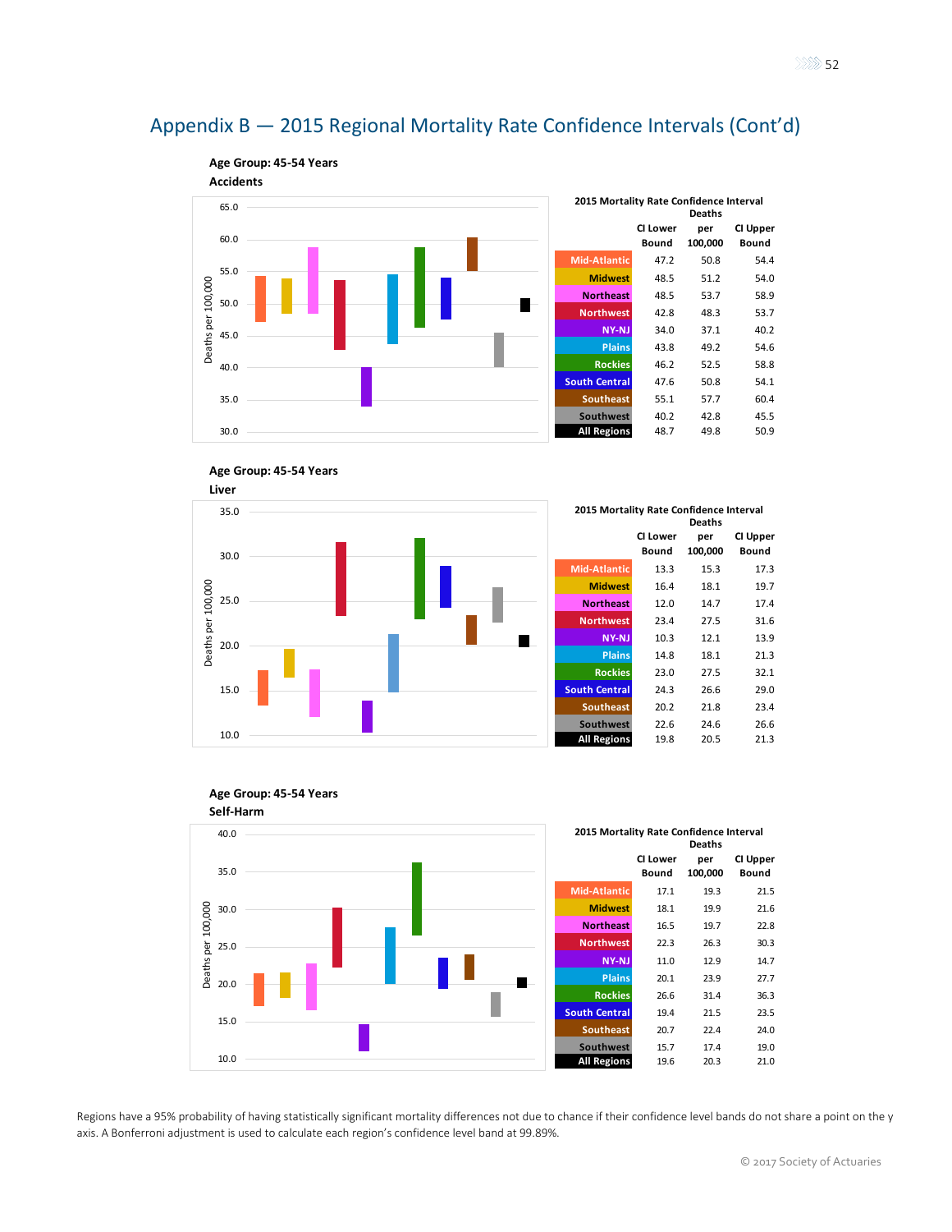# Appendix B — 2015 Regional Mortality Rate Confidence Intervals (Cont'd)

**Age Group: 45-54 Years**

**Accidents**

2015 Mortality Rate Confidence Interval

| | CI Lower Bound | Deaths per 100,000 | CI Upper Bound |
|---|---|---|---|
| Mid-Atlantic | 47.2 | 50.8 | 54.4 |
| Midwest | 48.5 | 51.2 | 54.0 |
| Northeast | 48.5 | 53.7 | 58.9 |
| Northwest | 42.8 | 48.3 | 53.7 |
| NY-NJ | 34.0 | 37.1 | 40.2 |
| Plains | 43.8 | 49.2 | 54.6 |
| Rockies | 46.2 | 52.5 | 58.8 |
| South Central | 47.6 | 50.8 | 54.1 |
| Southeast | 55.1 | 57.7 | 60.4 |
| Southwest | 40.2 | 42.8 | 45.5 |
| All Regions | 48.7 | 49.8 | 50.9 |

**Age Group: 45-54 Years**

**Liver**

2015 Mortality Rate Confidence Interval

| | CI Lower Bound | Deaths per 100,000 | CI Upper Bound |
|---|---|---|---|
| Mid-Atlantic | 13.3 | 15.3 | 17.3 |
| Midwest | 16.4 | 18.1 | 19.7 |
| Northeast | 12.0 | 14.7 | 17.4 |
| Northwest | 23.4 | 27.5 | 31.6 |
| NY-NJ | 10.3 | 12.1 | 13.9 |
| Plains | 14.8 | 18.1 | 21.3 |
| Rockies | 23.0 | 27.5 | 32.1 |
| South Central | 24.3 | 26.6 | 29.0 |
| Southeast | 20.2 | 21.8 | 23.4 |
| Southwest | 22.6 | 24.6 | 26.6 |
| All Regions | 19.8 | 20.5 | 21.3 |

**Age Group: 45-54 Years**

**Self-Harm**

2015 Mortality Rate Confidence Interval

| | CI Lower Bound | Deaths per 100,000 | CI Upper Bound |
|---|---|---|---|
| Mid-Atlantic | 17.1 | 19.3 | 21.5 |
| Midwest | 18.1 | 19.9 | 21.6 |
| Northeast | 16.5 | 19.7 | 22.8 |
| Northwest | 22.3 | 26.3 | 30.3 |
| NY-NJ | 11.0 | 12.9 | 14.7 |
| Plains | 20.1 | 23.9 | 27.7 |
| Rockies | 26.6 | 31.4 | 36.3 |
| South Central | 19.4 | 21.5 | 23.5 |
| Southeast | 20.7 | 22.4 | 24.0 |
| Southwest | 15.7 | 17.4 | 19.0 |
| All Regions | 19.6 | 20.3 | 21.0 |

Regions have a 95% probability of having statistically significant mortality differences not due to chance if their confidence level bands do not share a point on the y axis. A Bonferroni adjustment is used to calculate each region's confidence level band at 99.89%.

© 2017 Society of Actuaries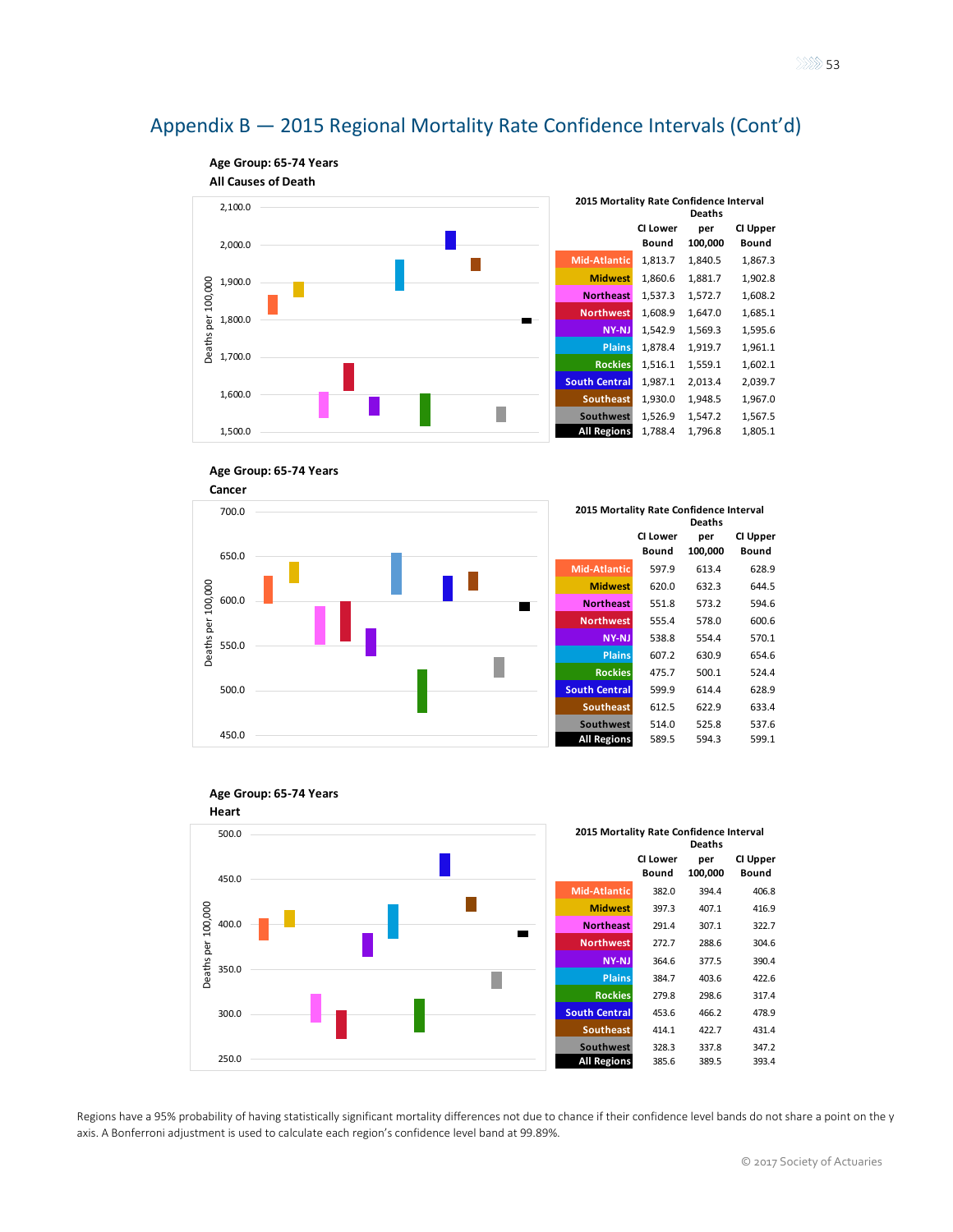# Appendix B — 2015 Regional Mortality Rate Confidence Intervals (Cont'd)

**Age Group: 65-74 Years**
**All Causes of Death**

2015 Mortality Rate Confidence Interval

| | CI Lower Bound | Deaths per 100,000 | CI Upper Bound |
|---|---|---|---|
| Mid-Atlantic | 1,813.7 | 1,840.5 | 1,867.3 |
| Midwest | 1,860.6 | 1,881.7 | 1,902.8 |
| Northeast | 1,537.3 | 1,572.7 | 1,608.2 |
| Northwest | 1,608.9 | 1,647.0 | 1,685.1 |
| NY-NJ | 1,542.9 | 1,569.3 | 1,595.6 |
| Plains | 1,878.4 | 1,919.7 | 1,961.1 |
| Rockies | 1,516.1 | 1,559.1 | 1,602.1 |
| South Central | 1,987.1 | 2,013.4 | 2,039.7 |
| Southeast | 1,930.0 | 1,948.5 | 1,967.0 |
| Southwest | 1,526.9 | 1,547.2 | 1,567.5 |
| All Regions | 1,788.4 | 1,796.8 | 1,805.1 |

**Age Group: 65-74 Years**
**Cancer**

2015 Mortality Rate Confidence Interval

| | CI Lower Bound | Deaths per 100,000 | CI Upper Bound |
|---|---|---|---|
| Mid-Atlantic | 597.9 | 613.4 | 628.9 |
| Midwest | 620.0 | 632.3 | 644.5 |
| Northeast | 551.8 | 573.2 | 594.6 |
| Northwest | 555.4 | 578.0 | 600.6 |
| NY-NJ | 538.8 | 554.4 | 570.1 |
| Plains | 607.2 | 630.9 | 654.6 |
| Rockies | 475.7 | 500.1 | 524.4 |
| South Central | 599.9 | 614.4 | 628.9 |
| Southeast | 612.5 | 622.9 | 633.4 |
| Southwest | 514.0 | 525.8 | 537.6 |
| All Regions | 589.5 | 594.3 | 599.1 |

**Age Group: 65-74 Years**
**Heart**

2015 Mortality Rate Confidence Interval

| | CI Lower Bound | Deaths per 100,000 | CI Upper Bound |
|---|---|---|---|
| Mid-Atlantic | 382.0 | 394.4 | 406.8 |
| Midwest | 397.3 | 407.1 | 416.9 |
| Northeast | 291.4 | 307.1 | 322.7 |
| Northwest | 272.7 | 288.6 | 304.6 |
| NY-NJ | 364.6 | 377.5 | 390.4 |
| Plains | 384.7 | 403.6 | 422.6 |
| Rockies | 279.8 | 298.6 | 317.4 |
| South Central | 453.6 | 466.2 | 478.9 |
| Southeast | 414.1 | 422.7 | 431.4 |
| Southwest | 328.3 | 337.8 | 347.2 |
| All Regions | 385.6 | 389.5 | 393.4 |

Regions have a 95% probability of having statistically significant mortality differences not due to chance if their confidence level bands do not share a point on the y axis. A Bonferroni adjustment is used to calculate each region's confidence level band at 99.89%.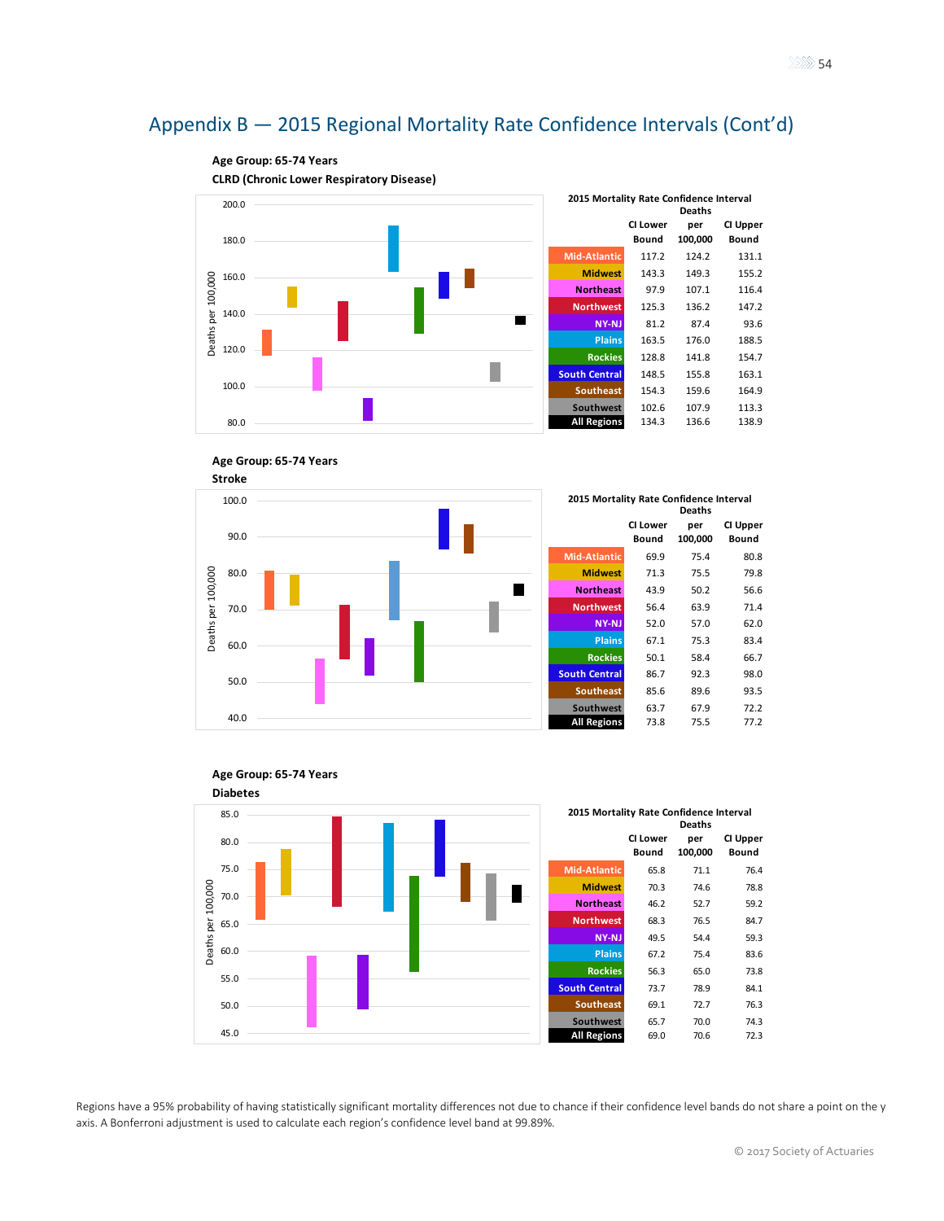# Appendix B — 2015 Regional Mortality Rate Confidence Intervals (Cont'd)

**Age Group: 65-74 Years**

**CLRD (Chronic Lower Respiratory Disease)**

2015 Mortality Rate Confidence Interval

| | CI Lower Bound | Deaths per 100,000 | CI Upper Bound |
|---|---|---|---|
| Mid-Atlantic | 117.2 | 124.2 | 131.1 |
| Midwest | 143.3 | 149.3 | 155.2 |
| Northeast | 97.9 | 107.1 | 116.4 |
| Northwest | 125.3 | 136.2 | 147.2 |
| NY-NJ | 81.2 | 87.4 | 93.6 |
| Plains | 163.5 | 176.0 | 188.5 |
| Rockies | 128.8 | 141.8 | 154.7 |
| South Central | 148.5 | 155.8 | 163.1 |
| Southeast | 154.3 | 159.6 | 164.9 |
| Southwest | 102.6 | 107.9 | 113.3 |
| All Regions | 134.3 | 136.6 | 138.9 |

**Age Group: 65-74 Years**

**Stroke**

2015 Mortality Rate Confidence Interval

| | CI Lower Bound | Deaths per 100,000 | CI Upper Bound |
|---|---|---|---|
| Mid-Atlantic | 69.9 | 75.4 | 80.8 |
| Midwest | 71.3 | 75.5 | 79.8 |
| Northeast | 43.9 | 50.2 | 56.6 |
| Northwest | 56.4 | 63.9 | 71.4 |
| NY-NJ | 52.0 | 57.0 | 62.0 |
| Plains | 67.1 | 75.3 | 83.4 |
| Rockies | 50.1 | 58.4 | 66.7 |
| South Central | 86.7 | 92.3 | 98.0 |
| Southeast | 85.6 | 89.6 | 93.5 |
| Southwest | 63.7 | 67.9 | 72.2 |
| All Regions | 73.8 | 75.5 | 77.2 |

**Age Group: 65-74 Years**

**Diabetes**

2015 Mortality Rate Confidence Interval

| | CI Lower Bound | Deaths per 100,000 | CI Upper Bound |
|---|---|---|---|
| Mid-Atlantic | 65.8 | 71.1 | 76.4 |
| Midwest | 70.3 | 74.6 | 78.8 |
| Northeast | 46.2 | 52.7 | 59.2 |
| Northwest | 68.3 | 76.5 | 84.7 |
| NY-NJ | 49.5 | 54.4 | 59.3 |
| Plains | 67.2 | 75.4 | 83.6 |
| Rockies | 56.3 | 65.0 | 73.8 |
| South Central | 73.7 | 78.9 | 84.1 |
| Southeast | 69.1 | 72.7 | 76.3 |
| Southwest | 65.7 | 70.0 | 74.3 |
| All Regions | 69.0 | 70.6 | 72.3 |

Regions have a 95% probability of having statistically significant mortality differences not due to chance if their confidence level bands do not share a point on the y axis. A Bonferroni adjustment is used to calculate each region's confidence level band at 99.89%.

© 2017 Society of Actuaries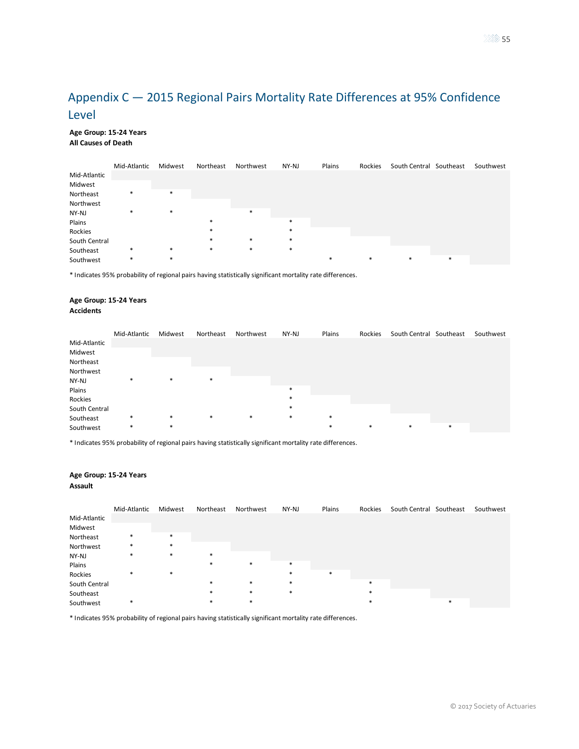## Appendix C — 2015 Regional Pairs Mortality Rate Differences at 95% Confidence Level

**Age Group: 15-24 Years**
**All Causes of Death**

| | Mid-Atlantic | Midwest | Northeast | Northwest | NY-NJ | Plains | Rockies | South Central | Southeast | Southwest |
|---|---|---|---|---|---|---|---|---|---|---|
| Mid-Atlantic | | | | | | | | | | |
| Midwest | | | | | | | | | | |
| Northeast | * | * | | | | | | | | |
| Northwest | | | | | | | | | | |
| NY-NJ | * | * | | * | | | | | | |
| Plains | | | * | | * | | | | | |
| Rockies | | | * | | * | | | | | |
| South Central | | | * | * | * | | | | | |
| Southeast | * | * | * | * | * | | | | | |
| Southwest | * | * | | | | * | * | * | * | |

* Indicates 95% probability of regional pairs having statistically significant mortality rate differences.

**Age Group: 15-24 Years**
**Accidents**

| | Mid-Atlantic | Midwest | Northeast | Northwest | NY-NJ | Plains | Rockies | South Central | Southeast | Southwest |
|---|---|---|---|---|---|---|---|---|---|---|
| Mid-Atlantic | | | | | | | | | | |
| Midwest | | | | | | | | | | |
| Northeast | | | | | | | | | | |
| Northwest | | | | | | | | | | |
| NY-NJ | * | * | * | | | | | | | |
| Plains | | | | | * | | | | | |
| Rockies | | | | | * | | | | | |
| South Central | | | | | * | | | | | |
| Southeast | * | * | * | * | * | * | | | | |
| Southwest | * | * | | | | * | * | * | * | |

* Indicates 95% probability of regional pairs having statistically significant mortality rate differences.

**Age Group: 15-24 Years**
**Assault**

| | Mid-Atlantic | Midwest | Northeast | Northwest | NY-NJ | Plains | Rockies | South Central | Southeast | Southwest |
|---|---|---|---|---|---|---|---|---|---|---|
| Mid-Atlantic | | | | | | | | | | |
| Midwest | | | | | | | | | | |
| Northeast | * | * | | | | | | | | |
| Northwest | * | * | | | | | | | | |
| NY-NJ | * | * | * | | | | | | | |
| Plains | | | * | * | * | | | | | |
| Rockies | * | * | | | * | * | | | | |
| South Central | | | * | * | * | | * | | | |
| Southeast | | | * | * | * | | * | | | |
| Southwest | * | | * | * | | | * | | * | |

* Indicates 95% probability of regional pairs having statistically significant mortality rate differences.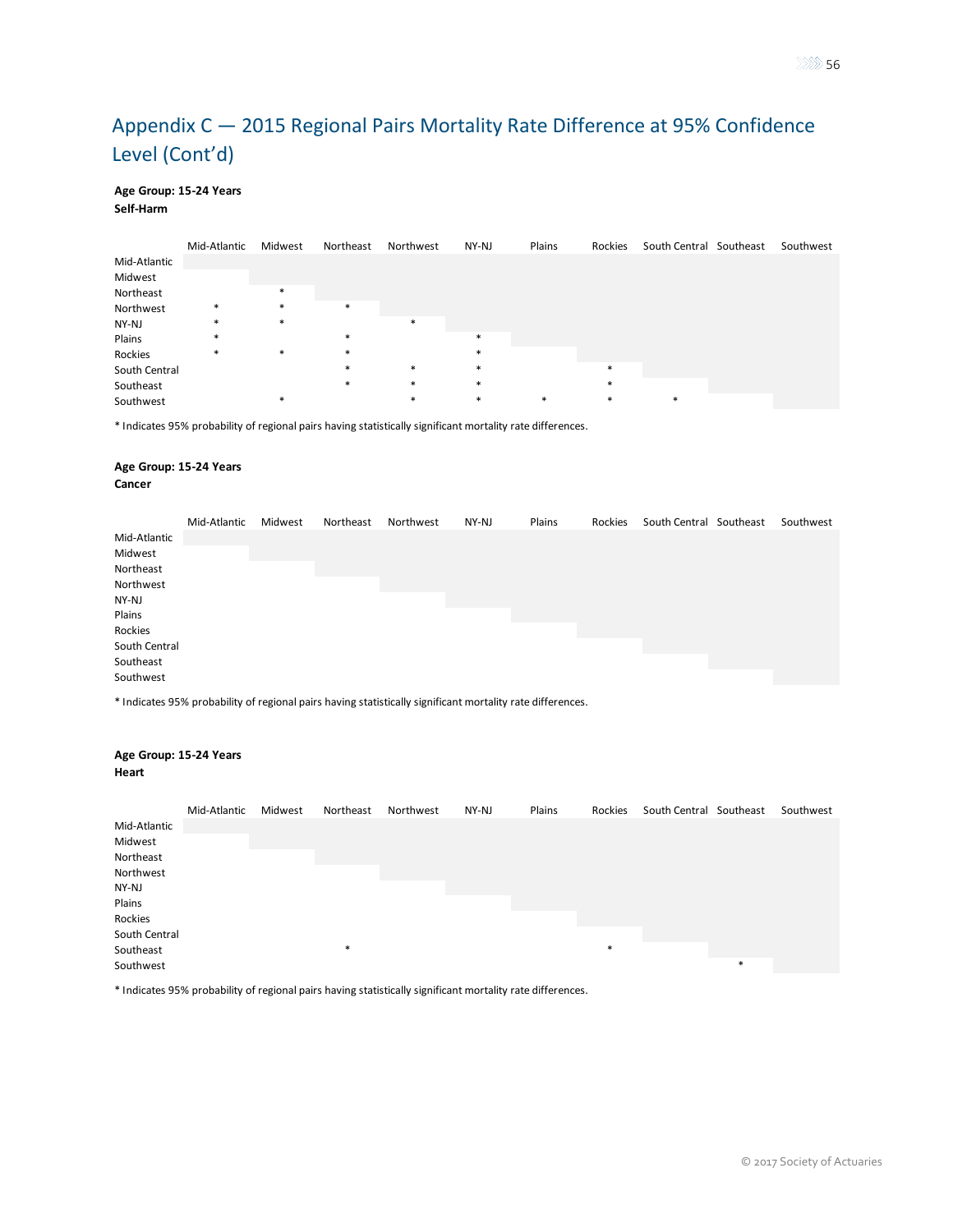# Appendix C — 2015 Regional Pairs Mortality Rate Difference at 95% Confidence Level (Cont'd)

**Age Group: 15-24 Years**
**Self-Harm**

| | Mid-Atlantic | Midwest | Northeast | Northwest | NY-NJ | Plains | Rockies | South Central | Southeast | Southwest |
|---|---|---|---|---|---|---|---|---|---|---|
| Mid-Atlantic | | | | | | | | | | |
| Midwest | | | | | | | | | | |
| Northeast | | * | | | | | | | | |
| Northwest | * | * | * | | | | | | | |
| NY-NJ | * | * | | * | | | | | | |
| Plains | * | | * | | * | | | | | |
| Rockies | * | * | * | | * | | | | | |
| South Central | | | * | * | * | | * | | | |
| Southeast | | | * | * | * | | * | | | |
| Southwest | | * | | * | * | * | * | * | | |

* Indicates 95% probability of regional pairs having statistically significant mortality rate differences.

**Age Group: 15-24 Years**
**Cancer**

| | Mid-Atlantic | Midwest | Northeast | Northwest | NY-NJ | Plains | Rockies | South Central | Southeast | Southwest |
|---|---|---|---|---|---|---|---|---|---|---|
| Mid-Atlantic | | | | | | | | | | |
| Midwest | | | | | | | | | | |
| Northeast | | | | | | | | | | |
| Northwest | | | | | | | | | | |
| NY-NJ | | | | | | | | | | |
| Plains | | | | | | | | | | |
| Rockies | | | | | | | | | | |
| South Central | | | | | | | | | | |
| Southeast | | | | | | | | | | |
| Southwest | | | | | | | | | | |

* Indicates 95% probability of regional pairs having statistically significant mortality rate differences.

**Age Group: 15-24 Years**
**Heart**

| | Mid-Atlantic | Midwest | Northeast | Northwest | NY-NJ | Plains | Rockies | South Central | Southeast | Southwest |
|---|---|---|---|---|---|---|---|---|---|---|
| Mid-Atlantic | | | | | | | | | | |
| Midwest | | | | | | | | | | |
| Northeast | | | | | | | | | | |
| Northwest | | | | | | | | | | |
| NY-NJ | | | | | | | | | | |
| Plains | | | | | | | | | | |
| Rockies | | | | | | | | | | |
| South Central | | | | | | | | | | |
| Southeast | | | * | | | | * | | | |
| Southwest | | | | | | | | | * | |

* Indicates 95% probability of regional pairs having statistically significant mortality rate differences.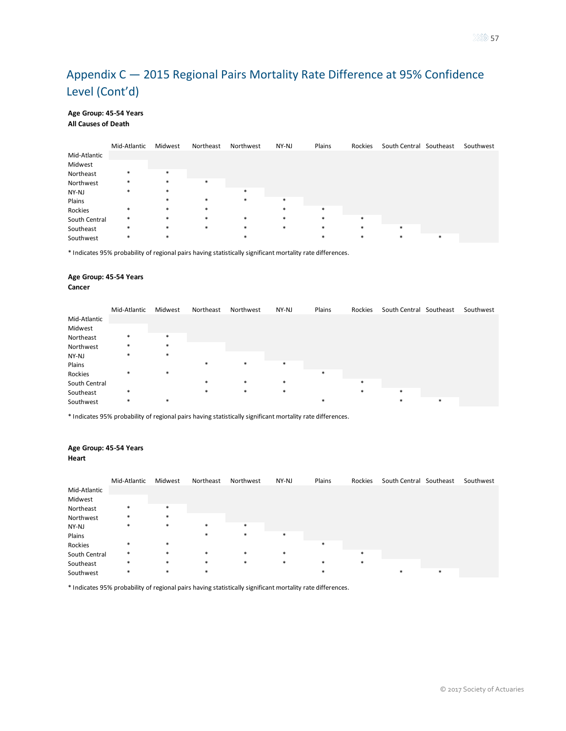# Appendix C — 2015 Regional Pairs Mortality Rate Difference at 95% Confidence Level (Cont'd)

**Age Group: 45-54 Years**
**All Causes of Death**

| | Mid-Atlantic | Midwest | Northeast | Northwest | NY-NJ | Plains | Rockies | South Central | Southeast | Southwest |
|---|---|---|---|---|---|---|---|---|---|---|
| Mid-Atlantic | | | | | | | | | | |
| Midwest | | | | | | | | | | |
| Northeast | * | * | | | | | | | | |
| Northwest | * | * | * | | | | | | | |
| NY-NJ | * | * | | * | | | | | | |
| Plains | | * | * | * | * | | | | | |
| Rockies | * | * | * | | * | * | | | | |
| South Central | * | * | * | * | * | * | * | | | |
| Southeast | * | * | * | * | * | * | * | * | | |
| Southwest | * | * | | * | | * | * | * | * | |

* Indicates 95% probability of regional pairs having statistically significant mortality rate differences.

**Age Group: 45-54 Years**
**Cancer**

| | Mid-Atlantic | Midwest | Northeast | Northwest | NY-NJ | Plains | Rockies | South Central | Southeast | Southwest |
|---|---|---|---|---|---|---|---|---|---|---|
| Mid-Atlantic | | | | | | | | | | |
| Midwest | | | | | | | | | | |
| Northeast | * | * | | | | | | | | |
| Northwest | * | * | | | | | | | | |
| NY-NJ | * | * | | | | | | | | |
| Plains | | | * | * | * | | | | | |
| Rockies | * | * | | | | * | | | | |
| South Central | | | * | * | * | | * | | | |
| Southeast | * | | * | * | * | | * | * | | |
| Southwest | * | * | | | | * | | * | * | |

* Indicates 95% probability of regional pairs having statistically significant mortality rate differences.

**Age Group: 45-54 Years**
**Heart**

| | Mid-Atlantic | Midwest | Northeast | Northwest | NY-NJ | Plains | Rockies | South Central | Southeast | Southwest |
|---|---|---|---|---|---|---|---|---|---|---|
| Mid-Atlantic | | | | | | | | | | |
| Midwest | | | | | | | | | | |
| Northeast | * | * | | | | | | | | |
| Northwest | * | * | | | | | | | | |
| NY-NJ | * | * | * | * | | | | | | |
| Plains | | | * | * | * | | | | | |
| Rockies | * | * | | | | * | | | | |
| South Central | * | * | * | * | * | | * | | | |
| Southeast | * | * | * | * | * | * | * | | | |
| Southwest | * | * | * | | | * | | * | * | |

* Indicates 95% probability of regional pairs having statistically significant mortality rate differences.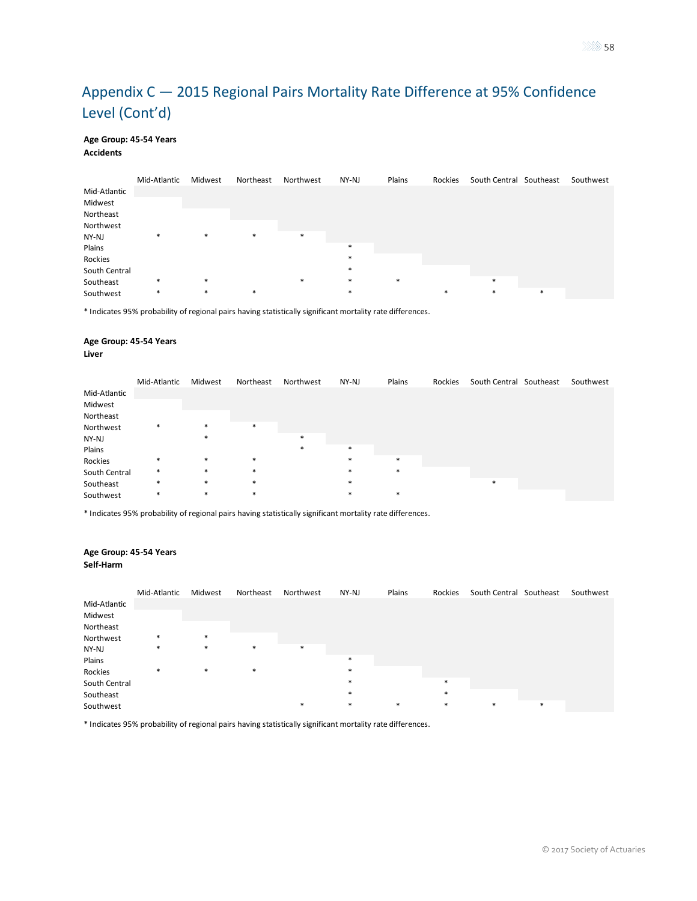# Appendix C — 2015 Regional Pairs Mortality Rate Difference at 95% Confidence Level (Cont'd)

**Age Group: 45-54 Years**
**Accidents**

| | Mid-Atlantic | Midwest | Northeast | Northwest | NY-NJ | Plains | Rockies | South Central | Southeast | Southwest |
|---|---|---|---|---|---|---|---|---|---|---|
| Mid-Atlantic | | | | | | | | | | |
| Midwest | | | | | | | | | | |
| Northeast | | | | | | | | | | |
| Northwest | | | | | | | | | | |
| NY-NJ | * | * | * | * | | | | | | |
| Plains | | | | | * | | | | | |
| Rockies | | | | | * | | | | | |
| South Central | | | | | * | | | | | |
| Southeast | * | * | | * | * | * | | * | | |
| Southwest | * | * | * | | * | | * | * | * | |

* Indicates 95% probability of regional pairs having statistically significant mortality rate differences.

**Age Group: 45-54 Years**
**Liver**

| | Mid-Atlantic | Midwest | Northeast | Northwest | NY-NJ | Plains | Rockies | South Central | Southeast | Southwest |
|---|---|---|---|---|---|---|---|---|---|---|
| Mid-Atlantic | | | | | | | | | | |
| Midwest | | | | | | | | | | |
| Northeast | | | | | | | | | | |
| Northwest | * | * | * | | | | | | | |
| NY-NJ | | * | | * | | | | | | |
| Plains | | | | * | * | | | | | |
| Rockies | * | * | * | | * | * | | | | |
| South Central | * | * | * | | * | * | | | | |
| Southeast | * | * | * | | * | | | * | | |
| Southwest | * | * | * | | * | * | | | | |

* Indicates 95% probability of regional pairs having statistically significant mortality rate differences.

**Age Group: 45-54 Years**
**Self-Harm**

| | Mid-Atlantic | Midwest | Northeast | Northwest | NY-NJ | Plains | Rockies | South Central | Southeast | Southwest |
|---|---|---|---|---|---|---|---|---|---|---|
| Mid-Atlantic | | | | | | | | | | |
| Midwest | | | | | | | | | | |
| Northeast | | | | | | | | | | |
| Northwest | * | * | | | | | | | | |
| NY-NJ | * | * | * | * | | | | | | |
| Plains | | | | | * | | | | | |
| Rockies | * | * | * | | * | | | | | |
| South Central | | | | | * | | * | | | |
| Southeast | | | | | * | | * | | | |
| Southwest | | | | * | * | * | * | * | * | |

* Indicates 95% probability of regional pairs having statistically significant mortality rate differences.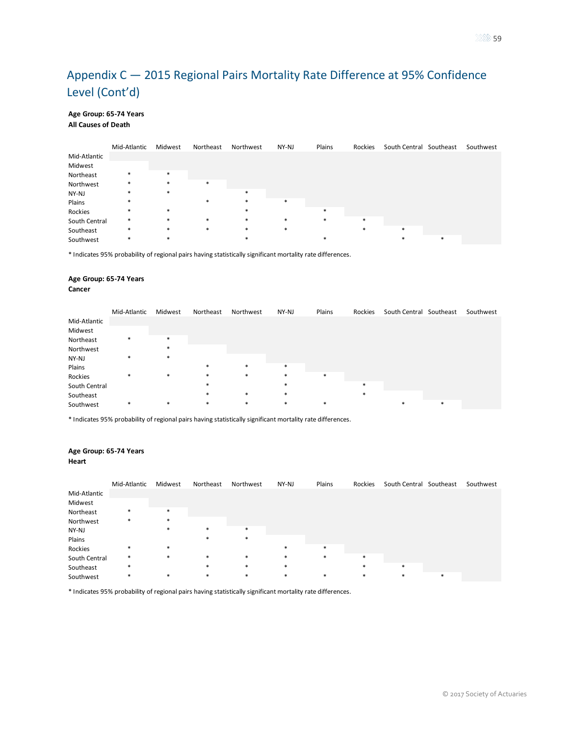# Appendix C — 2015 Regional Pairs Mortality Rate Difference at 95% Confidence Level (Cont'd)

**Age Group: 65-74 Years**
**All Causes of Death**

| | Mid-Atlantic | Midwest | Northeast | Northwest | NY-NJ | Plains | Rockies | South Central | Southeast | Southwest |
|---|---|---|---|---|---|---|---|---|---|---|
| Mid-Atlantic | | | | | | | | | | |
| Midwest | | | | | | | | | | |
| Northeast | * | * | | | | | | | | |
| Northwest | * | * | * | | | | | | | |
| NY-NJ | * | * | | * | | | | | | |
| Plains | * | | * | * | * | | | | | |
| Rockies | * | * | | * | | * | | | | |
| South Central | * | * | * | * | * | * | * | | | |
| Southeast | * | * | * | * | * | | * | * | | |
| Southwest | * | * | | * | | * | | * | * | |

* Indicates 95% probability of regional pairs having statistically significant mortality rate differences.

**Age Group: 65-74 Years**
**Cancer**

| | Mid-Atlantic | Midwest | Northeast | Northwest | NY-NJ | Plains | Rockies | South Central | Southeast | Southwest |
|---|---|---|---|---|---|---|---|---|---|---|
| Mid-Atlantic | | | | | | | | | | |
| Midwest | | | | | | | | | | |
| Northeast | * | * | | | | | | | | |
| Northwest | | * | | | | | | | | |
| NY-NJ | * | * | | | | | | | | |
| Plains | | | * | * | * | | | | | |
| Rockies | * | * | * | * | * | * | | | | |
| South Central | | | * | | * | | * | | | |
| Southeast | | | * | * | * | | * | | | |
| Southwest | * | * | * | * | * | * | | * | * | |

* Indicates 95% probability of regional pairs having statistically significant mortality rate differences.

**Age Group: 65-74 Years**
**Heart**

| | Mid-Atlantic | Midwest | Northeast | Northwest | NY-NJ | Plains | Rockies | South Central | Southeast | Southwest |
|---|---|---|---|---|---|---|---|---|---|---|
| Mid-Atlantic | | | | | | | | | | |
| Midwest | | | | | | | | | | |
| Northeast | * | * | | | | | | | | |
| Northwest | * | * | | | | | | | | |
| NY-NJ | | * | * | * | | | | | | |
| Plains | | | * | * | | | | | | |
| Rockies | * | * | | | * | * | | | | |
| South Central | * | * | * | * | * | * | * | | | |
| Southeast | * | | * | * | * | | * | * | | |
| Southwest | * | * | * | * | * | * | * | * | * | |

* Indicates 95% probability of regional pairs having statistically significant mortality rate differences.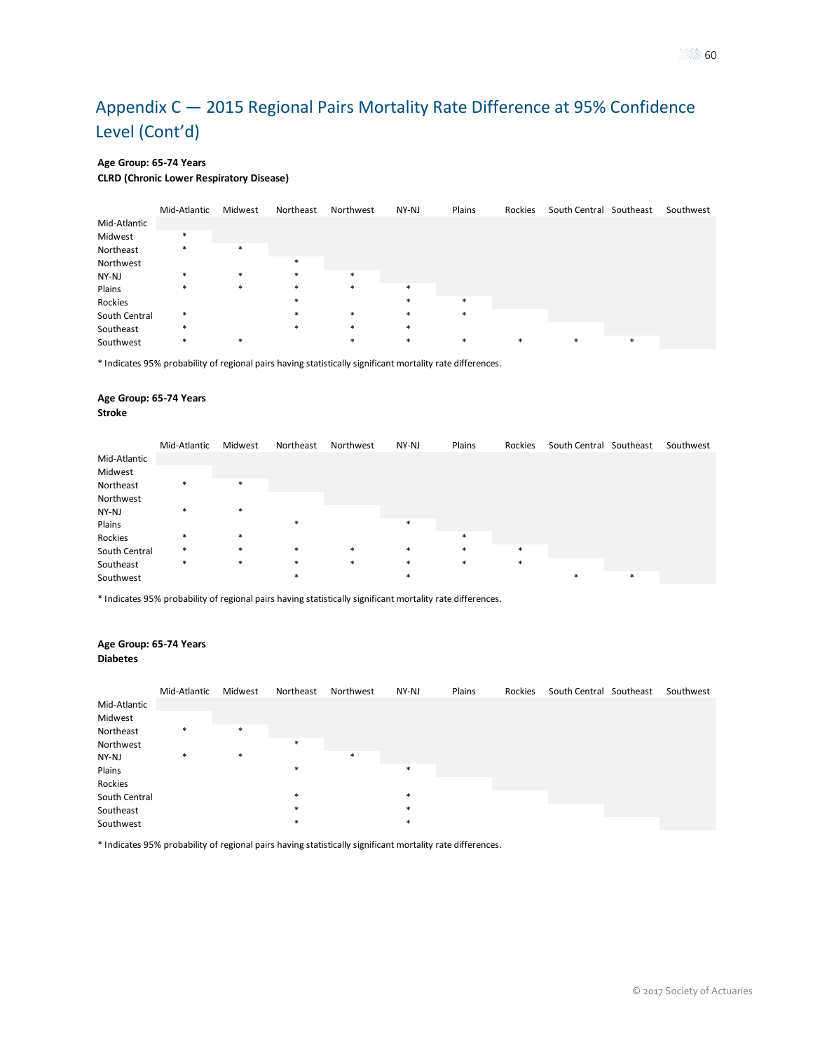# Appendix C — 2015 Regional Pairs Mortality Rate Difference at 95% Confidence Level (Cont'd)

**Age Group: 65-74 Years**
**CLRD (Chronic Lower Respiratory Disease)**

| | Mid-Atlantic | Midwest | Northeast | Northwest | NY-NJ | Plains | Rockies | South Central | Southeast | Southwest |
|---|---|---|---|---|---|---|---|---|---|---|
| Mid-Atlantic | | | | | | | | | | |
| Midwest | * | | | | | | | | | |
| Northeast | * | * | | | | | | | | |
| Northwest | | | * | | | | | | | |
| NY-NJ | * | * | * | * | | | | | | |
| Plains | * | * | * | * | * | | | | | |
| Rockies | | | * | | * | * | | | | |
| South Central | * | | * | * | * | * | | | | |
| Southeast | * | | * | * | * | | | | | |
| Southwest | * | * | | * | * | * | * | * | * | |

* Indicates 95% probability of regional pairs having statistically significant mortality rate differences.

**Age Group: 65-74 Years**
**Stroke**

| | Mid-Atlantic | Midwest | Northeast | Northwest | NY-NJ | Plains | Rockies | South Central | Southeast | Southwest |
|---|---|---|---|---|---|---|---|---|---|---|
| Mid-Atlantic | | | | | | | | | | |
| Midwest | | | | | | | | | | |
| Northeast | * | * | | | | | | | | |
| Northwest | | | | | | | | | | |
| NY-NJ | * | * | | | | | | | | |
| Plains | | | * | | * | | | | | |
| Rockies | * | * | | | | * | | | | |
| South Central | * | * | * | * | * | * | * | | | |
| Southeast | * | * | * | * | * | * | * | | | |
| Southwest | | | * | | * | | | * | * | |

* Indicates 95% probability of regional pairs having statistically significant mortality rate differences.

**Age Group: 65-74 Years**
**Diabetes**

| | Mid-Atlantic | Midwest | Northeast | Northwest | NY-NJ | Plains | Rockies | South Central | Southeast | Southwest |
|---|---|---|---|---|---|---|---|---|---|---|
| Mid-Atlantic | | | | | | | | | | |
| Midwest | | | | | | | | | | |
| Northeast | * | * | | | | | | | | |
| Northwest | | | * | | | | | | | |
| NY-NJ | * | * | | * | | | | | | |
| Plains | | | * | | * | | | | | |
| Rockies | | | | | | | | | | |
| South Central | | | * | | * | | | | | |
| Southeast | | | * | | * | | | | | |
| Southwest | | | * | | * | | | | | |

* Indicates 95% probability of regional pairs having statistically significant mortality rate differences.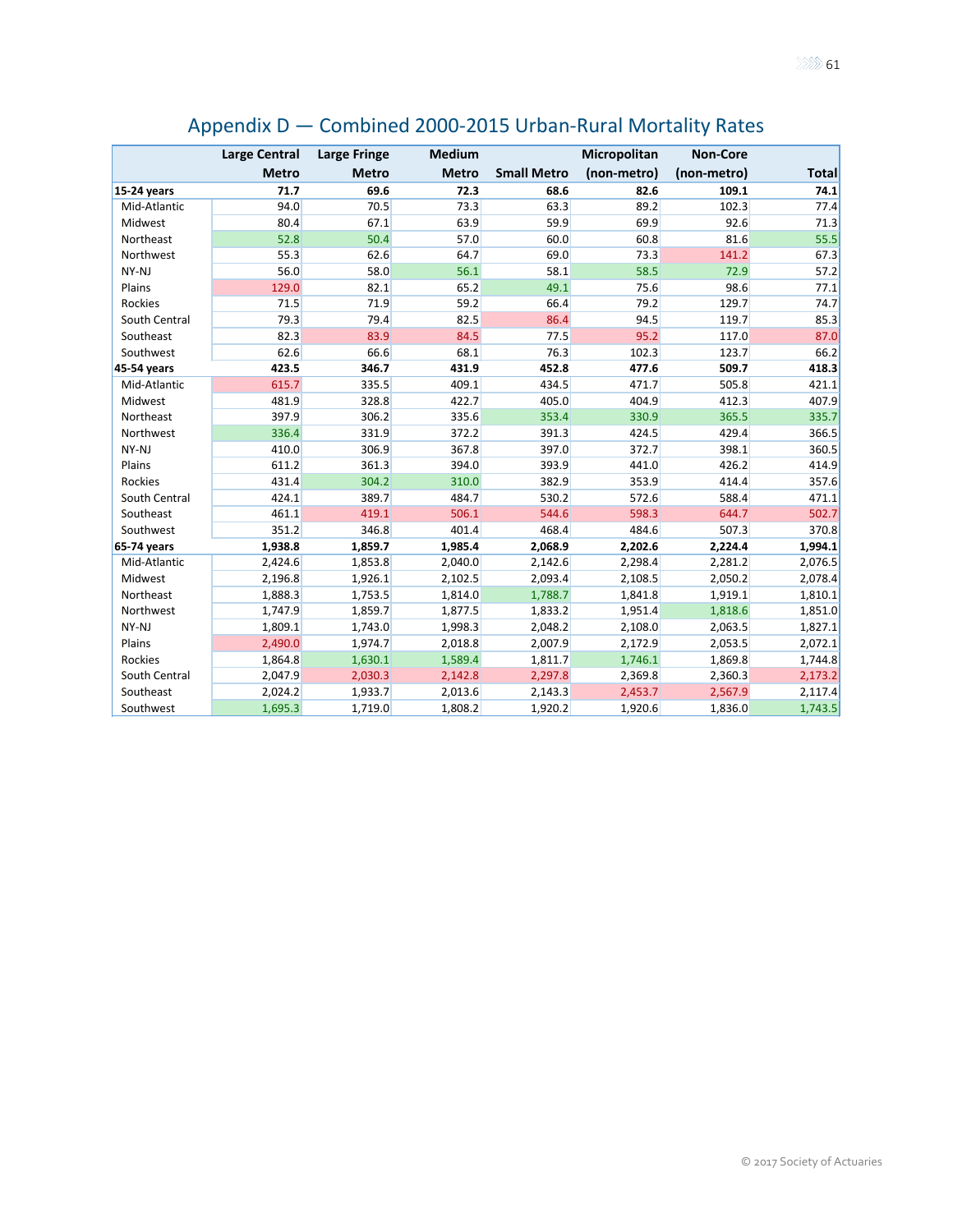## Appendix D — Combined 2000-2015 Urban-Rural Mortality Rates

| | Large Central Metro | Large Fringe Metro | Medium Metro | Small Metro | Micropolitan (non-metro) | Non-Core (non-metro) | Total |
|---|---|---|---|---|---|---|---|
| **15-24 years** | **71.7** | **69.6** | **72.3** | **68.6** | **82.6** | **109.1** | **74.1** |
| Mid-Atlantic | 94.0 | 70.5 | 73.3 | 63.3 | 89.2 | 102.3 | 77.4 |
| Midwest | 80.4 | 67.1 | 63.9 | 59.9 | 69.9 | 92.6 | 71.3 |
| Northeast | 52.8 | 50.4 | 57.0 | 60.0 | 60.8 | 81.6 | 55.5 |
| Northwest | 55.3 | 62.6 | 64.7 | 69.0 | 73.3 | 141.2 | 67.3 |
| NY-NJ | 56.0 | 58.0 | 56.1 | 58.1 | 58.5 | 72.9 | 57.2 |
| Plains | 129.0 | 82.1 | 65.2 | 49.1 | 75.6 | 98.6 | 77.1 |
| Rockies | 71.5 | 71.9 | 59.2 | 66.4 | 79.2 | 129.7 | 74.7 |
| South Central | 79.3 | 79.4 | 82.5 | 86.4 | 94.5 | 119.7 | 85.3 |
| Southeast | 82.3 | 83.9 | 84.5 | 77.5 | 95.2 | 117.0 | 87.0 |
| Southwest | 62.6 | 66.6 | 68.1 | 76.3 | 102.3 | 123.7 | 66.2 |
| **45-54 years** | **423.5** | **346.7** | **431.9** | **452.8** | **477.6** | **509.7** | **418.3** |
| Mid-Atlantic | 615.7 | 335.5 | 409.1 | 434.5 | 471.7 | 505.8 | 421.1 |
| Midwest | 481.9 | 328.8 | 422.7 | 405.0 | 404.9 | 412.3 | 407.9 |
| Northeast | 397.9 | 306.2 | 335.6 | 353.4 | 330.9 | 365.5 | 335.7 |
| Northwest | 336.4 | 331.9 | 372.2 | 391.3 | 424.5 | 429.4 | 366.5 |
| NY-NJ | 410.0 | 306.9 | 367.8 | 397.0 | 372.7 | 398.1 | 360.5 |
| Plains | 611.2 | 361.3 | 394.0 | 393.9 | 441.0 | 426.2 | 414.9 |
| Rockies | 431.4 | 304.2 | 310.0 | 382.9 | 353.9 | 414.4 | 357.6 |
| South Central | 424.1 | 389.7 | 484.7 | 530.2 | 572.6 | 588.4 | 471.1 |
| Southeast | 461.1 | 419.1 | 506.1 | 544.6 | 598.3 | 644.7 | 502.7 |
| Southwest | 351.2 | 346.8 | 401.4 | 468.4 | 484.6 | 507.3 | 370.8 |
| **65-74 years** | **1,938.8** | **1,859.7** | **1,985.4** | **2,068.9** | **2,202.6** | **2,224.4** | **1,994.1** |
| Mid-Atlantic | 2,424.6 | 1,853.8 | 2,040.0 | 2,142.6 | 2,298.4 | 2,281.2 | 2,076.5 |
| Midwest | 2,196.8 | 1,926.1 | 2,102.5 | 2,093.4 | 2,108.5 | 2,050.2 | 2,078.4 |
| Northeast | 1,888.3 | 1,753.5 | 1,814.0 | 1,788.7 | 1,841.8 | 1,919.1 | 1,810.1 |
| Northwest | 1,747.9 | 1,859.7 | 1,877.5 | 1,833.2 | 1,951.4 | 1,818.6 | 1,851.0 |
| NY-NJ | 1,809.1 | 1,743.0 | 1,998.3 | 2,048.2 | 2,108.0 | 2,063.5 | 1,827.1 |
| Plains | 2,490.0 | 1,974.7 | 2,018.8 | 2,007.9 | 2,172.9 | 2,053.5 | 2,072.1 |
| Rockies | 1,864.8 | 1,630.1 | 1,589.4 | 1,811.7 | 1,746.1 | 1,869.8 | 1,744.8 |
| South Central | 2,047.9 | 2,030.3 | 2,142.8 | 2,297.8 | 2,369.8 | 2,360.3 | 2,173.2 |
| Southeast | 2,024.2 | 1,933.7 | 2,013.6 | 2,143.3 | 2,453.7 | 2,567.9 | 2,117.4 |
| Southwest | 1,695.3 | 1,719.0 | 1,808.2 | 1,920.2 | 1,920.6 | 1,836.0 | 1,743.5 |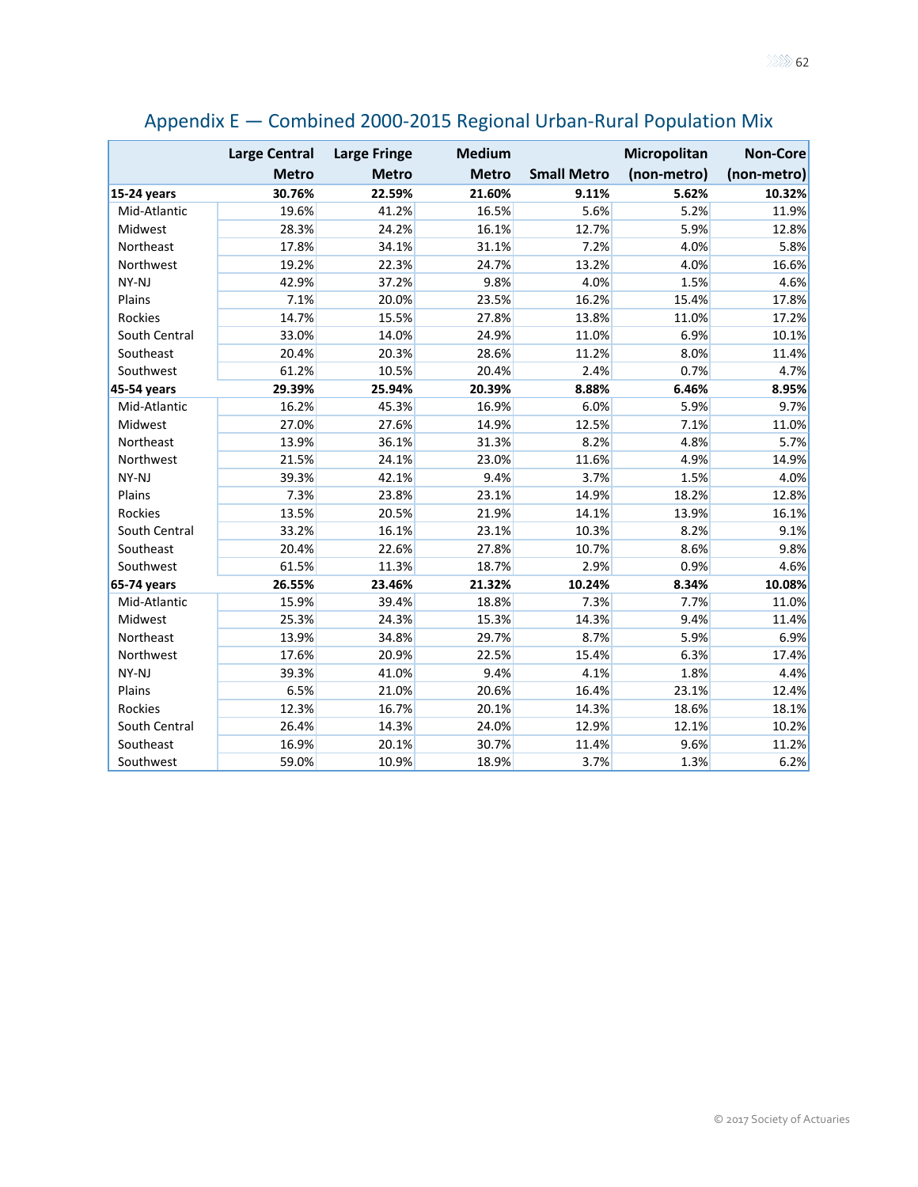## Appendix E — Combined 2000-2015 Regional Urban-Rural Population Mix

| | Large Central Metro | Large Fringe Metro | Medium Metro | Small Metro | Micropolitan (non-metro) | Non-Core (non-metro) |
|---|---|---|---|---|---|---|
| **15-24 years** | **30.76%** | **22.59%** | **21.60%** | **9.11%** | **5.62%** | **10.32%** |
| Mid-Atlantic | 19.6% | 41.2% | 16.5% | 5.6% | 5.2% | 11.9% |
| Midwest | 28.3% | 24.2% | 16.1% | 12.7% | 5.9% | 12.8% |
| Northeast | 17.8% | 34.1% | 31.1% | 7.2% | 4.0% | 5.8% |
| Northwest | 19.2% | 22.3% | 24.7% | 13.2% | 4.0% | 16.6% |
| NY-NJ | 42.9% | 37.2% | 9.8% | 4.0% | 1.5% | 4.6% |
| Plains | 7.1% | 20.0% | 23.5% | 16.2% | 15.4% | 17.8% |
| Rockies | 14.7% | 15.5% | 27.8% | 13.8% | 11.0% | 17.2% |
| South Central | 33.0% | 14.0% | 24.9% | 11.0% | 6.9% | 10.1% |
| Southeast | 20.4% | 20.3% | 28.6% | 11.2% | 8.0% | 11.4% |
| Southwest | 61.2% | 10.5% | 20.4% | 2.4% | 0.7% | 4.7% |
| **45-54 years** | **29.39%** | **25.94%** | **20.39%** | **8.88%** | **6.46%** | **8.95%** |
| Mid-Atlantic | 16.2% | 45.3% | 16.9% | 6.0% | 5.9% | 9.7% |
| Midwest | 27.0% | 27.6% | 14.9% | 12.5% | 7.1% | 11.0% |
| Northeast | 13.9% | 36.1% | 31.3% | 8.2% | 4.8% | 5.7% |
| Northwest | 21.5% | 24.1% | 23.0% | 11.6% | 4.9% | 14.9% |
| NY-NJ | 39.3% | 42.1% | 9.4% | 3.7% | 1.5% | 4.0% |
| Plains | 7.3% | 23.8% | 23.1% | 14.9% | 18.2% | 12.8% |
| Rockies | 13.5% | 20.5% | 21.9% | 14.1% | 13.9% | 16.1% |
| South Central | 33.2% | 16.1% | 23.1% | 10.3% | 8.2% | 9.1% |
| Southeast | 20.4% | 22.6% | 27.8% | 10.7% | 8.6% | 9.8% |
| Southwest | 61.5% | 11.3% | 18.7% | 2.9% | 0.9% | 4.6% |
| **65-74 years** | **26.55%** | **23.46%** | **21.32%** | **10.24%** | **8.34%** | **10.08%** |
| Mid-Atlantic | 15.9% | 39.4% | 18.8% | 7.3% | 7.7% | 11.0% |
| Midwest | 25.3% | 24.3% | 15.3% | 14.3% | 9.4% | 11.4% |
| Northeast | 13.9% | 34.8% | 29.7% | 8.7% | 5.9% | 6.9% |
| Northwest | 17.6% | 20.9% | 22.5% | 15.4% | 6.3% | 17.4% |
| NY-NJ | 39.3% | 41.0% | 9.4% | 4.1% | 1.8% | 4.4% |
| Plains | 6.5% | 21.0% | 20.6% | 16.4% | 23.1% | 12.4% |
| Rockies | 12.3% | 16.7% | 20.1% | 14.3% | 18.6% | 18.1% |
| South Central | 26.4% | 14.3% | 24.0% | 12.9% | 12.1% | 10.2% |
| Southeast | 16.9% | 20.1% | 30.7% | 11.4% | 9.6% | 11.2% |
| Southwest | 59.0% | 10.9% | 18.9% | 3.7% | 1.3% | 6.2% |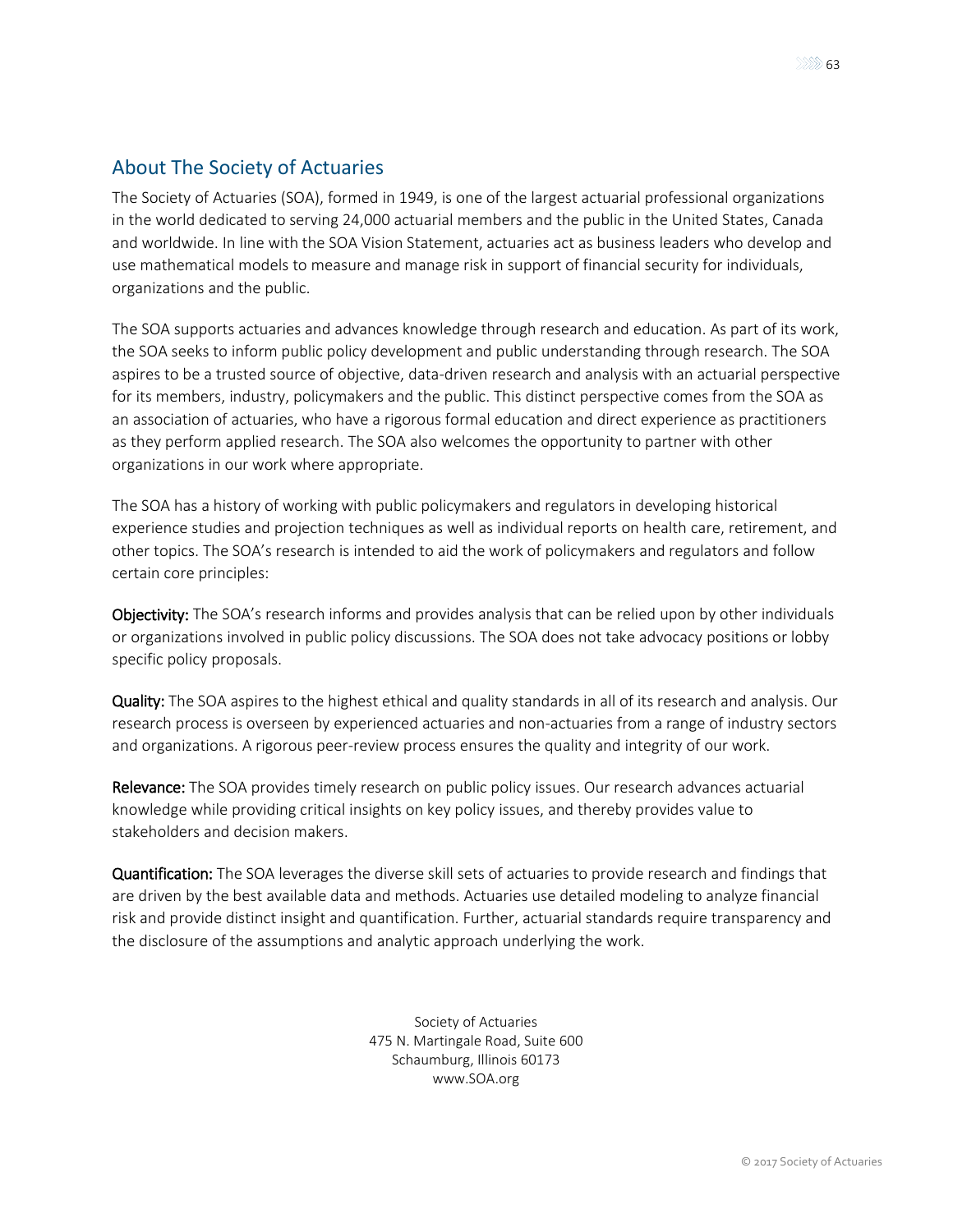## About The Society of Actuaries

The Society of Actuaries (SOA), formed in 1949, is one of the largest actuarial professional organizations in the world dedicated to serving 24,000 actuarial members and the public in the United States, Canada and worldwide. In line with the SOA Vision Statement, actuaries act as business leaders who develop and use mathematical models to measure and manage risk in support of financial security for individuals, organizations and the public.

The SOA supports actuaries and advances knowledge through research and education. As part of its work, the SOA seeks to inform public policy development and public understanding through research. The SOA aspires to be a trusted source of objective, data-driven research and analysis with an actuarial perspective for its members, industry, policymakers and the public. This distinct perspective comes from the SOA as an association of actuaries, who have a rigorous formal education and direct experience as practitioners as they perform applied research. The SOA also welcomes the opportunity to partner with other organizations in our work where appropriate.

The SOA has a history of working with public policymakers and regulators in developing historical experience studies and projection techniques as well as individual reports on health care, retirement, and other topics. The SOA's research is intended to aid the work of policymakers and regulators and follow certain core principles:

**Objectivity:** The SOA's research informs and provides analysis that can be relied upon by other individuals or organizations involved in public policy discussions. The SOA does not take advocacy positions or lobby specific policy proposals.

**Quality:** The SOA aspires to the highest ethical and quality standards in all of its research and analysis. Our research process is overseen by experienced actuaries and non-actuaries from a range of industry sectors and organizations. A rigorous peer-review process ensures the quality and integrity of our work.

**Relevance:** The SOA provides timely research on public policy issues. Our research advances actuarial knowledge while providing critical insights on key policy issues, and thereby provides value to stakeholders and decision makers.

**Quantification:** The SOA leverages the diverse skill sets of actuaries to provide research and findings that are driven by the best available data and methods. Actuaries use detailed modeling to analyze financial risk and provide distinct insight and quantification. Further, actuarial standards require transparency and the disclosure of the assumptions and analytic approach underlying the work.

Society of Actuaries
475 N. Martingale Road, Suite 600
Schaumburg, Illinois 60173
www.SOA.org

© 2017 Society of Actuaries